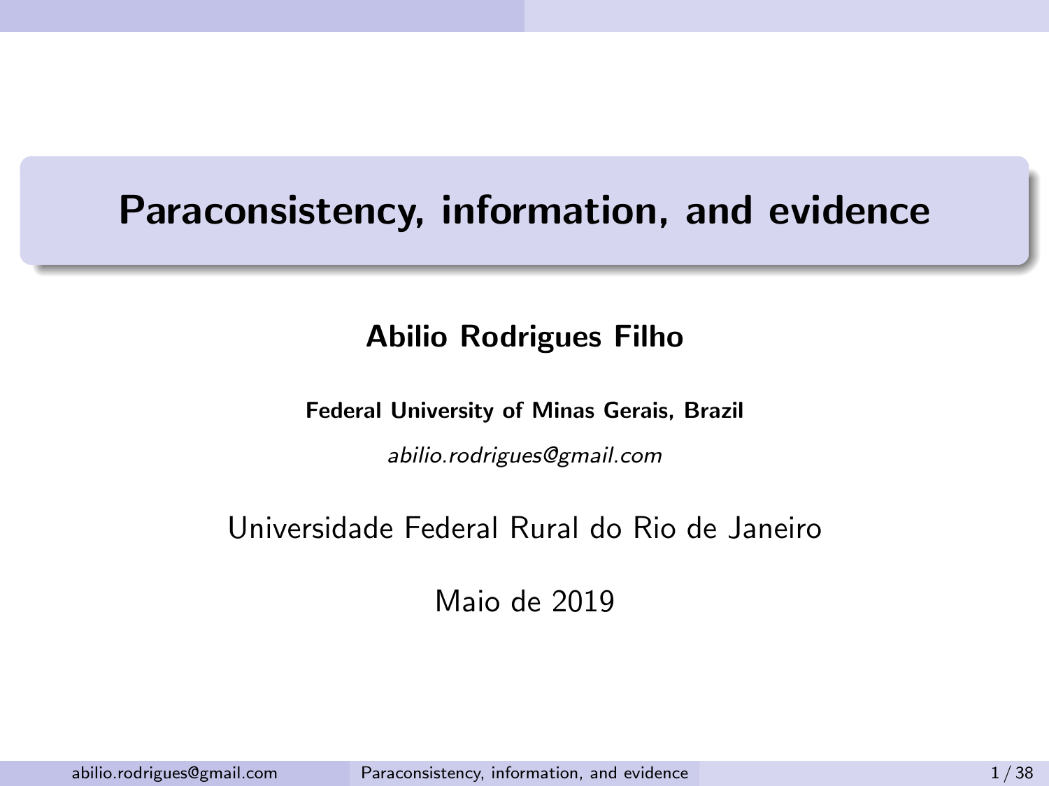# Paraconsistency, information, and evidence

**Abilio Rodrigues Filho**

**Federal University of Minas Gerais, Brazil**

*abilio.rodrigues@gmail.com*

Universidade Federal Rural do Rio de Janeiro

Maio de 2019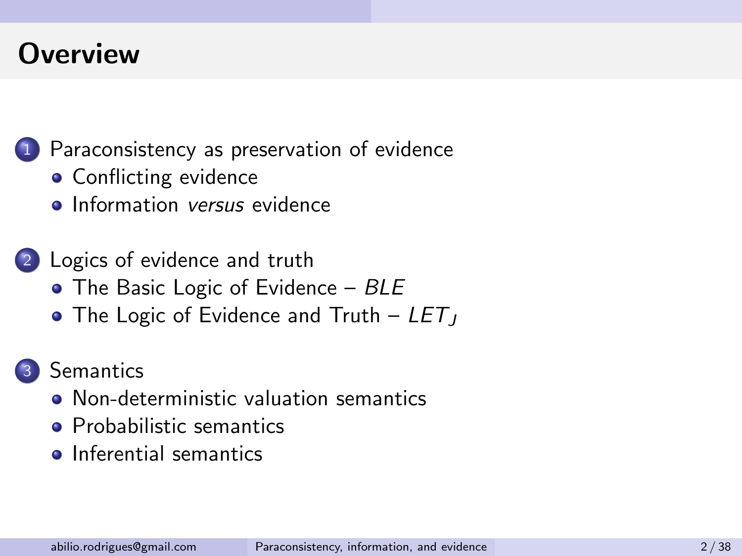# Overview

1. Paraconsistency as preservation of evidence
   - Conflicting evidence
   - Information *versus* evidence

2. Logics of evidence and truth
   - The Basic Logic of Evidence – *BLE*
   - The Logic of Evidence and Truth – $LET_J$

3. Semantics
   - Non-deterministic valuation semantics
   - Probabilistic semantics
   - Inferential semantics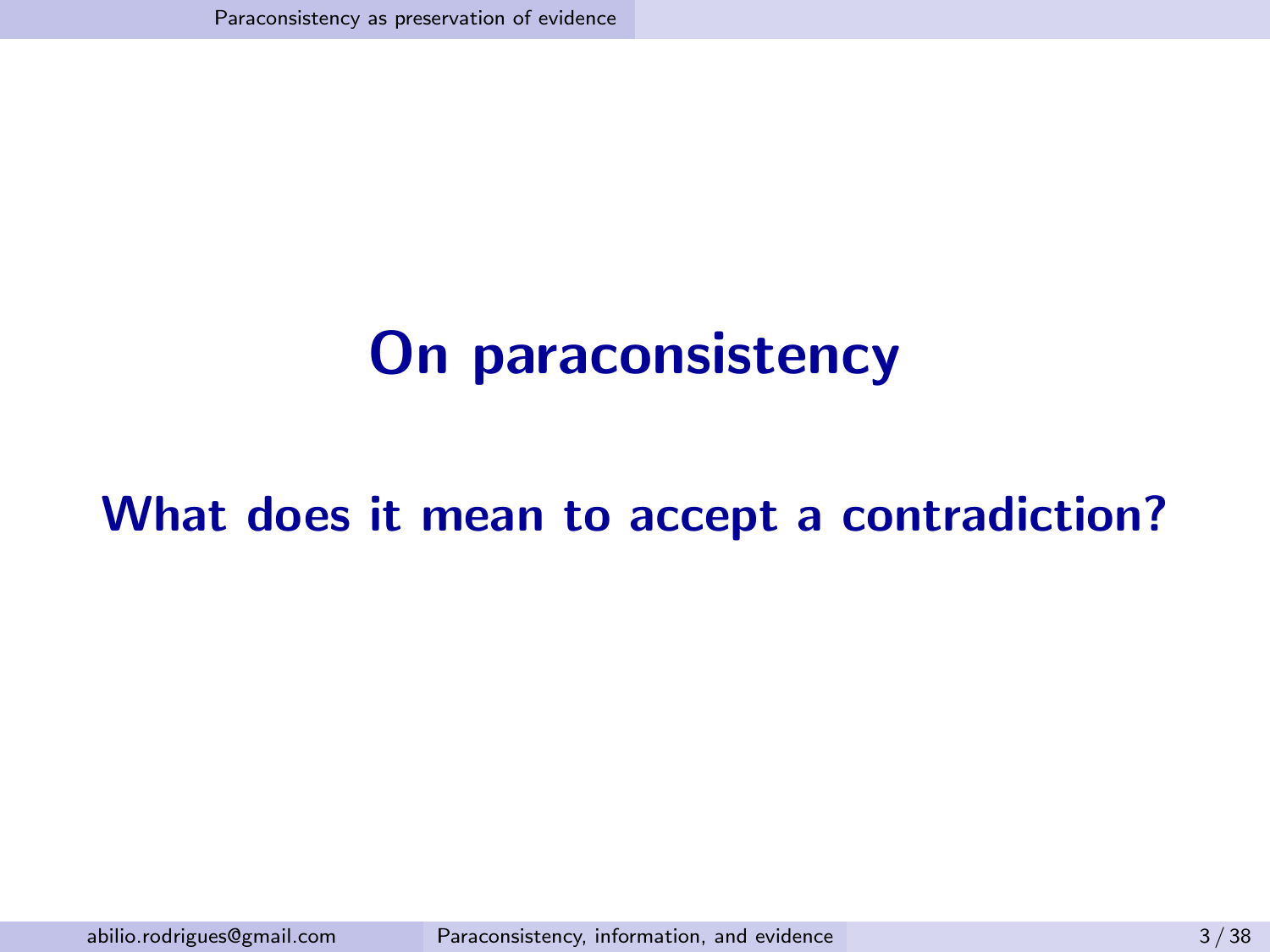# On paraconsistency

## What does it mean to accept a contradiction?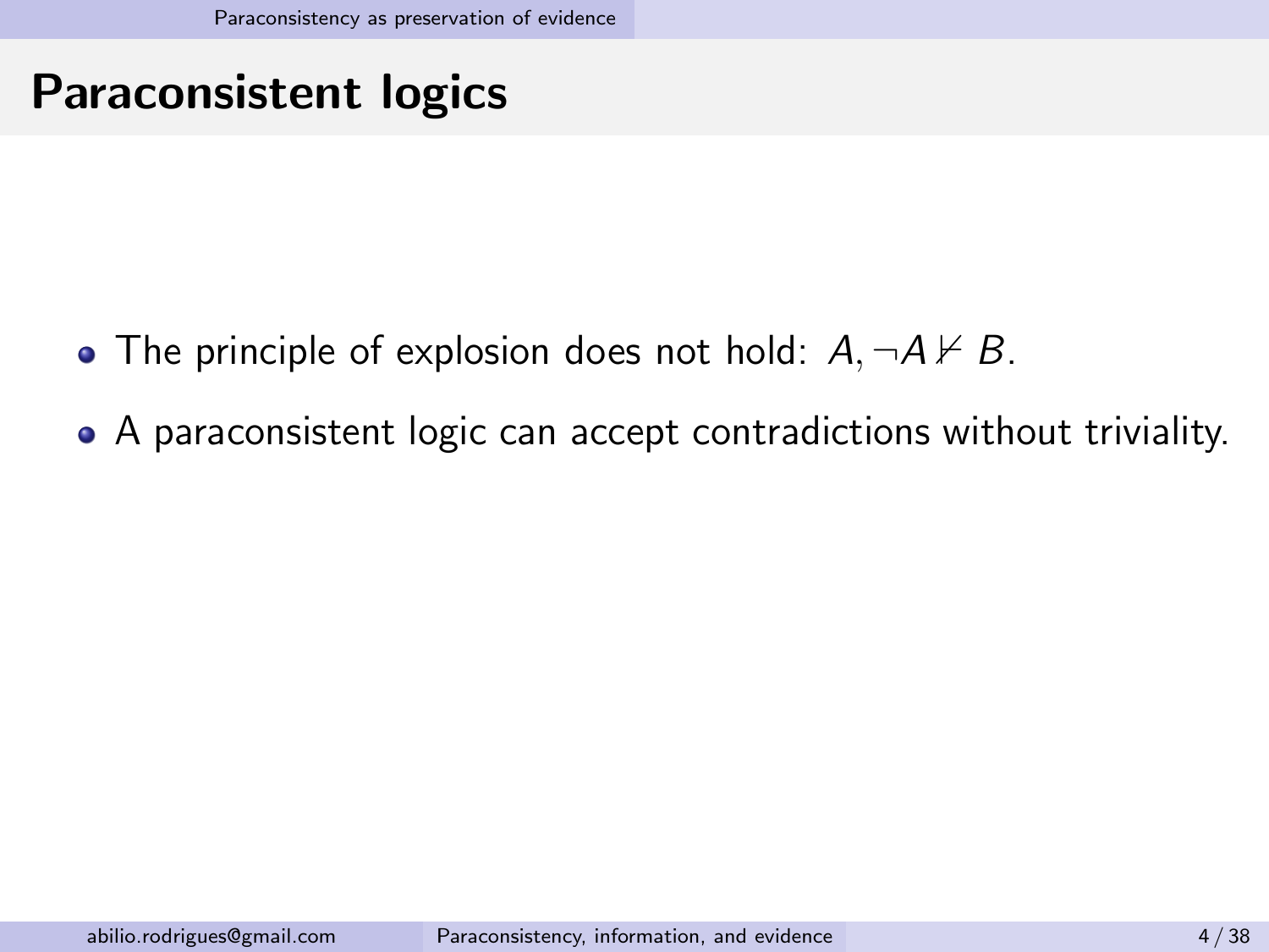# Paraconsistent logics

- The principle of explosion does not hold: $A, \neg A \nvDash B$.
- A paraconsistent logic can accept contradictions without triviality.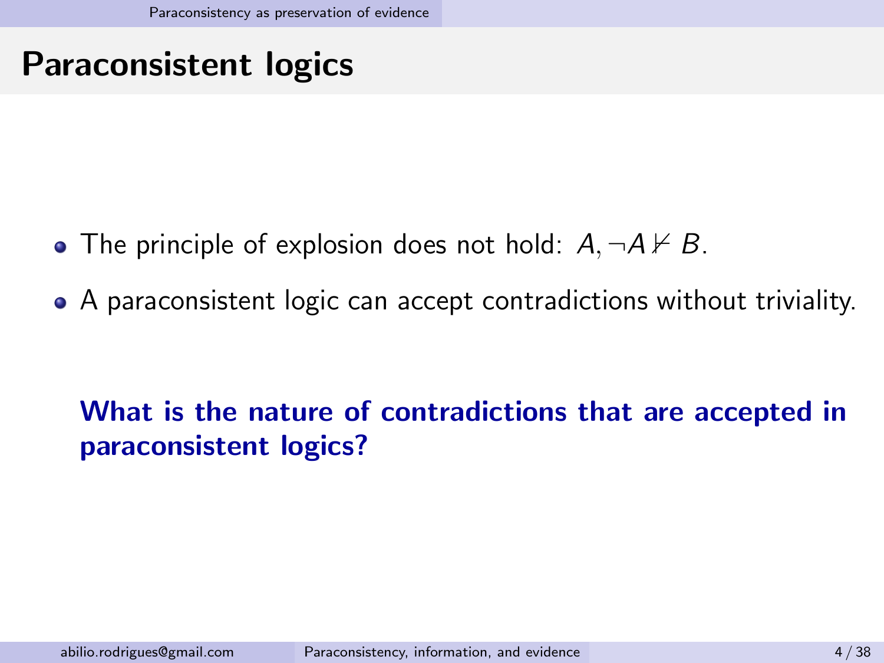# Paraconsistent logics

- The principle of explosion does not hold: $A, \neg A \nvdash B$.
- A paraconsistent logic can accept contradictions without triviality.

**What is the nature of contradictions that are accepted in paraconsistent logics?**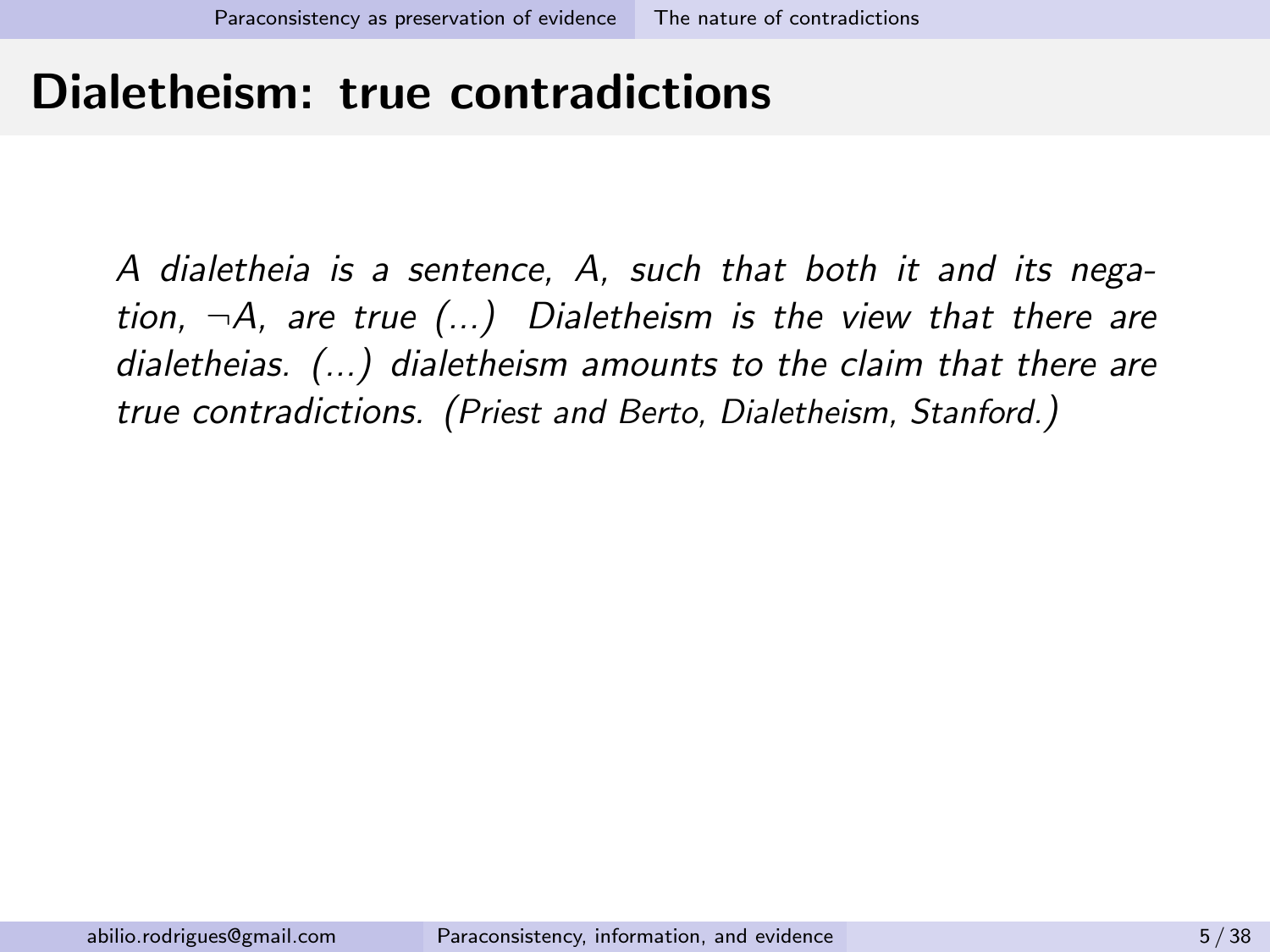## Dialetheism: true contradictions

*A dialetheia is a sentence, A, such that both it and its negation, $\neg A$, are true (...) Dialetheism is the view that there are dialetheias. (...) dialetheism amounts to the claim that there are true contradictions. (Priest and Berto, Dialetheism, Stanford.)*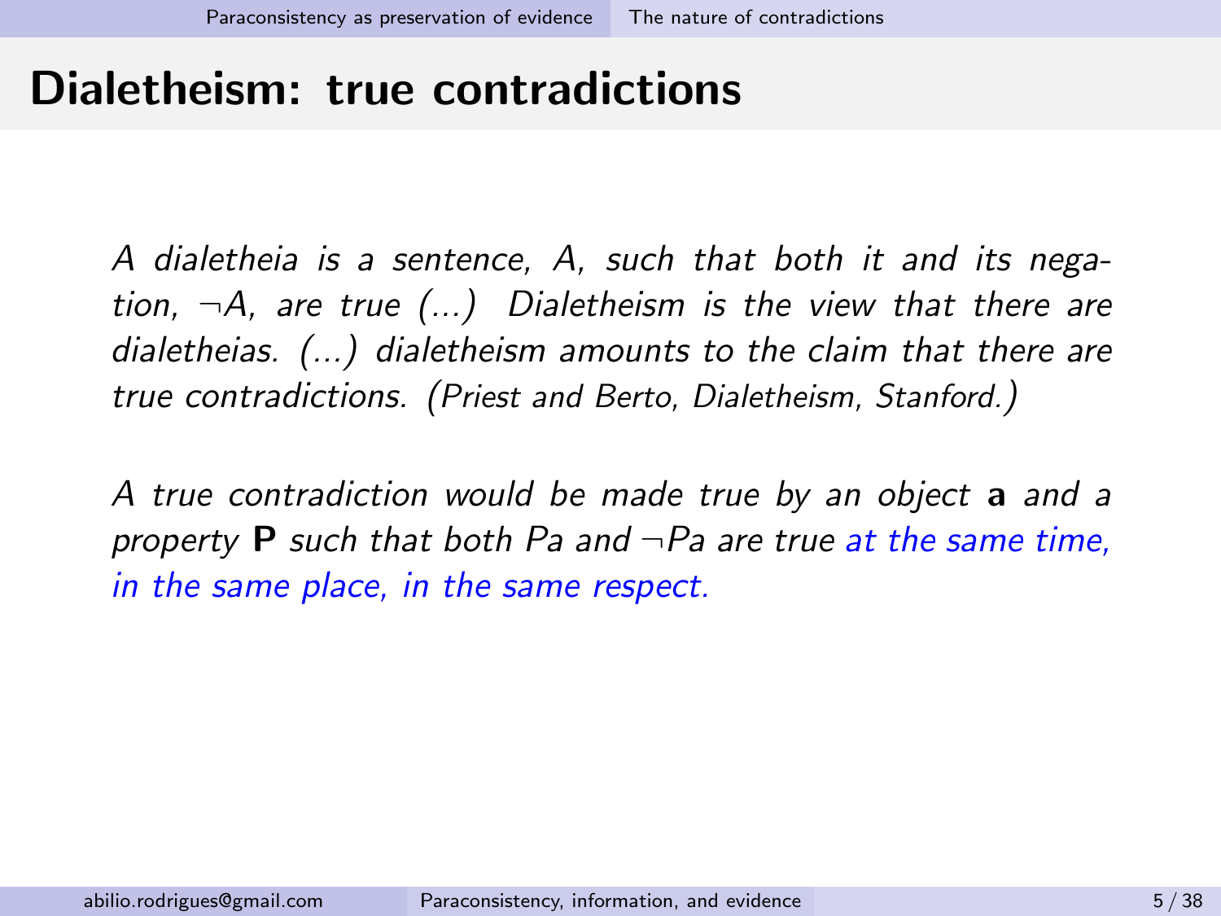# Dialetheism: true contradictions

*A dialetheia is a sentence, A, such that both it and its negation, $\neg A$, are true (...) Dialetheism is the view that there are dialetheias. (...) dialetheism amounts to the claim that there are true contradictions.* (Priest and Berto, Dialetheism, Stanford.)

*A true contradiction would be made true by an object* **a** *and a property* **P** *such that both Pa and $\neg Pa$ are true at the same time, in the same place, in the same respect.*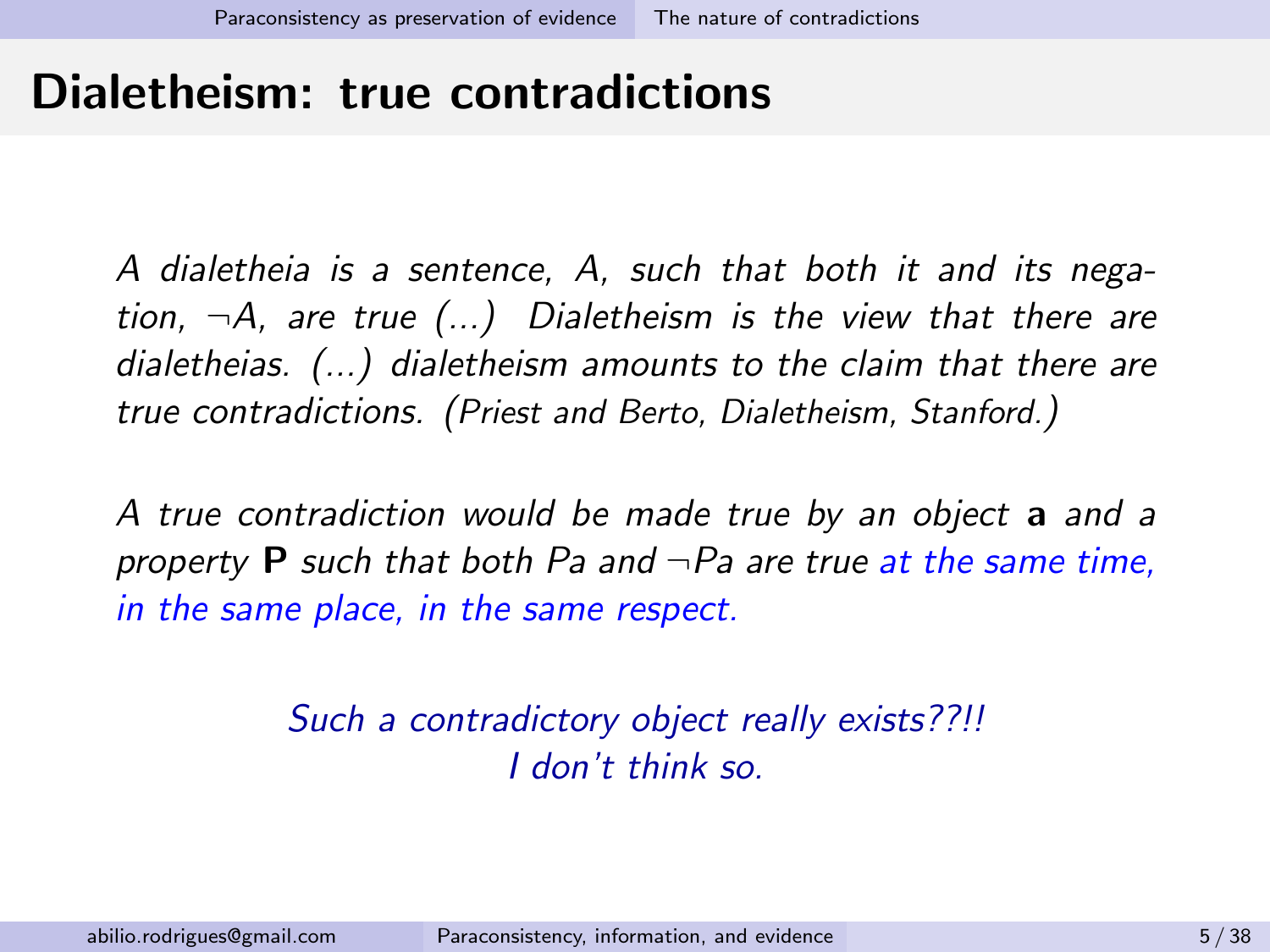# Dialetheism: true contradictions

*A dialetheia is a sentence, $A$, such that both it and its negation, $\neg A$, are true (...) Dialetheism is the view that there are dialetheias. (...) dialetheism amounts to the claim that there are true contradictions. (Priest and Berto, Dialetheism, Stanford.)*

*A true contradiction would be made true by an object* **a** *and a property* **P** *such that both $Pa$ and $\neg Pa$ are true at the same time, in the same place, in the same respect.*

*Such a contradictory object really exists??!!*
*I don't think so.*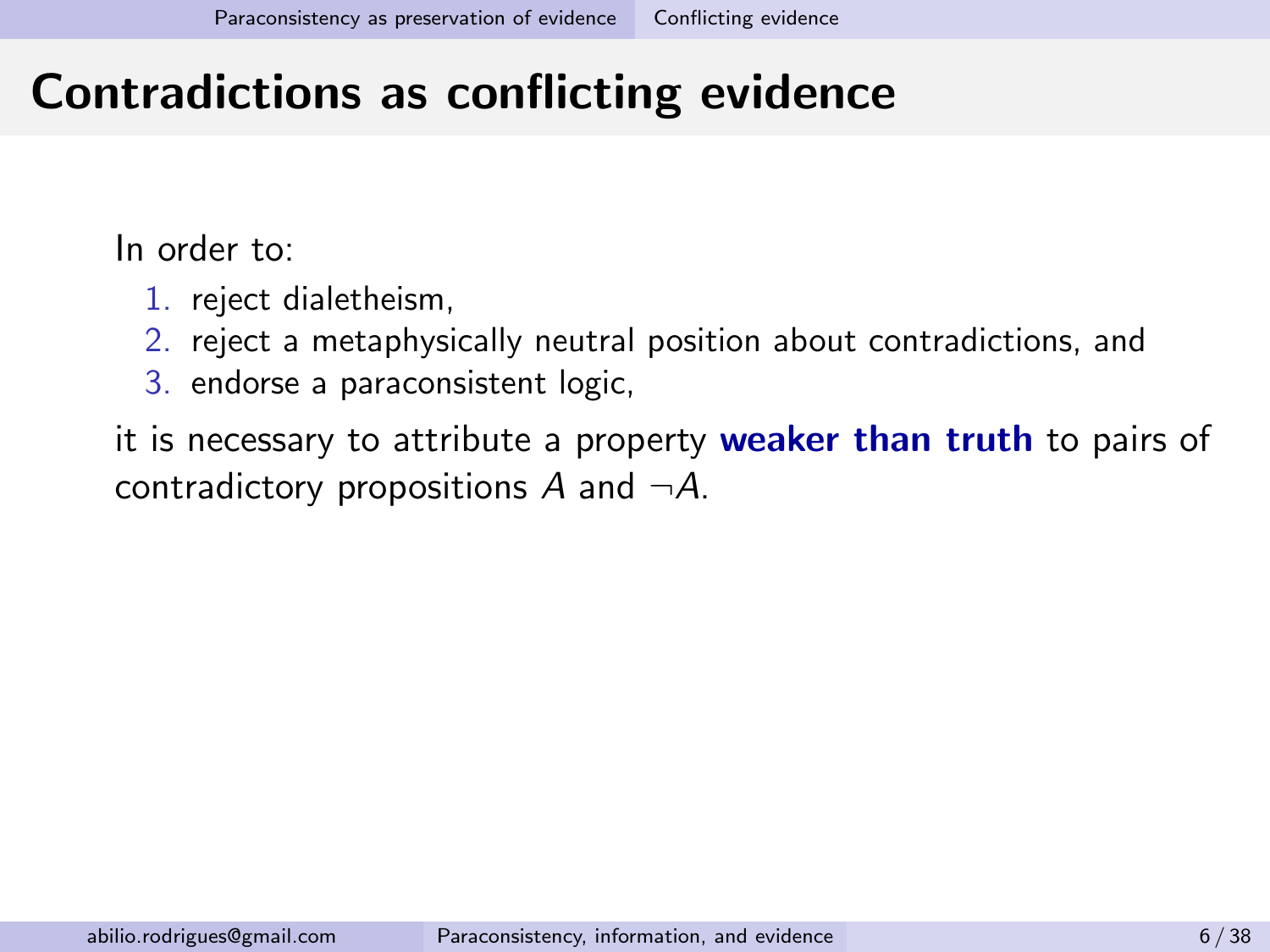# Contradictions as conflicting evidence

In order to:

1. reject dialetheism,
2. reject a metaphysically neutral position about contradictions, and
3. endorse a paraconsistent logic,

it is necessary to attribute a property **weaker than truth** to pairs of contradictory propositions $A$ and $\neg A$.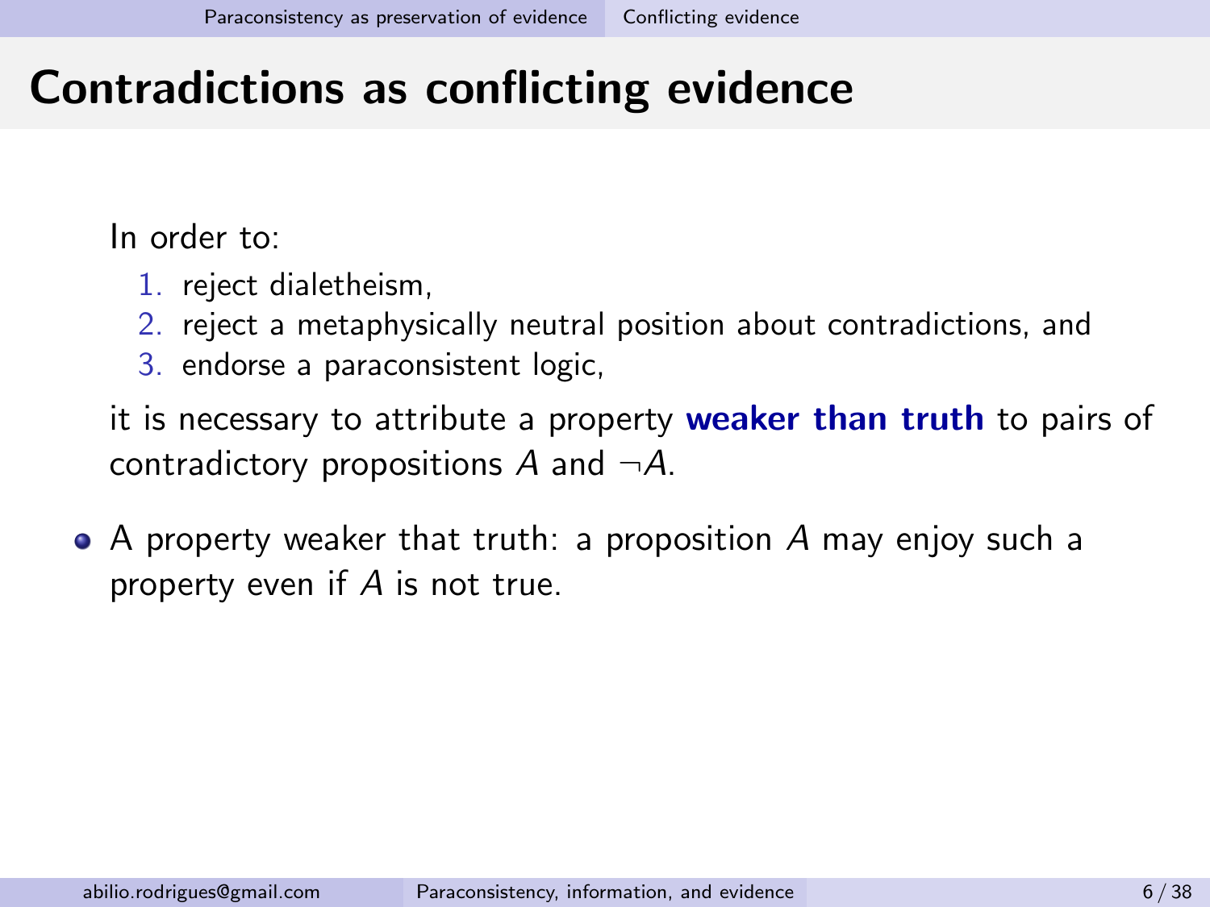# Contradictions as conflicting evidence

In order to:

1. reject dialetheism,
2. reject a metaphysically neutral position about contradictions, and
3. endorse a paraconsistent logic,

it is necessary to attribute a property **weaker than truth** to pairs of contradictory propositions $A$ and $\neg A$.

- A property weaker that truth: a proposition $A$ may enjoy such a property even if $A$ is not true.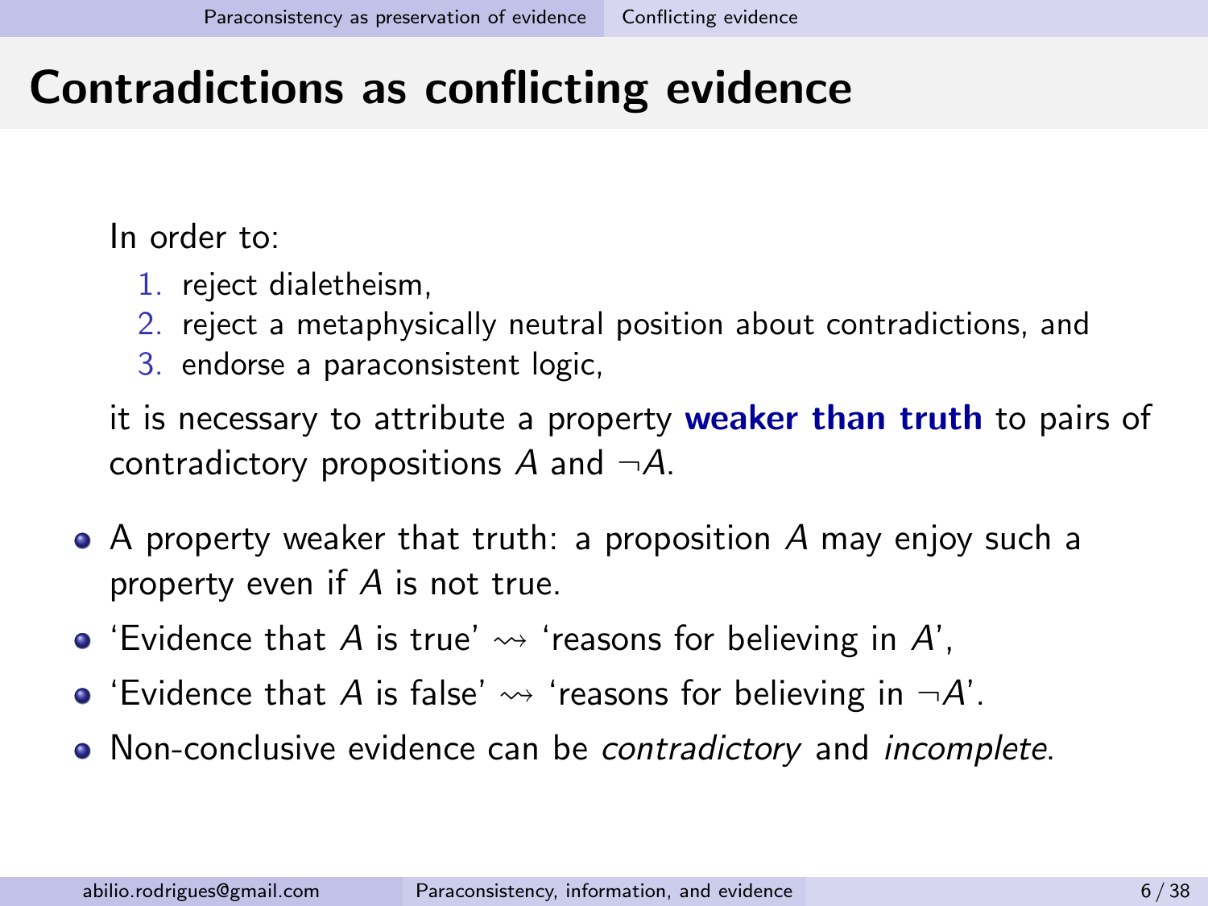# Contradictions as conflicting evidence

In order to:

1. reject dialetheism,
2. reject a metaphysically neutral position about contradictions, and
3. endorse a paraconsistent logic,

it is necessary to attribute a property **weaker than truth** to pairs of contradictory propositions $A$ and $\neg A$.

- A property weaker that truth: a proposition $A$ may enjoy such a property even if $A$ is not true.
- 'Evidence that $A$ is true' $\rightsquigarrow$ 'reasons for believing in $A$',
- 'Evidence that $A$ is false' $\rightsquigarrow$ 'reasons for believing in $\neg A$'.
- Non-conclusive evidence can be *contradictory* and *incomplete*.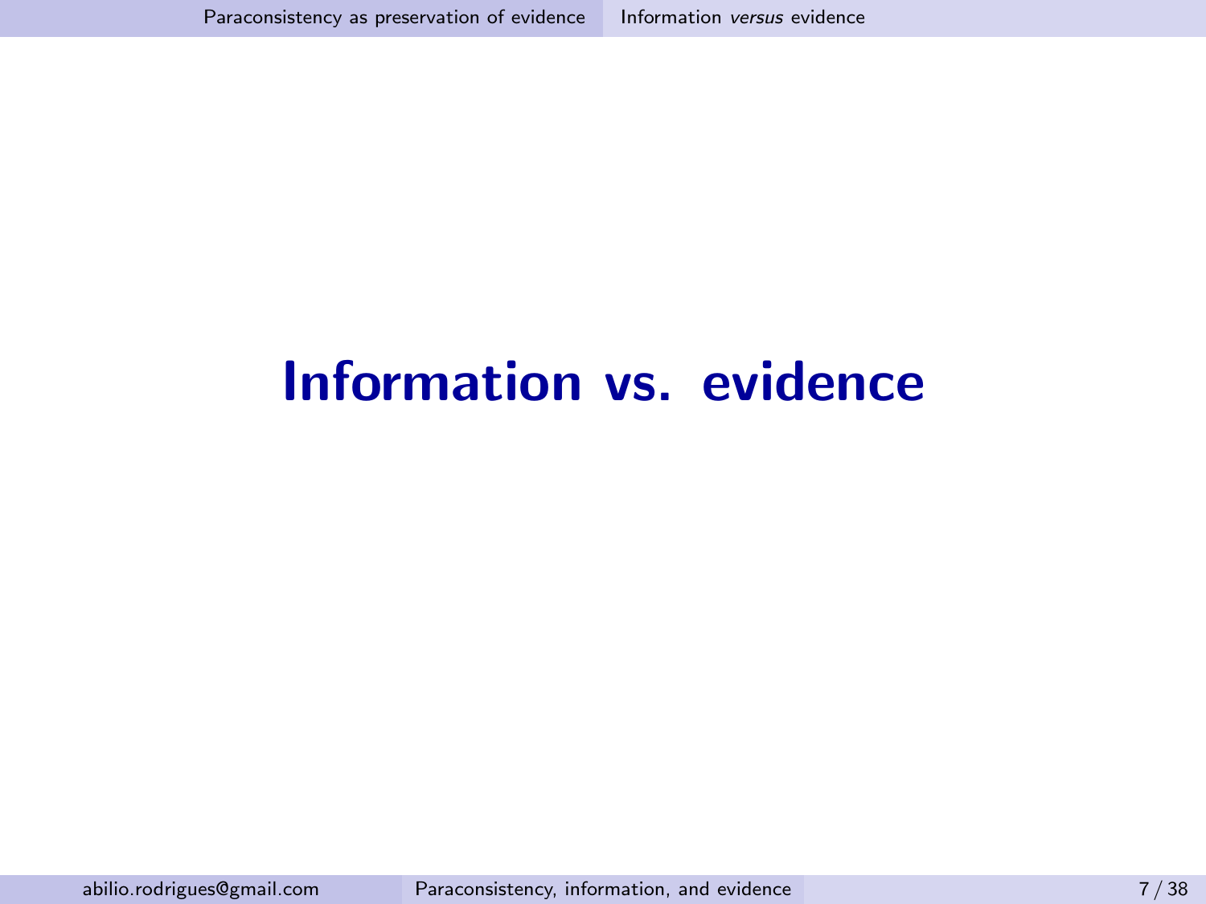# Information vs. evidence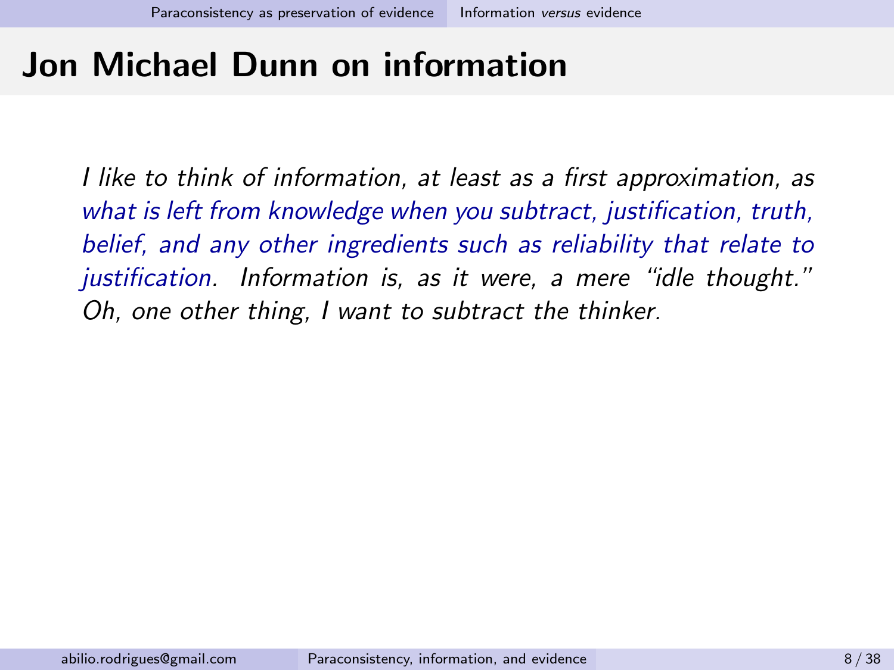# Jon Michael Dunn on information

*I like to think of information, at least as a first approximation, as what is left from knowledge when you subtract, justification, truth, belief, and any other ingredients such as reliability that relate to justification. Information is, as it were, a mere "idle thought." Oh, one other thing, I want to subtract the thinker.*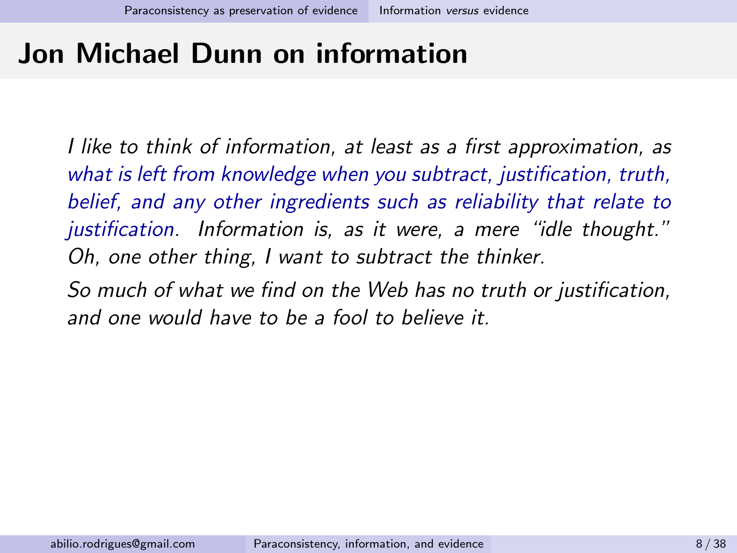# Jon Michael Dunn on information

*I like to think of information, at least as a first approximation, as what is left from knowledge when you subtract, justification, truth, belief, and any other ingredients such as reliability that relate to justification. Information is, as it were, a mere "idle thought." Oh, one other thing, I want to subtract the thinker.*

*So much of what we find on the Web has no truth or justification, and one would have to be a fool to believe it.*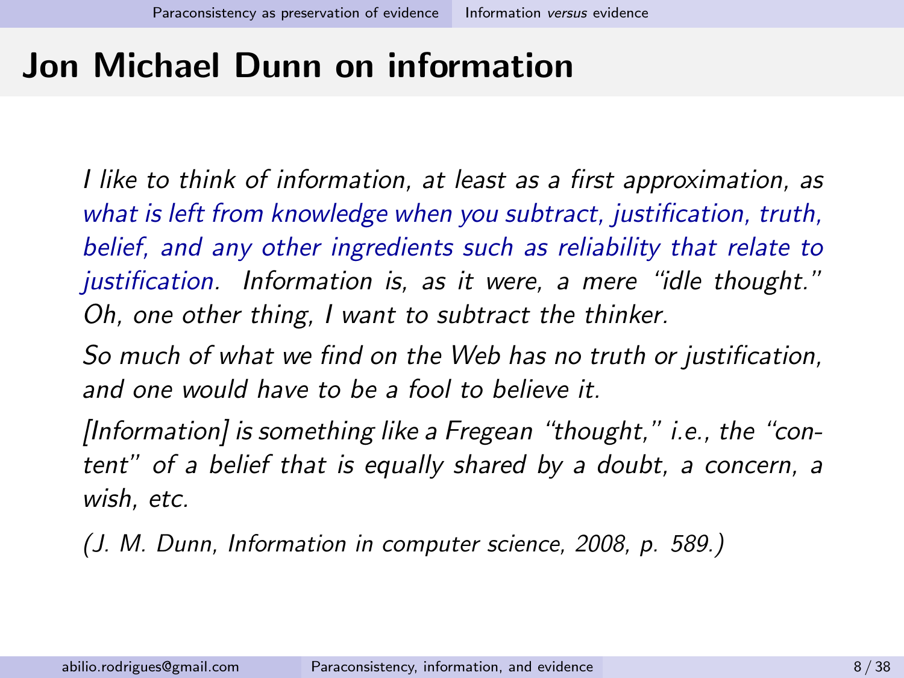# Jon Michael Dunn on information

*I like to think of information, at least as a first approximation, as what is left from knowledge when you subtract, justification, truth, belief, and any other ingredients such as reliability that relate to justification. Information is, as it were, a mere "idle thought." Oh, one other thing, I want to subtract the thinker.*

*So much of what we find on the Web has no truth or justification, and one would have to be a fool to believe it.*

*[Information] is something like a Fregean "thought," i.e., the "content" of a belief that is equally shared by a doubt, a concern, a wish, etc.*

*(J. M. Dunn, Information in computer science, 2008, p. 589.)*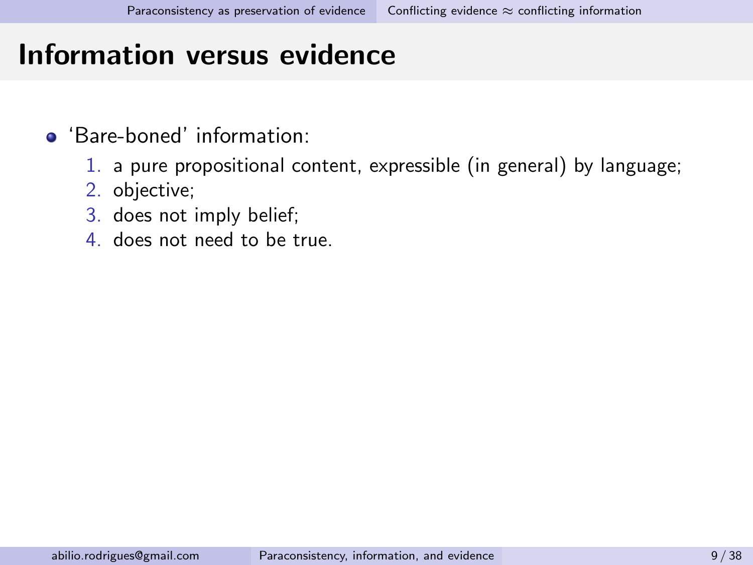# Information versus evidence

- 'Bare-boned' information:
  1. a pure propositional content, expressible (in general) by language;
  2. objective;
  3. does not imply belief;
  4. does not need to be true.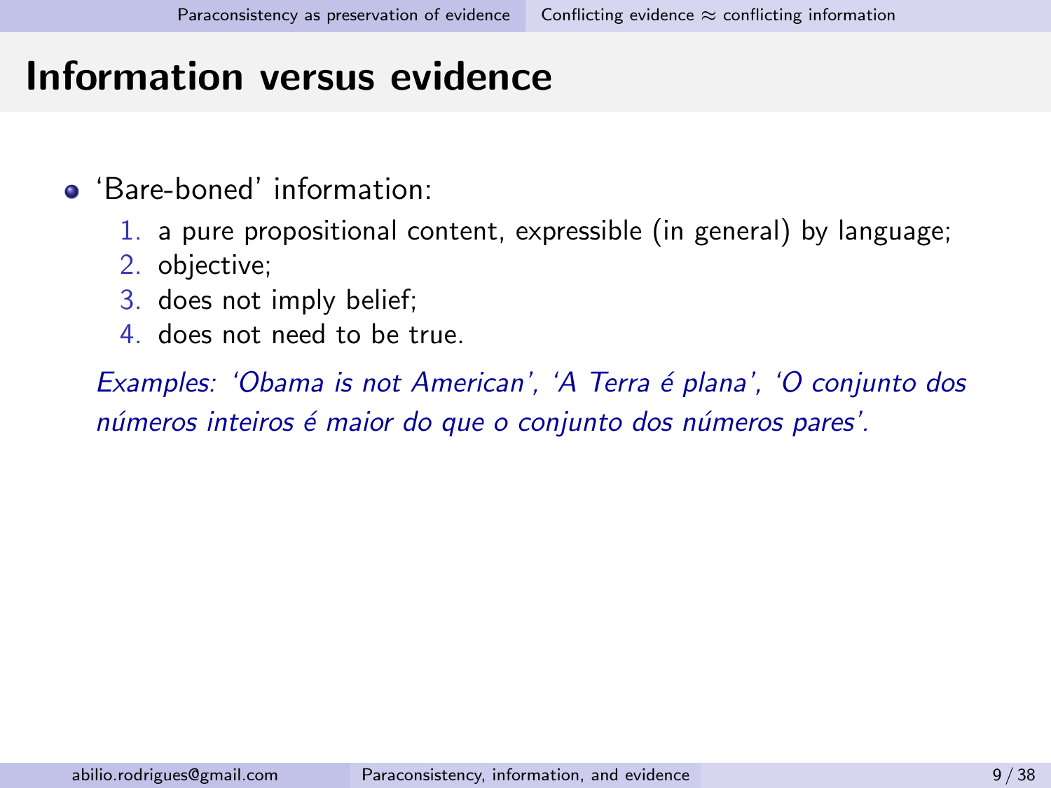# Information versus evidence

- ‘Bare-boned’ information:
  1. a pure propositional content, expressible (in general) by language;
  2. objective;
  3. does not imply belief;
  4. does not need to be true.

  *Examples: ‘Obama is not American’, ‘A Terra é plana’, ‘O conjunto dos números inteiros é maior do que o conjunto dos números pares’.*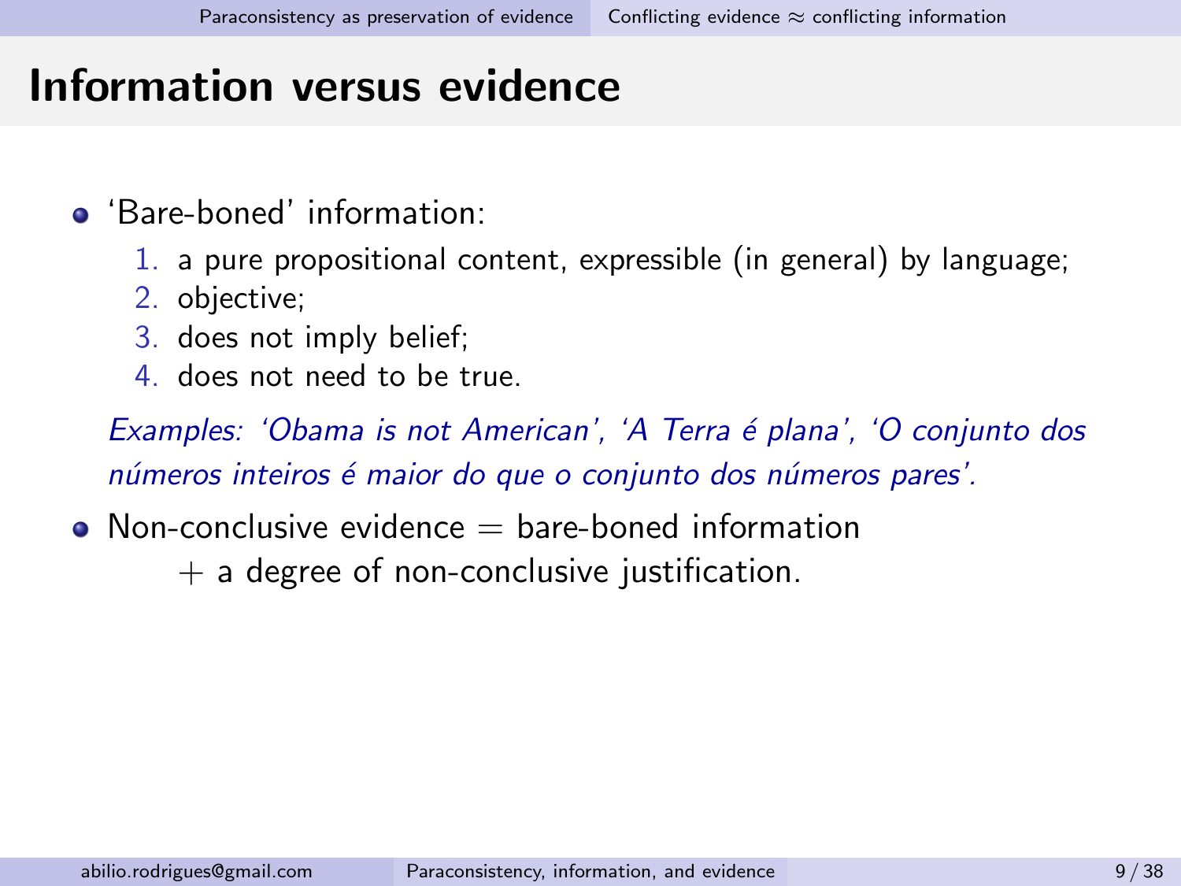# Information versus evidence

- 'Bare-boned' information:
  1. a pure propositional content, expressible (in general) by language;
  2. objective;
  3. does not imply belief;
  4. does not need to be true.

  *Examples: 'Obama is not American', 'A Terra é plana', 'O conjunto dos números inteiros é maior do que o conjunto dos números pares'.*

- Non-conclusive evidence = bare-boned information
  + a degree of non-conclusive justification.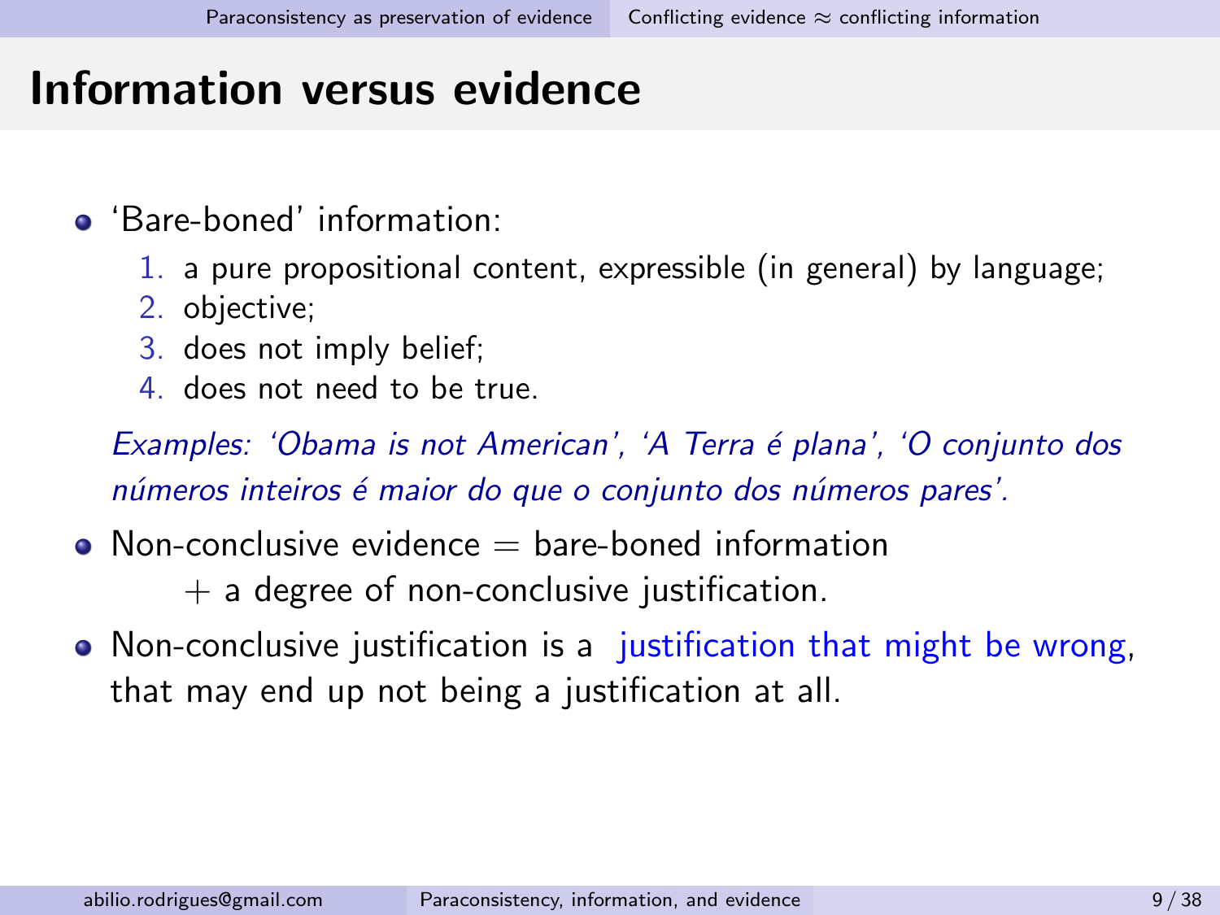# Information versus evidence

- 'Bare-boned' information:
  1. a pure propositional content, expressible (in general) by language;
  2. objective;
  3. does not imply belief;
  4. does not need to be true.

  *Examples: 'Obama is not American', 'A Terra é plana', 'O conjunto dos números inteiros é maior do que o conjunto dos números pares'.*

- Non-conclusive evidence = bare-boned information
  + a degree of non-conclusive justification.
- Non-conclusive justification is a justification that might be wrong, that may end up not being a justification at all.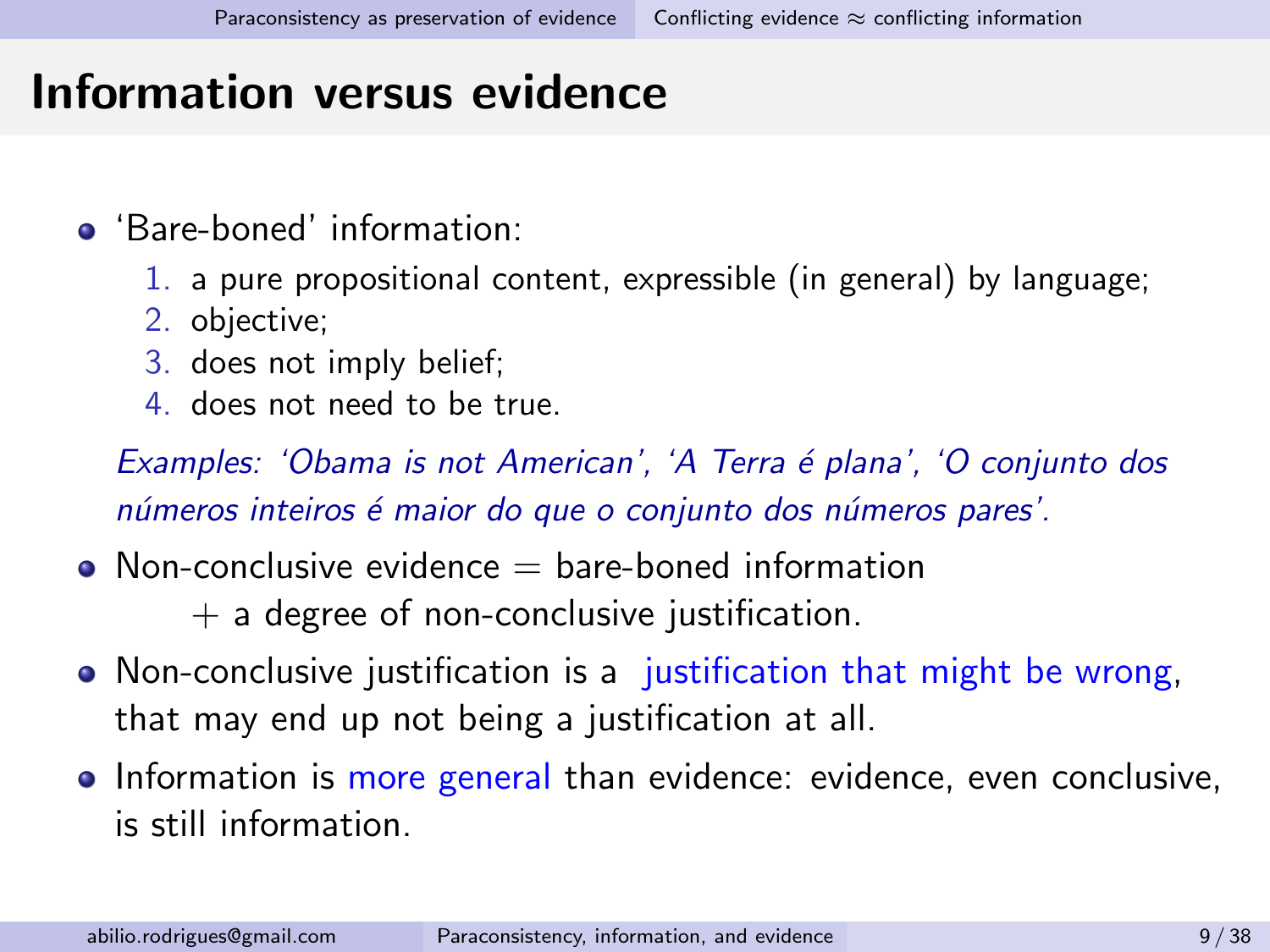# Information versus evidence

- 'Bare-boned' information:
  1. a pure propositional content, expressible (in general) by language;
  2. objective;
  3. does not imply belief;
  4. does not need to be true.

  *Examples: 'Obama is not American', 'A Terra é plana', 'O conjunto dos números inteiros é maior do que o conjunto dos números pares'.*

- Non-conclusive evidence = bare-boned information
  + a degree of non-conclusive justification.

- Non-conclusive justification is a justification that might be wrong, that may end up not being a justification at all.

- Information is more general than evidence: evidence, even conclusive, is still information.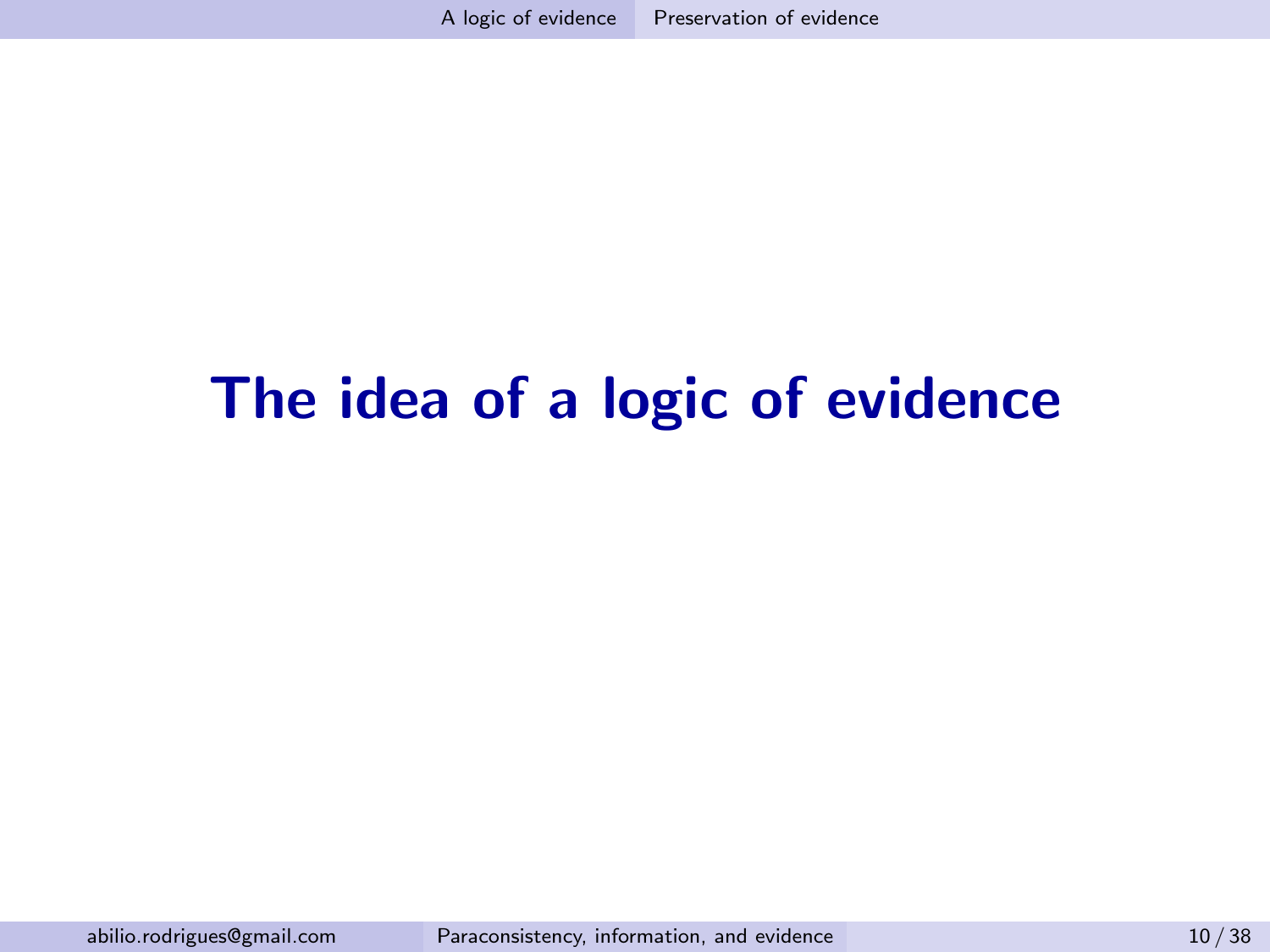# The idea of a logic of evidence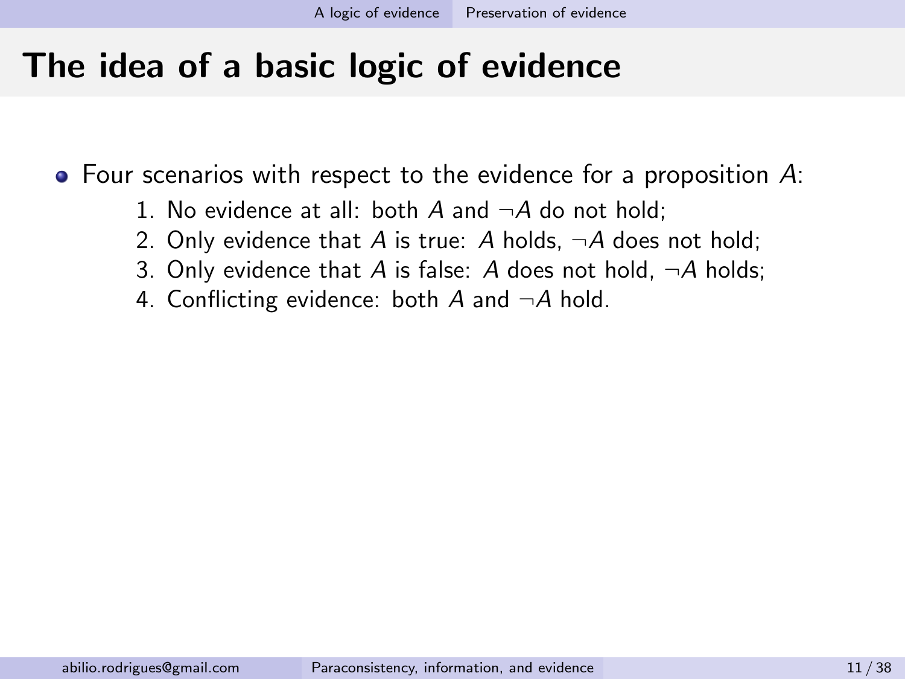# The idea of a basic logic of evidence

- Four scenarios with respect to the evidence for a proposition $A$:
  1. No evidence at all: both $A$ and $\neg A$ do not hold;
  2. Only evidence that $A$ is true: $A$ holds, $\neg A$ does not hold;
  3. Only evidence that $A$ is false: $A$ does not hold, $\neg A$ holds;
  4. Conflicting evidence: both $A$ and $\neg A$ hold.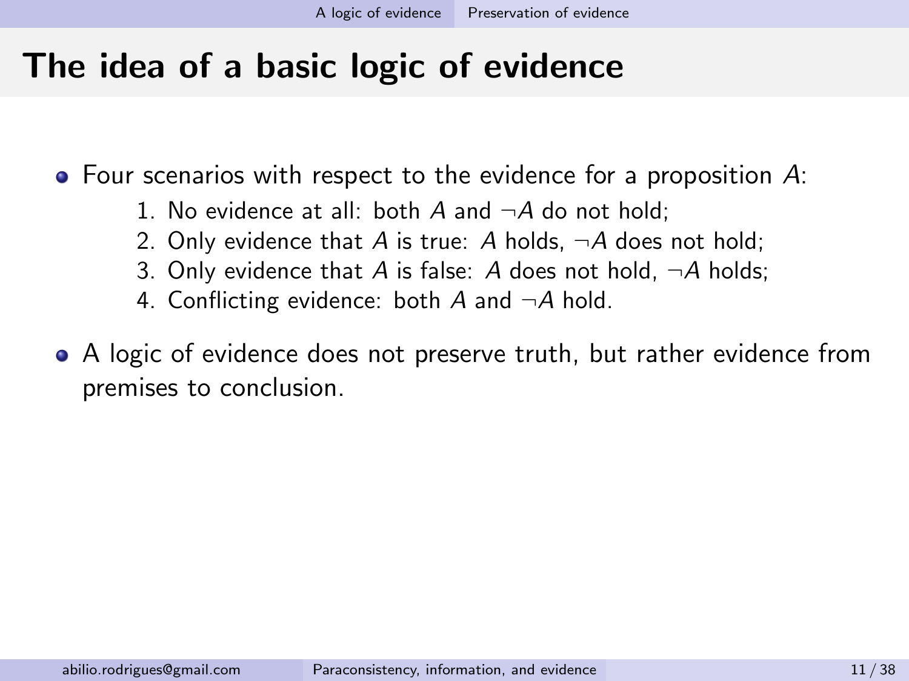# The idea of a basic logic of evidence

- Four scenarios with respect to the evidence for a proposition $A$:
  1. No evidence at all: both $A$ and $\neg A$ do not hold;
  2. Only evidence that $A$ is true: $A$ holds, $\neg A$ does not hold;
  3. Only evidence that $A$ is false: $A$ does not hold, $\neg A$ holds;
  4. Conflicting evidence: both $A$ and $\neg A$ hold.
- A logic of evidence does not preserve truth, but rather evidence from premises to conclusion.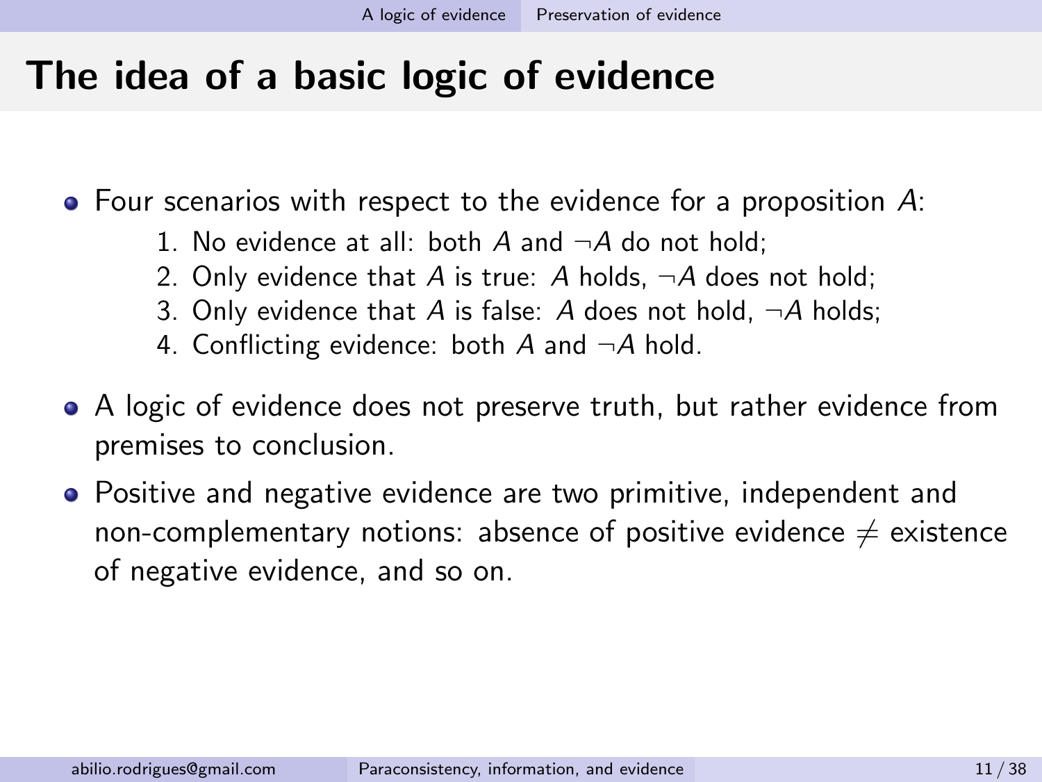# The idea of a basic logic of evidence

- Four scenarios with respect to the evidence for a proposition $A$:
    1. No evidence at all: both $A$ and $\neg A$ do not hold;
    2. Only evidence that $A$ is true: $A$ holds, $\neg A$ does not hold;
    3. Only evidence that $A$ is false: $A$ does not hold, $\neg A$ holds;
    4. Conflicting evidence: both $A$ and $\neg A$ hold.
- A logic of evidence does not preserve truth, but rather evidence from premises to conclusion.
- Positive and negative evidence are two primitive, independent and non-complementary notions: absence of positive evidence $\neq$ existence of negative evidence, and so on.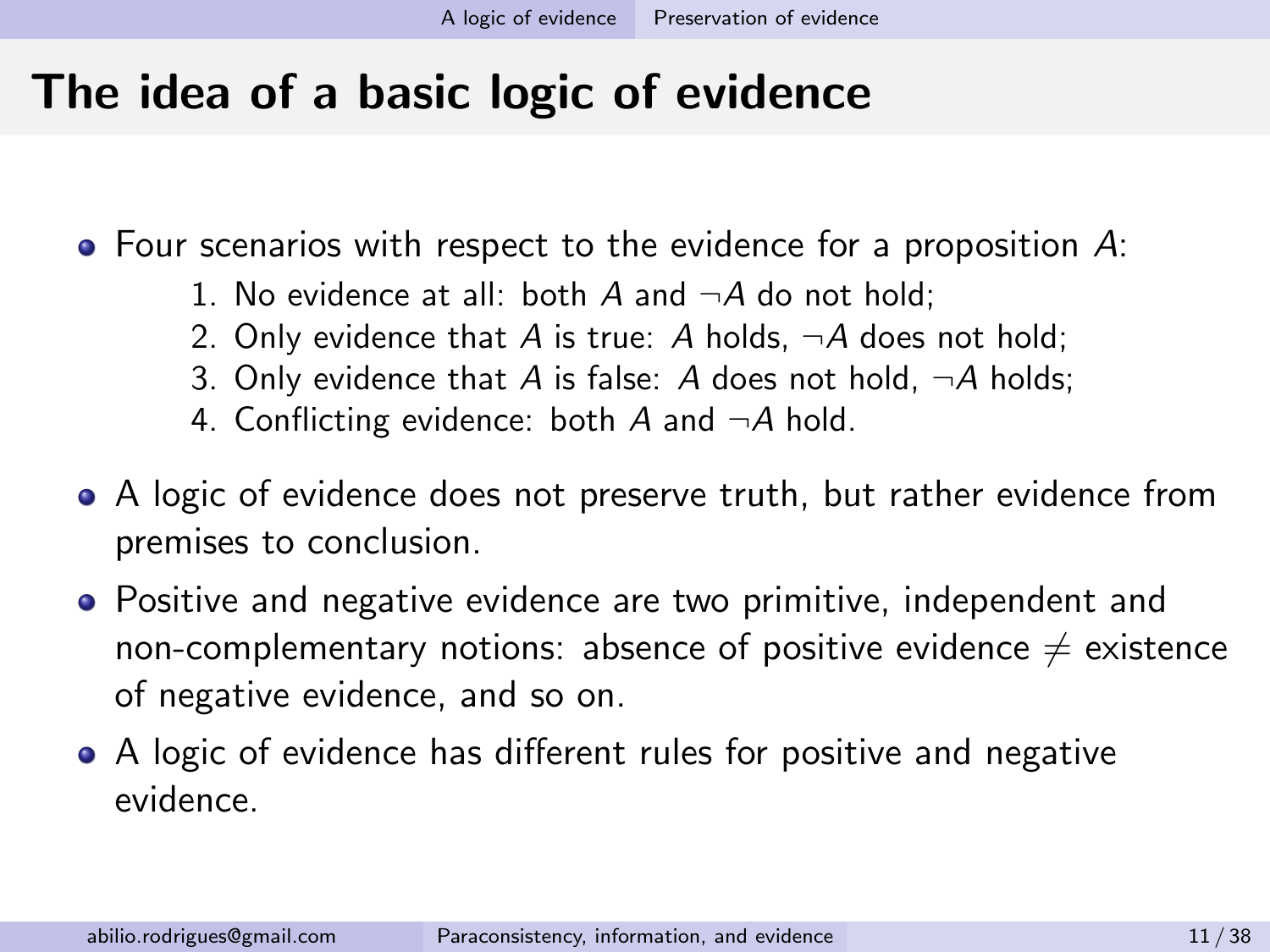# The idea of a basic logic of evidence

- Four scenarios with respect to the evidence for a proposition $A$:
  1. No evidence at all: both $A$ and $\neg A$ do not hold;
  2. Only evidence that $A$ is true: $A$ holds, $\neg A$ does not hold;
  3. Only evidence that $A$ is false: $A$ does not hold, $\neg A$ holds;
  4. Conflicting evidence: both $A$ and $\neg A$ hold.
- A logic of evidence does not preserve truth, but rather evidence from premises to conclusion.
- Positive and negative evidence are two primitive, independent and non-complementary notions: absence of positive evidence $\neq$ existence of negative evidence, and so on.
- A logic of evidence has different rules for positive and negative evidence.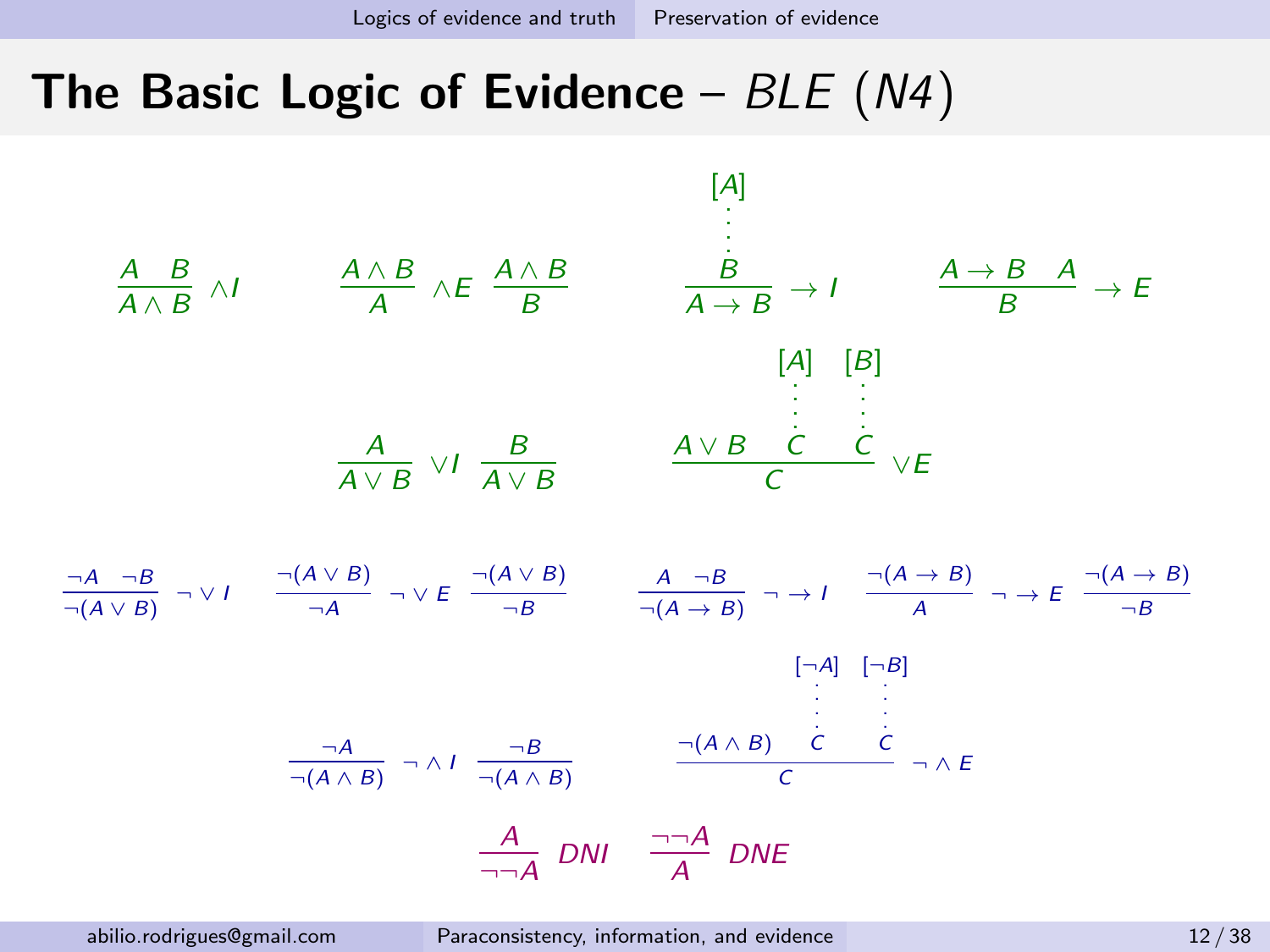# The Basic Logic of Evidence – *BLE* (*N4*)

$$\frac{A \quad B}{A \wedge B}\ \wedge I \qquad \frac{A \wedge B}{A}\ \wedge E \quad \frac{A \wedge B}{B} \qquad \frac{\begin{matrix}[A] \\ \vdots \\ B\end{matrix}}{A \to B}\ \to I \qquad \frac{A \to B \quad A}{B}\ \to E$$

$$\frac{A}{A \vee B}\ \vee I \quad \frac{B}{A \vee B} \qquad \frac{A \vee B \quad \begin{matrix}[A] \\ \vdots \\ C\end{matrix} \quad \begin{matrix}[B] \\ \vdots \\ C\end{matrix}}{C}\ \vee E$$

$$\frac{\neg A \quad \neg B}{\neg(A \vee B)}\ \neg \vee I \qquad \frac{\neg(A \vee B)}{\neg A}\ \neg \vee E \quad \frac{\neg(A \vee B)}{\neg B} \qquad \frac{A \quad \neg B}{\neg(A \to B)}\ \neg \to I \qquad \frac{\neg(A \to B)}{A}\ \neg \to E \quad \frac{\neg(A \to B)}{\neg B}$$

$$\frac{\neg A}{\neg(A \wedge B)}\ \neg \wedge I \quad \frac{\neg B}{\neg(A \wedge B)} \qquad \frac{\neg(A \wedge B) \quad \begin{matrix}[\neg A] \\ \vdots \\ C\end{matrix} \quad \begin{matrix}[\neg B] \\ \vdots \\ C\end{matrix}}{C}\ \neg \wedge E$$

$$\frac{A}{\neg\neg A}\ DNI \qquad \frac{\neg\neg A}{A}\ DNE$$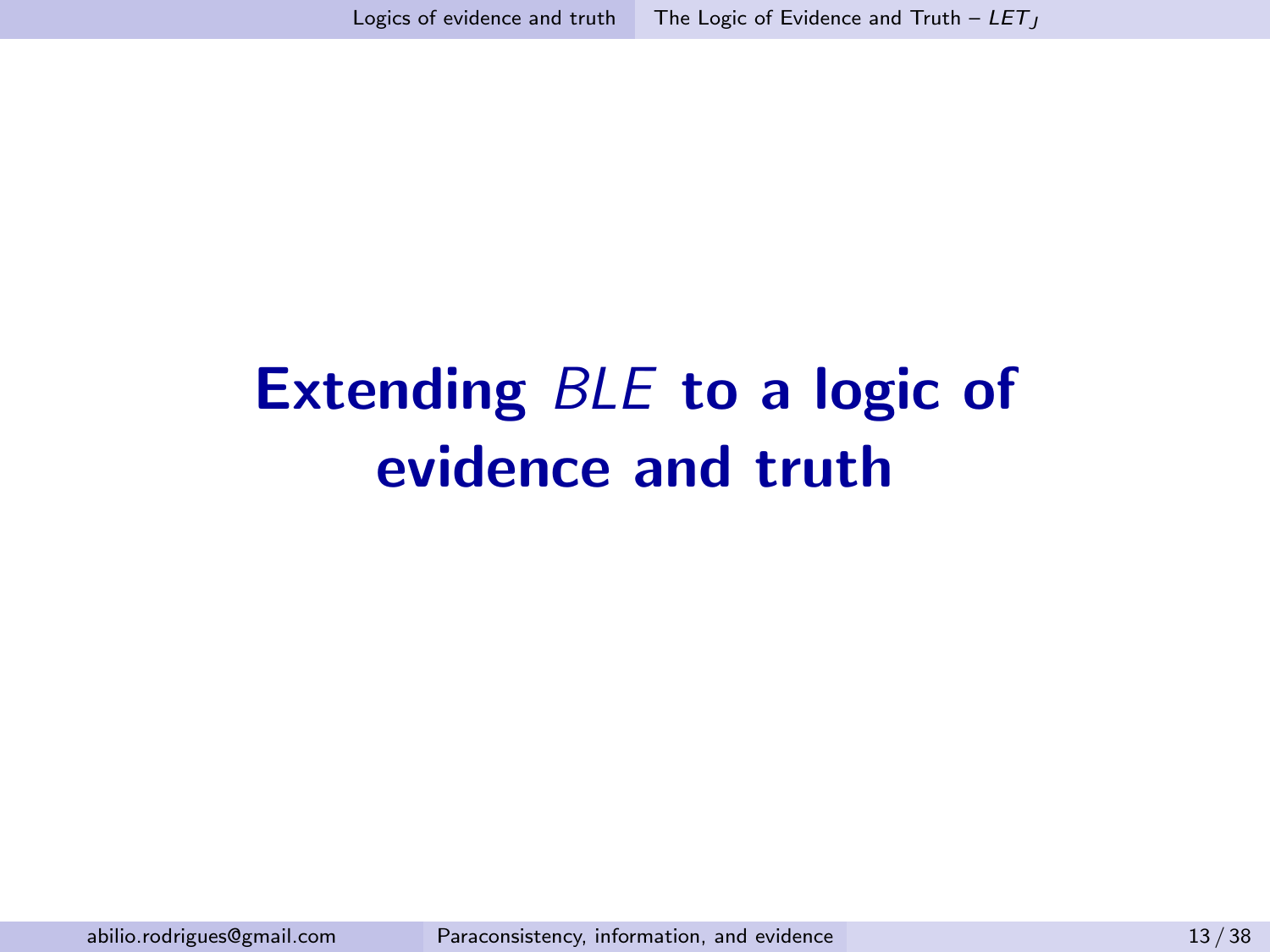# Extending *BLE* to a logic of evidence and truth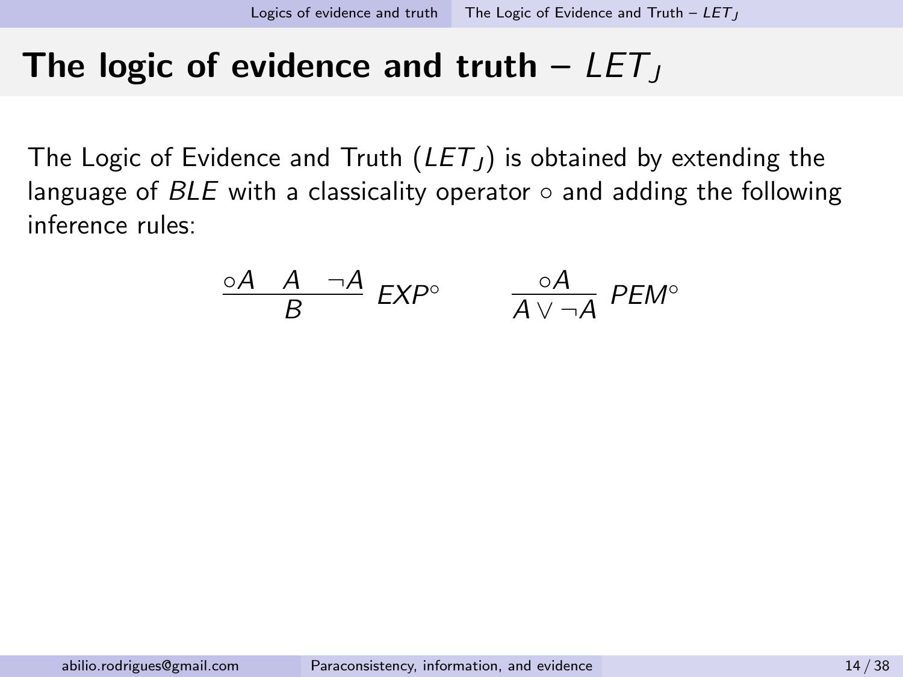# The logic of evidence and truth – $LET_J$

The Logic of Evidence and Truth ($LET_J$) is obtained by extending the language of $BLE$ with a classicality operator $\circ$ and adding the following inference rules:

$$\frac{\circ A \quad A \quad \neg A}{B}\ EXP^{\circ} \qquad\qquad \frac{\circ A}{A \vee \neg A}\ PEM^{\circ}$$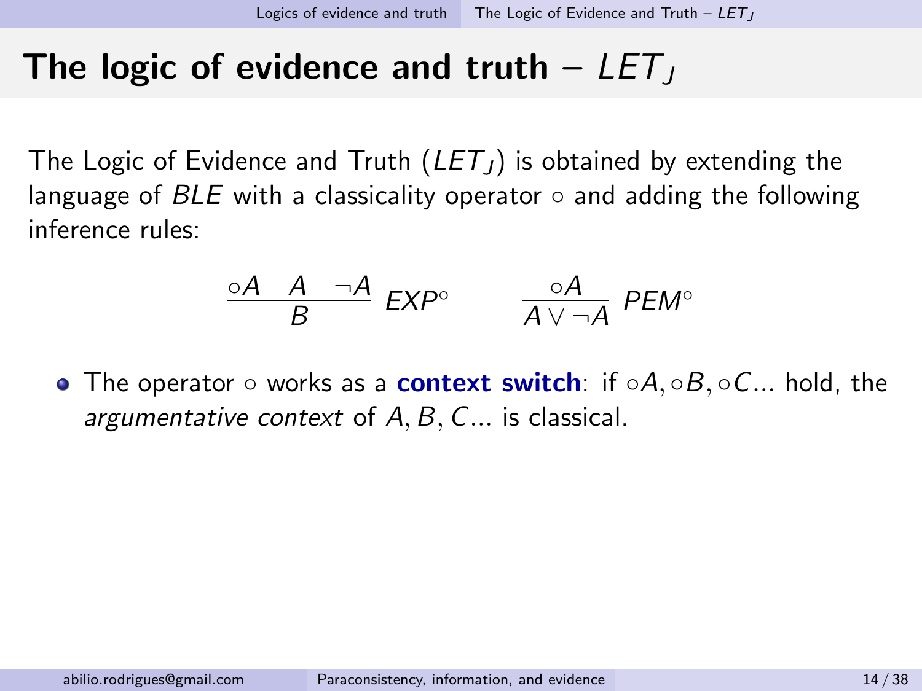# The logic of evidence and truth – $LET_J$

The Logic of Evidence and Truth ($LET_J$) is obtained by extending the language of $BLE$ with a classicality operator $\circ$ and adding the following inference rules:

$$\frac{\circ A \quad A \quad \neg A}{B}\ EXP^{\circ} \qquad\qquad \frac{\circ A}{A \vee \neg A}\ PEM^{\circ}$$

- The operator $\circ$ works as a **context switch**: if $\circ A, \circ B, \circ C \ldots$ hold, the *argumentative context* of $A, B, C\ldots$ is classical.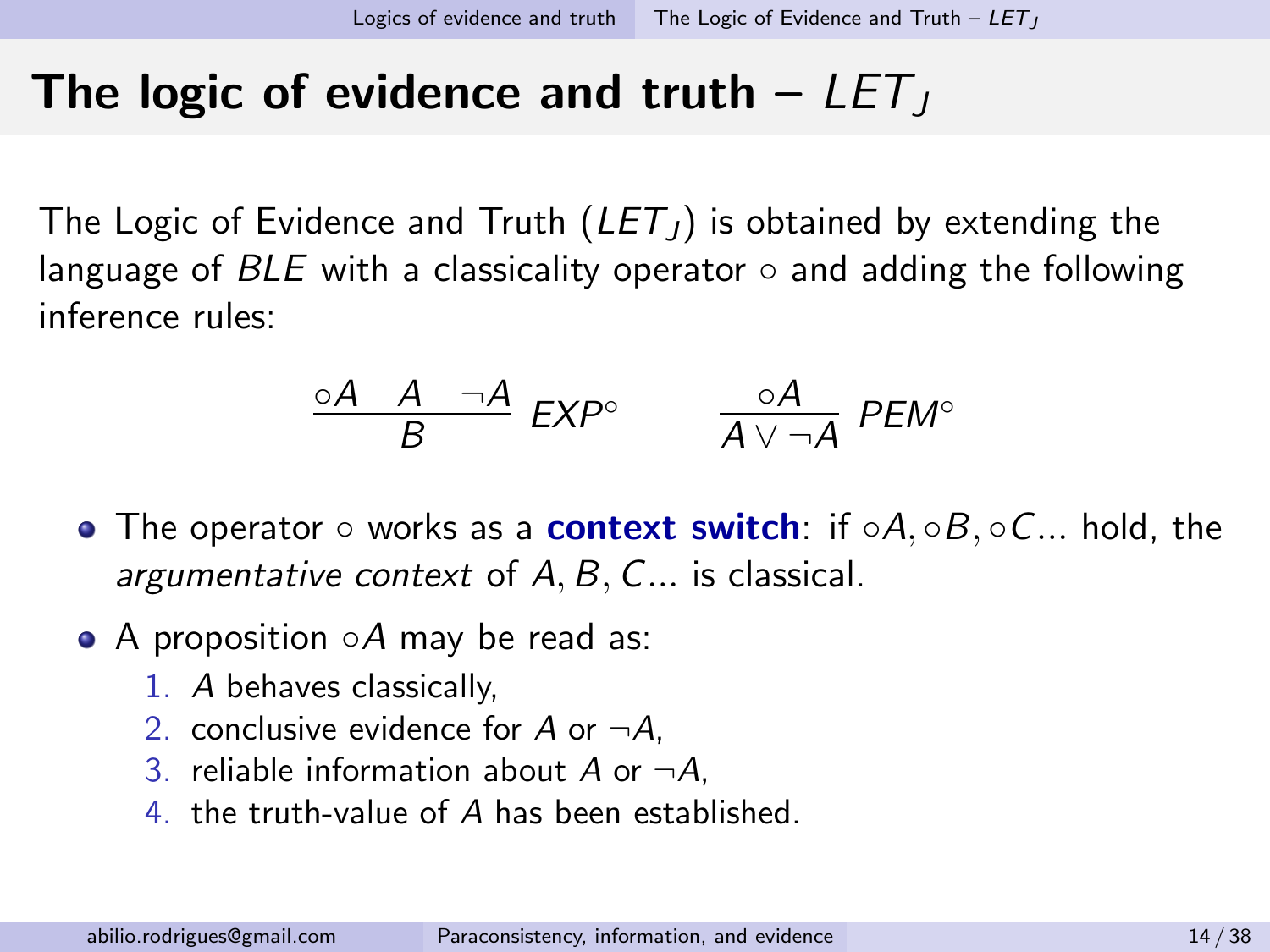# The logic of evidence and truth – $LET_J$

The Logic of Evidence and Truth ($LET_J$) is obtained by extending the language of $BLE$ with a classicality operator $\circ$ and adding the following inference rules:

$$\frac{\circ A \quad A \quad \neg A}{B}\ EXP^{\circ} \qquad\qquad \frac{\circ A}{A \vee \neg A}\ PEM^{\circ}$$

- The operator $\circ$ works as a **context switch**: if $\circ A, \circ B, \circ C \ldots$ hold, the *argumentative context* of $A, B, C \ldots$ is classical.
- A proposition $\circ A$ may be read as:
  1. $A$ behaves classically,
  2. conclusive evidence for $A$ or $\neg A$,
  3. reliable information about $A$ or $\neg A$,
  4. the truth-value of $A$ has been established.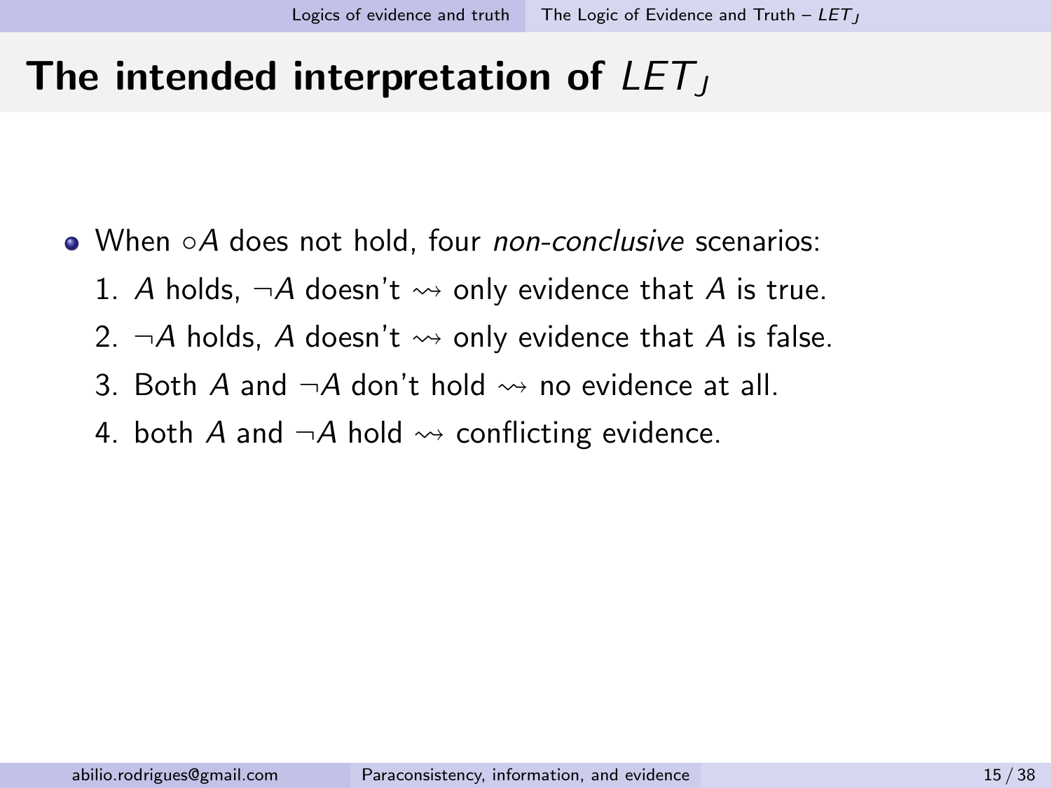# The intended interpretation of $LET_J$

- When $\circ A$ does not hold, four *non-conclusive* scenarios:
  1. $A$ holds, $\neg A$ doesn't $\rightsquigarrow$ only evidence that $A$ is true.
  2. $\neg A$ holds, $A$ doesn't $\rightsquigarrow$ only evidence that $A$ is false.
  3. Both $A$ and $\neg A$ don't hold $\rightsquigarrow$ no evidence at all.
  4. both $A$ and $\neg A$ hold $\rightsquigarrow$ conflicting evidence.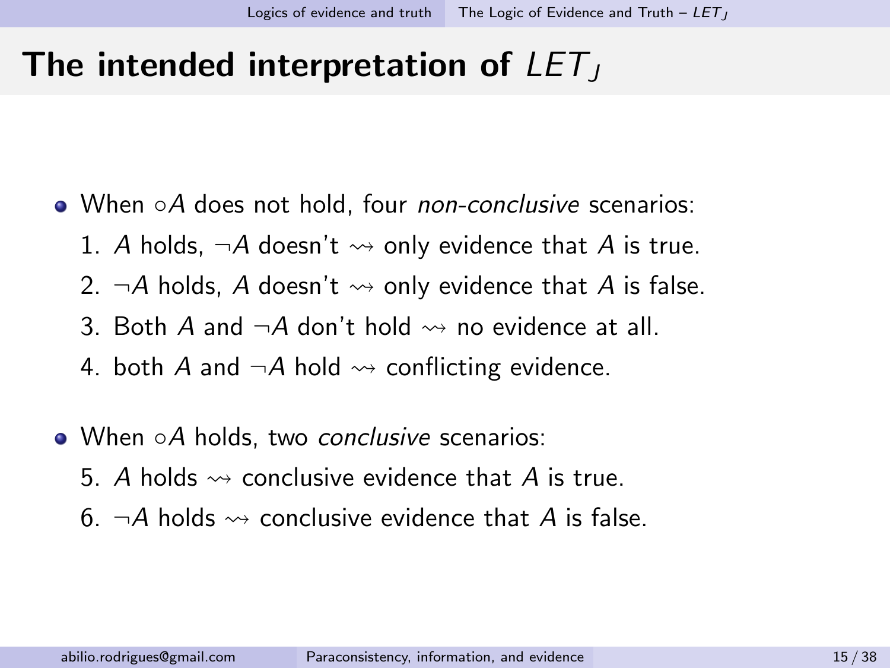# The intended interpretation of $LET_J$

- When $\circ A$ does not hold, four *non-conclusive* scenarios:
  1. $A$ holds, $\neg A$ doesn't $\rightsquigarrow$ only evidence that $A$ is true.
  2. $\neg A$ holds, $A$ doesn't $\rightsquigarrow$ only evidence that $A$ is false.
  3. Both $A$ and $\neg A$ don't hold $\rightsquigarrow$ no evidence at all.
  4. both $A$ and $\neg A$ hold $\rightsquigarrow$ conflicting evidence.

- When $\circ A$ holds, two *conclusive* scenarios:
  5. $A$ holds $\rightsquigarrow$ conclusive evidence that $A$ is true.
  6. $\neg A$ holds $\rightsquigarrow$ conclusive evidence that $A$ is false.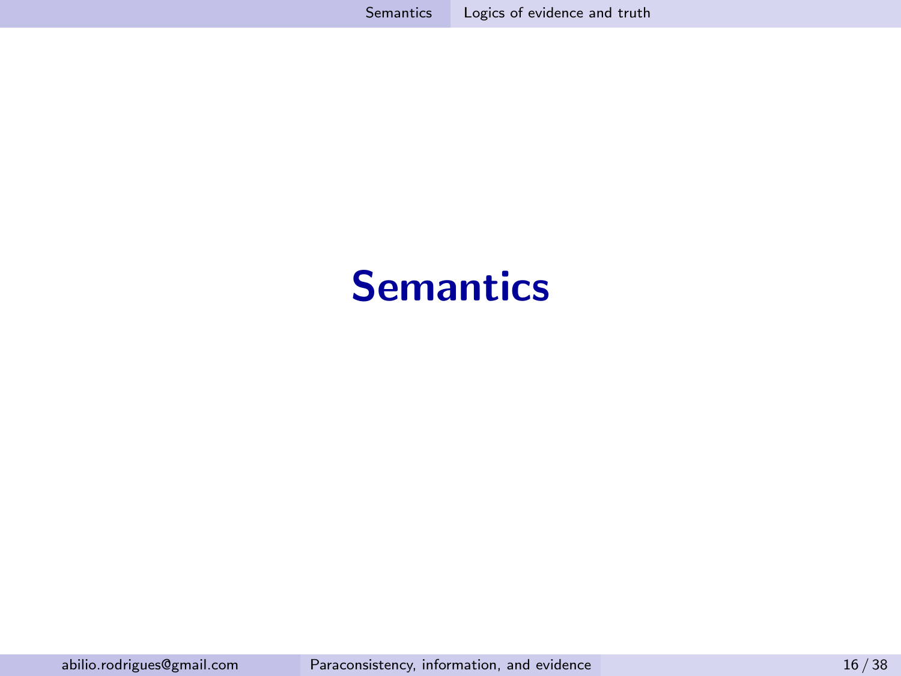# Semantics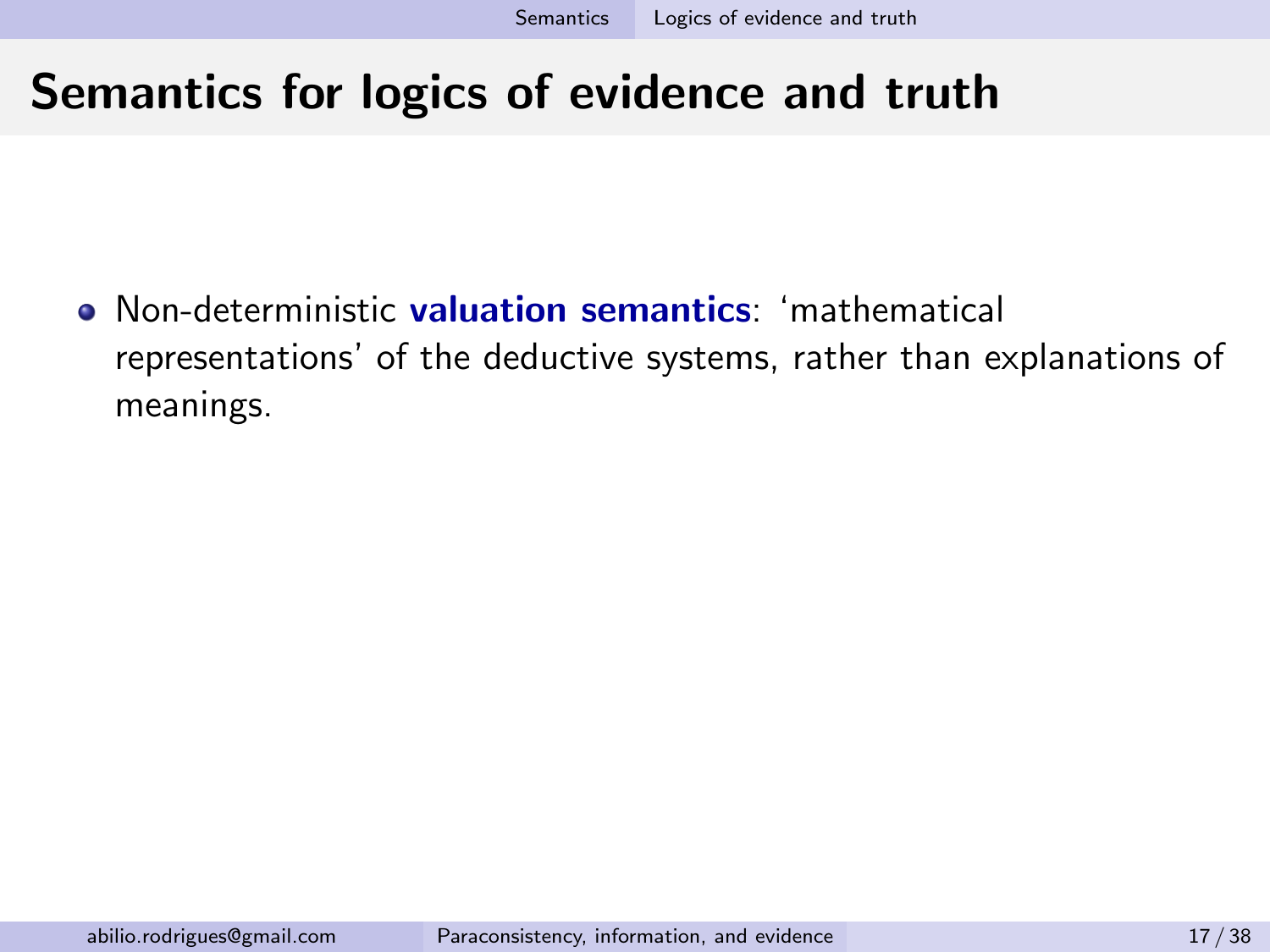# Semantics for logics of evidence and truth

- Non-deterministic **valuation semantics**: ‘mathematical representations’ of the deductive systems, rather than explanations of meanings.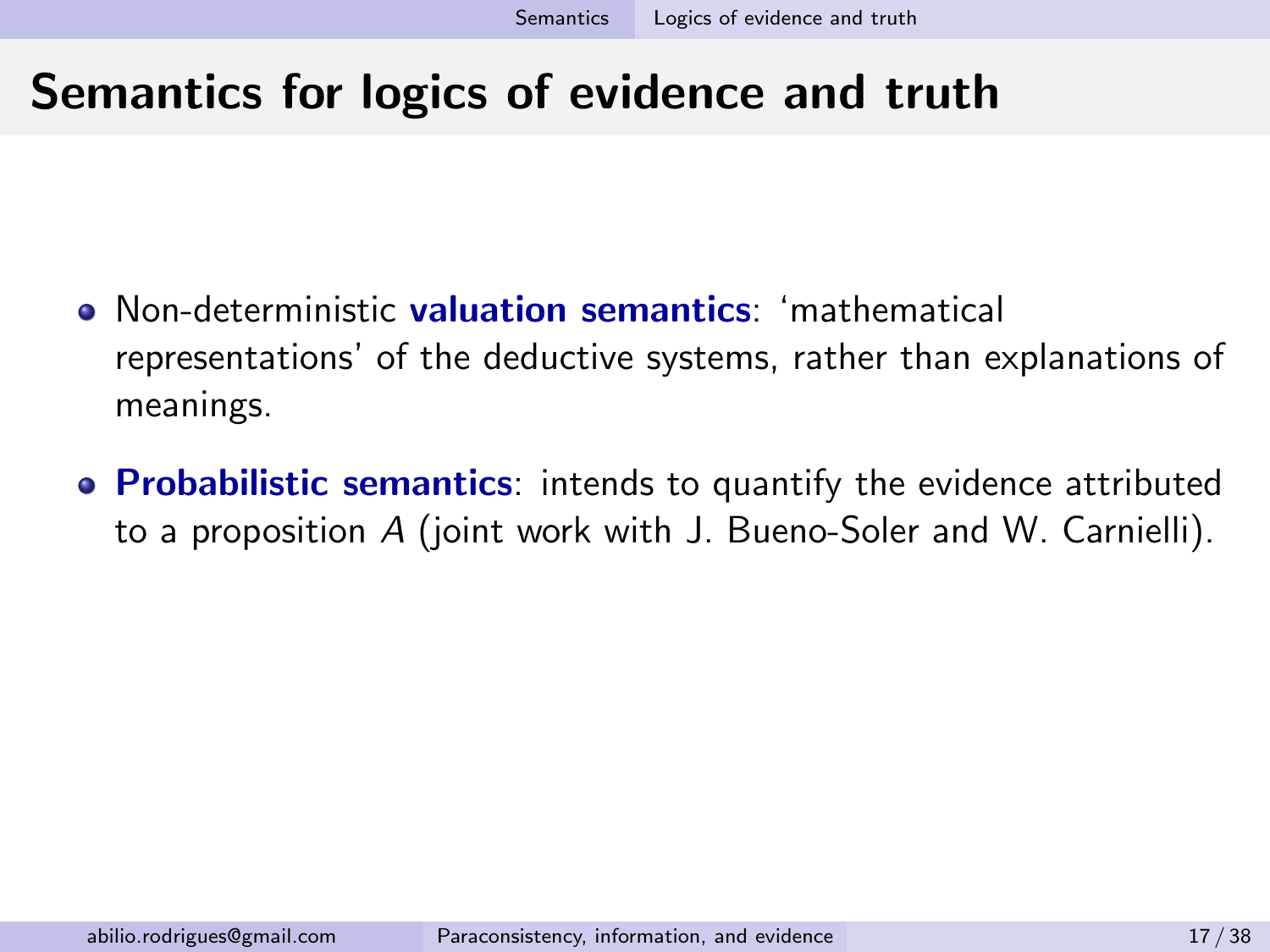# Semantics for logics of evidence and truth

- Non-deterministic **valuation semantics**: 'mathematical representations' of the deductive systems, rather than explanations of meanings.
- **Probabilistic semantics**: intends to quantify the evidence attributed to a proposition $A$ (joint work with J. Bueno-Soler and W. Carnielli).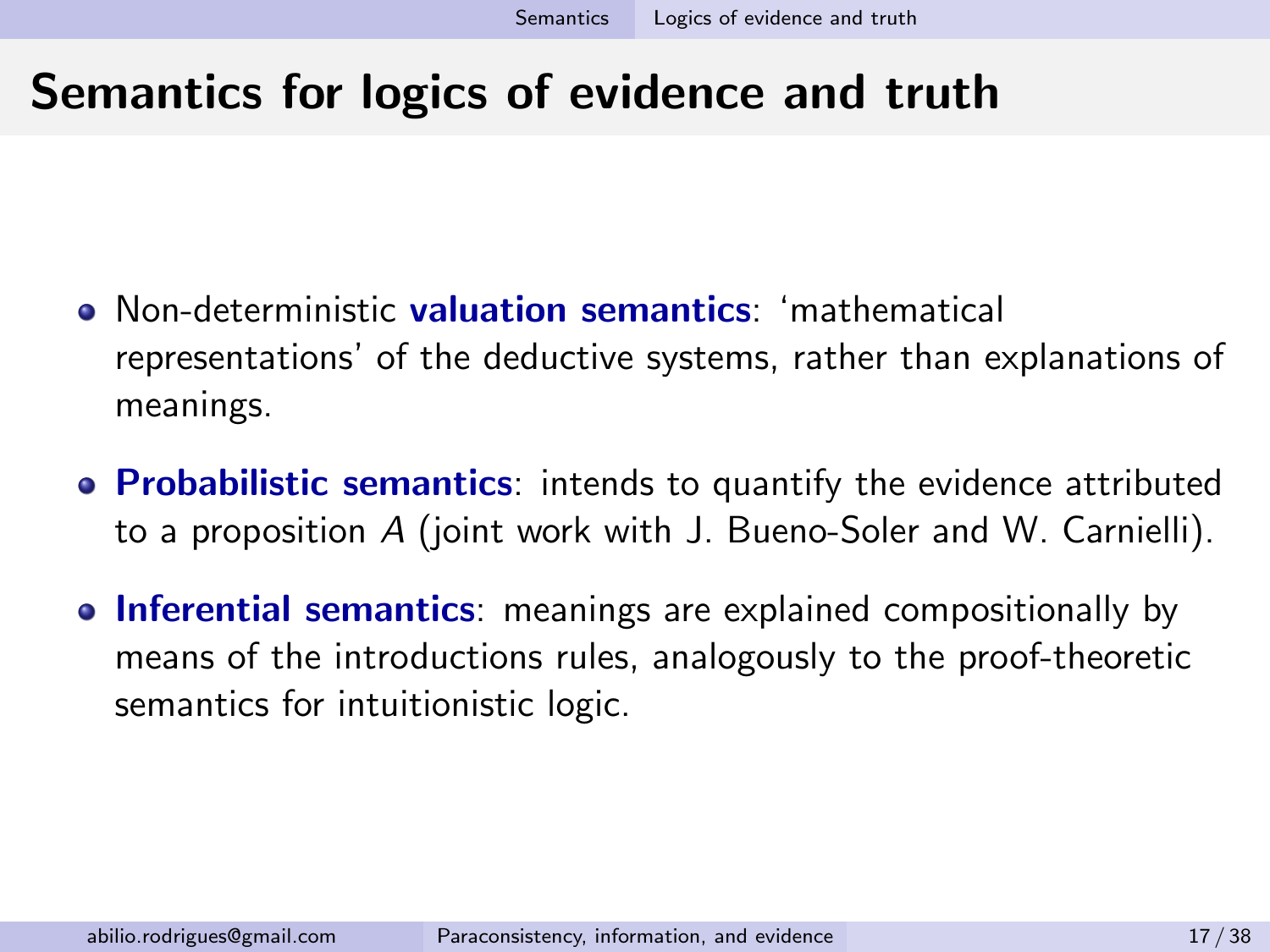# Semantics for logics of evidence and truth

- Non-deterministic **valuation semantics**: 'mathematical representations' of the deductive systems, rather than explanations of meanings.
- **Probabilistic semantics**: intends to quantify the evidence attributed to a proposition $A$ (joint work with J. Bueno-Soler and W. Carnielli).
- **Inferential semantics**: meanings are explained compositionally by means of the introductions rules, analogously to the proof-theoretic semantics for intuitionistic logic.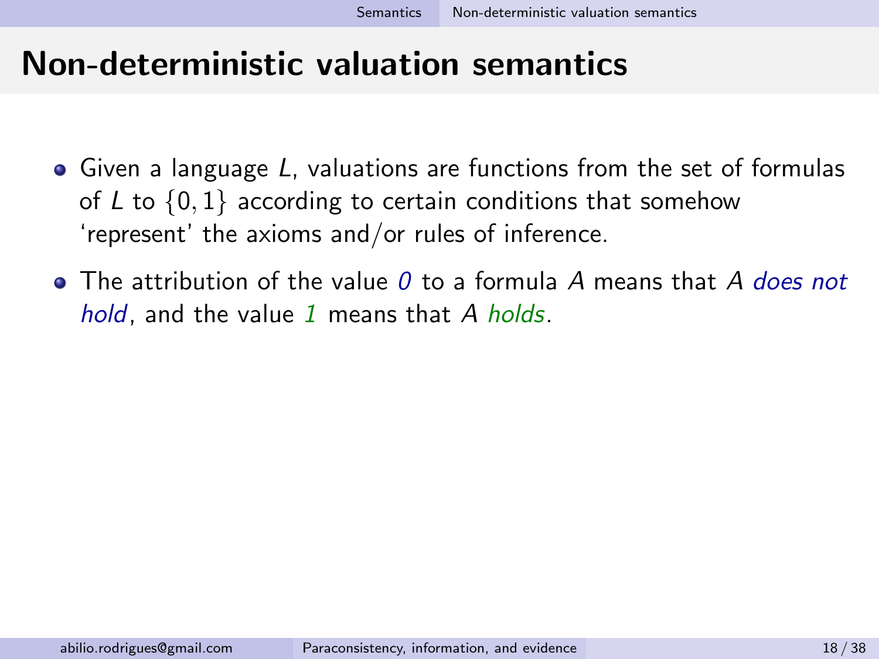# Non-deterministic valuation semantics

- Given a language *L*, valuations are functions from the set of formulas of *L* to $\{0, 1\}$ according to certain conditions that somehow 'represent' the axioms and/or rules of inference.
- The attribution of the value *0* to a formula *A* means that *A does not hold*, and the value *1* means that *A holds*.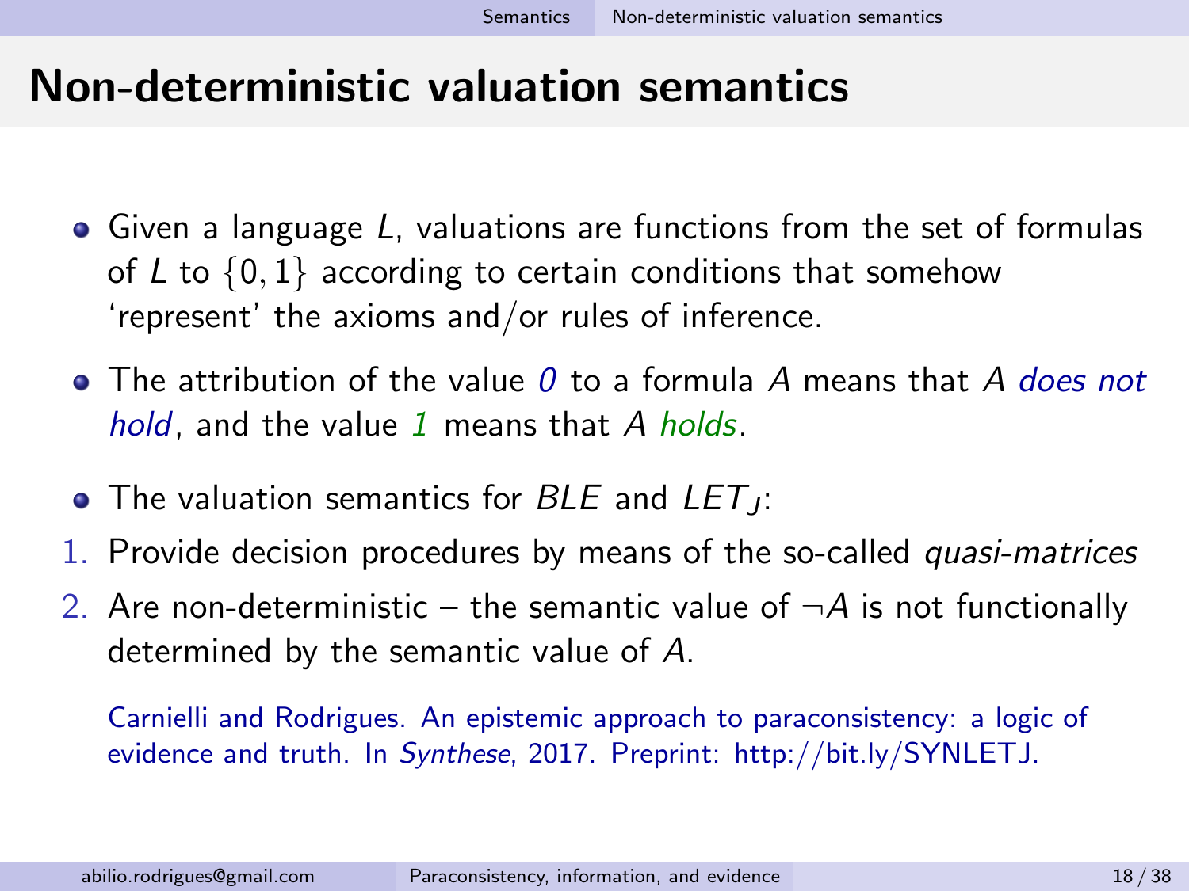# Non-deterministic valuation semantics

- Given a language $L$, valuations are functions from the set of formulas of $L$ to $\{0, 1\}$ according to certain conditions that somehow 'represent' the axioms and/or rules of inference.
- The attribution of the value *0* to a formula $A$ means that $A$ *does not hold*, and the value *1* means that $A$ *holds*.
- The valuation semantics for $BLE$ and $LET_J$:

1. Provide decision procedures by means of the so-called *quasi-matrices*
2. Are non-deterministic – the semantic value of $\neg A$ is not functionally determined by the semantic value of $A$.

Carnielli and Rodrigues. An epistemic approach to paraconsistency: a logic of evidence and truth. In *Synthese*, 2017. Preprint: http://bit.ly/SYNLETJ.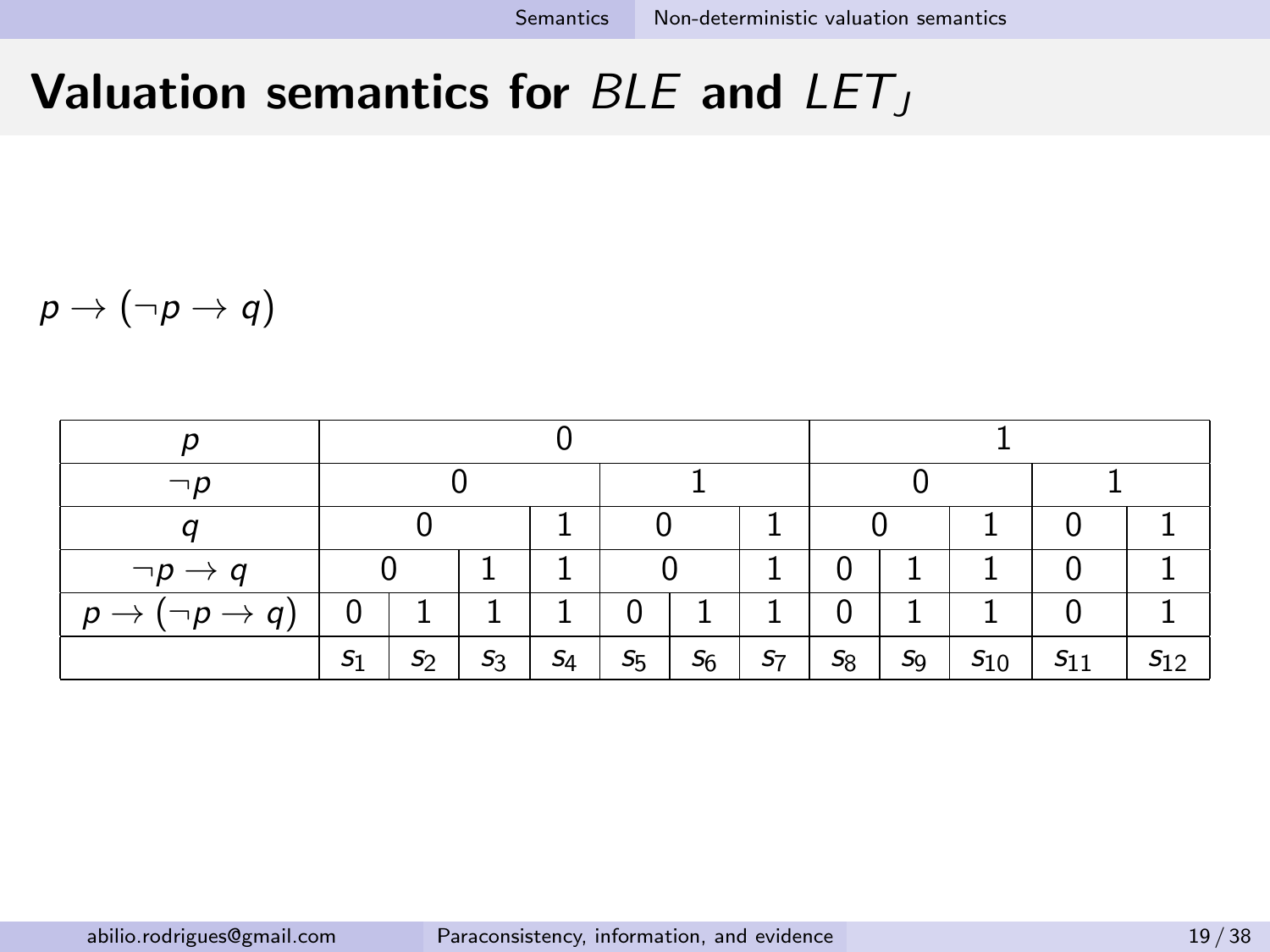# Valuation semantics for *BLE* and $LET_J$

$p \to (\neg p \to q)$

| $p$ | 0 | | | | | | | 1 | | | | |
|---|---|---|---|---|---|---|---|---|---|---|---|---|
| $\neg p$ | 0 | | | | 1 | | | 0 | | | 1 | |
| $q$ | 0 | | | 1 | 0 | | 1 | 0 | | 1 | 0 | 1 |
| $\neg p \to q$ | 0 | | 1 | 1 | 0 | | 1 | 0 | 1 | 1 | 0 | 1 |
| $p \to (\neg p \to q)$ | 0 | 1 | 1 | 1 | 0 | 1 | 1 | 0 | 1 | 1 | 0 | 1 |
| | $s_1$ | $s_2$ | $s_3$ | $s_4$ | $s_5$ | $s_6$ | $s_7$ | $s_8$ | $s_9$ | $s_{10}$ | $s_{11}$ | $s_{12}$ |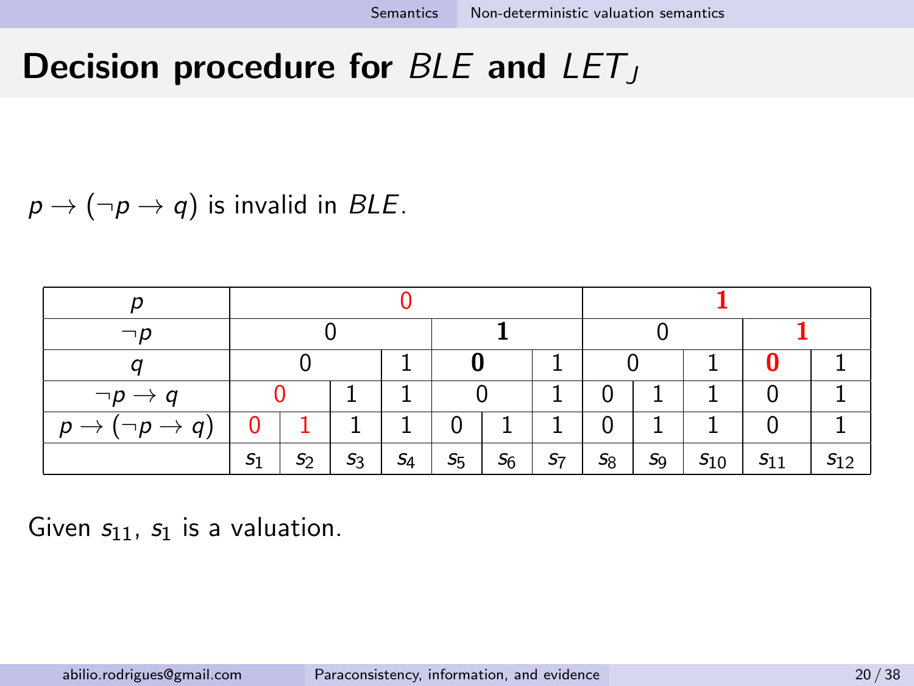# Decision procedure for $BLE$ and $LET_J$

$p \to (\neg p \to q)$ is invalid in $BLE$.

| $p$ | 0 | | | | | | | **1** | | | | |
|---|---|---|---|---|---|---|---|---|---|---|---|---|
| $\neg p$ | 0 | | | | **1** | | | 0 | | | **1** | |
| $q$ | 0 | | | 1 | **0** | | 1 | 0 | | 1 | **0** | 1 |
| $\neg p \to q$ | 0 | | 1 | 1 | 0 | | 1 | 0 | 1 | 1 | 0 | 1 |
| $p \to (\neg p \to q)$ | 0 | 1 | 1 | 1 | 0 | 1 | 1 | 0 | 1 | 1 | 0 | 1 |
| | $s_1$ | $s_2$ | $s_3$ | $s_4$ | $s_5$ | $s_6$ | $s_7$ | $s_8$ | $s_9$ | $s_{10}$ | $s_{11}$ | $s_{12}$ |

Given $s_{11}$, $s_1$ is a valuation.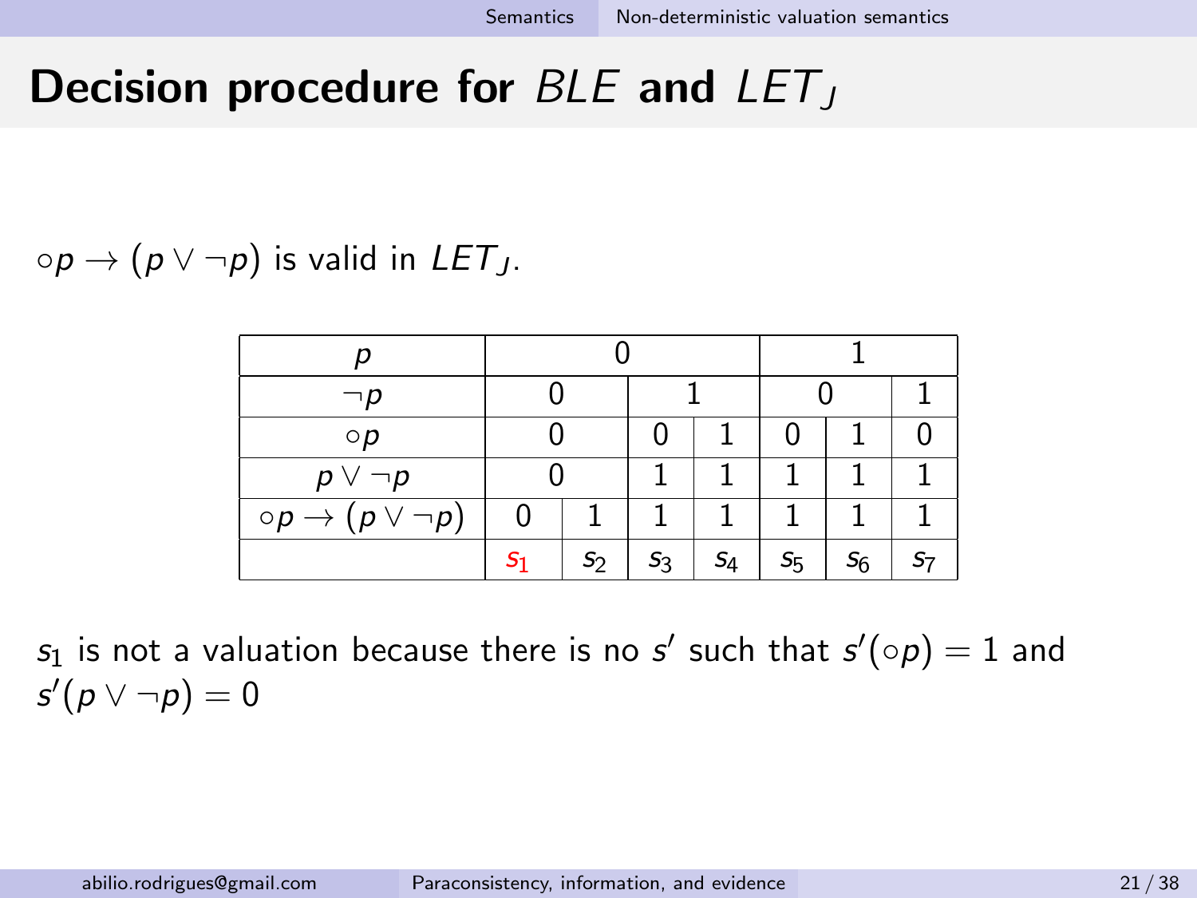# Decision procedure for $BLE$ and $LET_J$

$\circ p \rightarrow (p \vee \neg p)$ is valid in $LET_J$.

| $p$ | 0 | | | | 1 | | |
|---|---|---|---|---|---|---|---|
| $\neg p$ | 0 | | 1 | | 0 | | 1 |
| $\circ p$ | 0 | | 0 | 1 | 0 | 1 | 0 |
| $p \vee \neg p$ | 0 | | 1 | 1 | 1 | 1 | 1 |
| $\circ p \rightarrow (p \vee \neg p)$ | 0 | 1 | 1 | 1 | 1 | 1 | 1 |
| | $s_1$ | $s_2$ | $s_3$ | $s_4$ | $s_5$ | $s_6$ | $s_7$ |

$s_1$ is not a valuation because there is no $s'$ such that $s'(\circ p) = 1$ and $s'(p \vee \neg p) = 0$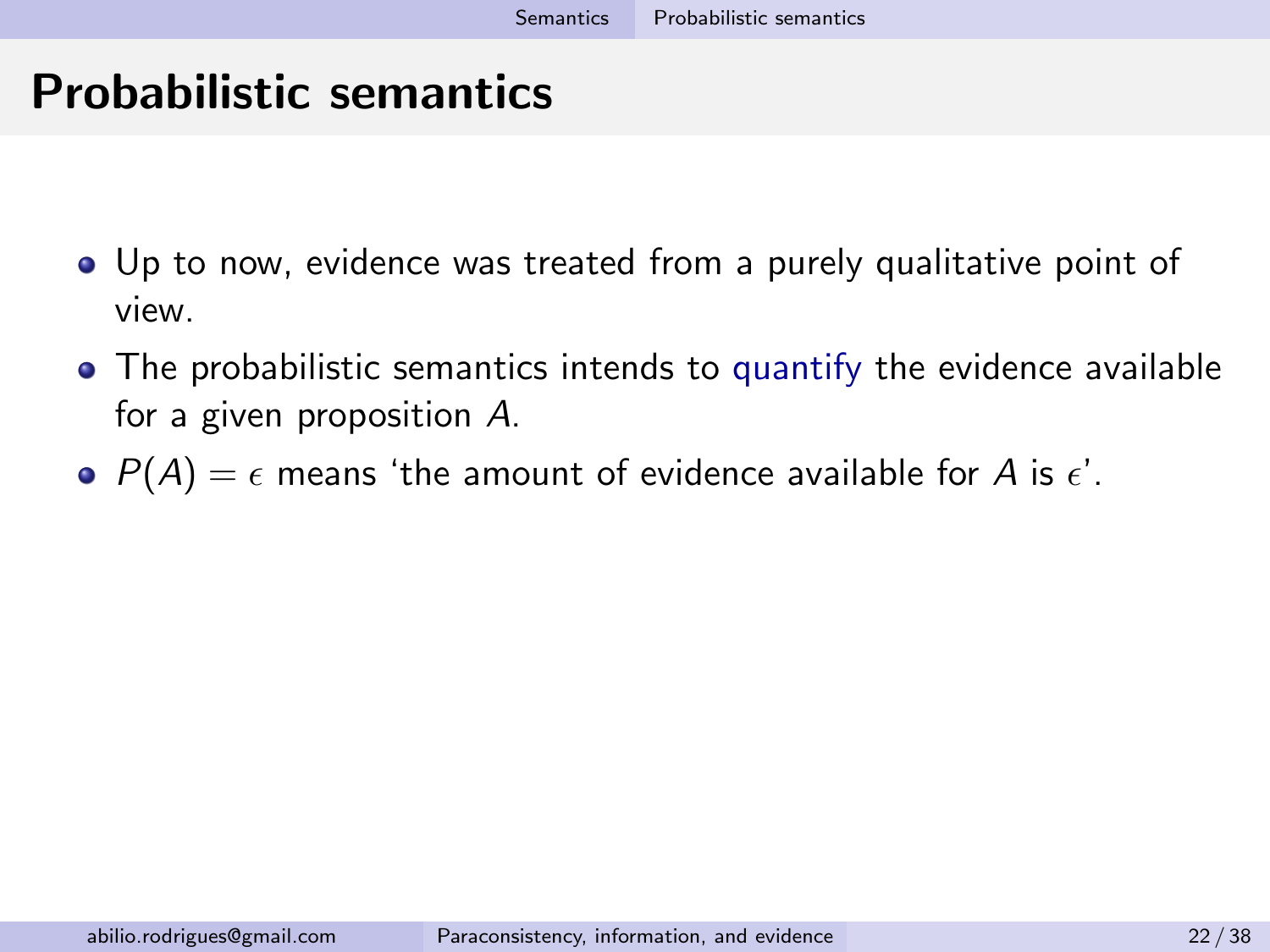# Probabilistic semantics

- Up to now, evidence was treated from a purely qualitative point of view.
- The probabilistic semantics intends to quantify the evidence available for a given proposition $A$.
- $P(A) = \epsilon$ means 'the amount of evidence available for $A$ is $\epsilon$'.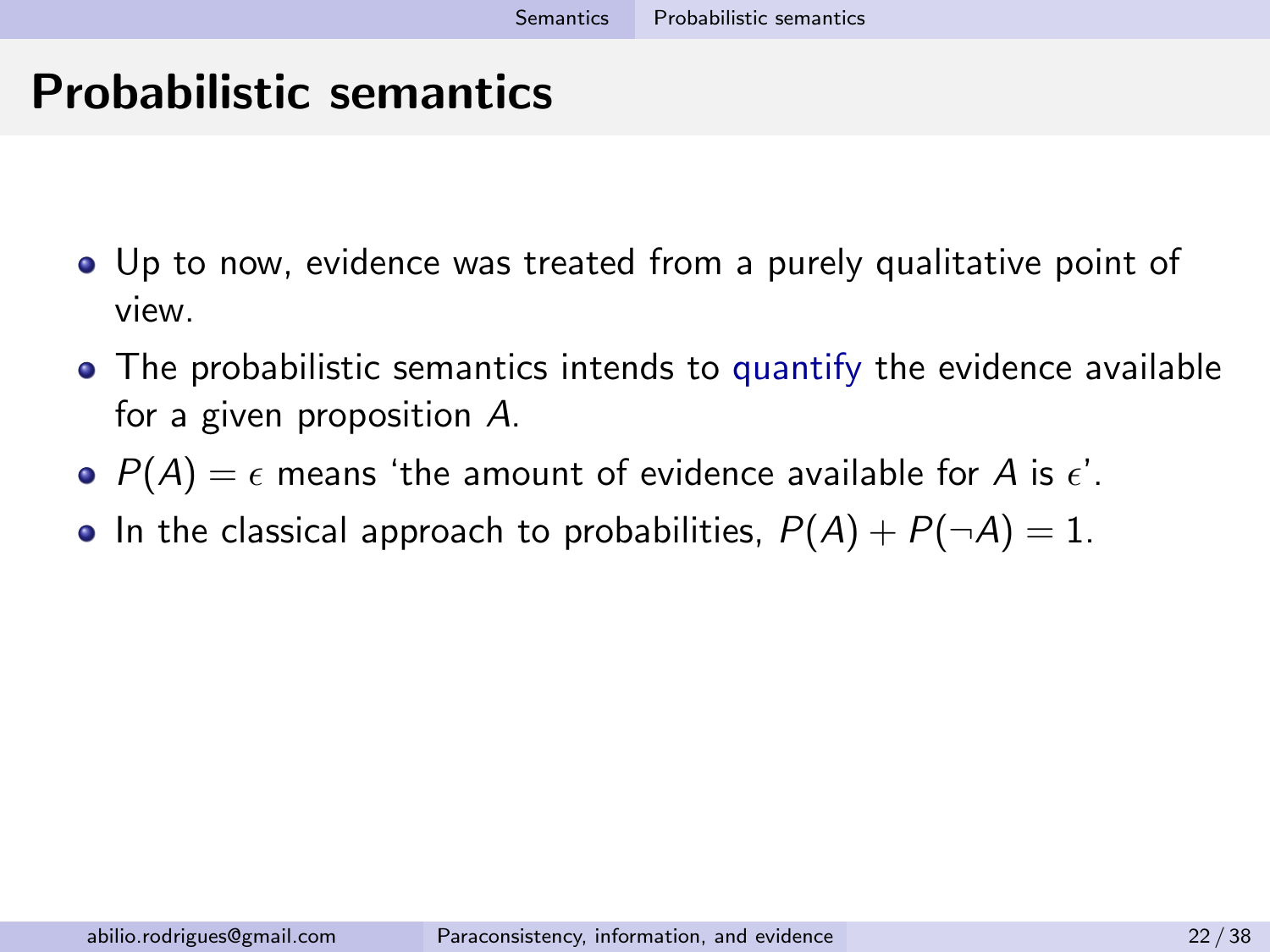# Probabilistic semantics

- Up to now, evidence was treated from a purely qualitative point of view.
- The probabilistic semantics intends to quantify the evidence available for a given proposition $A$.
- $P(A) = \epsilon$ means 'the amount of evidence available for $A$ is $\epsilon$'.
- In the classical approach to probabilities, $P(A) + P(\neg A) = 1$.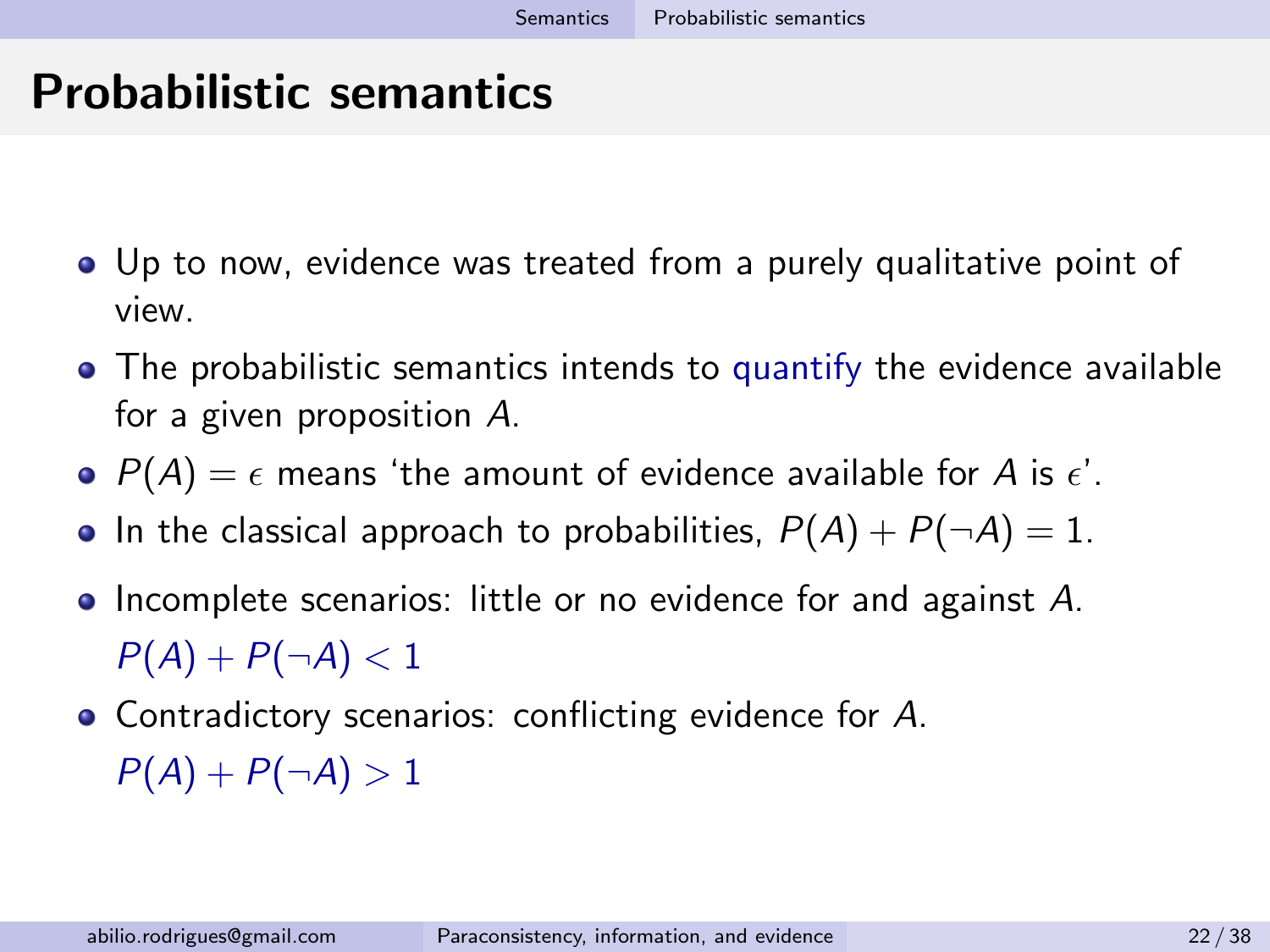# Probabilistic semantics

- Up to now, evidence was treated from a purely qualitative point of view.
- The probabilistic semantics intends to quantify the evidence available for a given proposition $A$.
- $P(A) = \epsilon$ means 'the amount of evidence available for $A$ is $\epsilon$'.
- In the classical approach to probabilities, $P(A) + P(\neg A) = 1$.
- Incomplete scenarios: little or no evidence for and against $A$.
  $P(A) + P(\neg A) < 1$
- Contradictory scenarios: conflicting evidence for $A$.
  $P(A) + P(\neg A) > 1$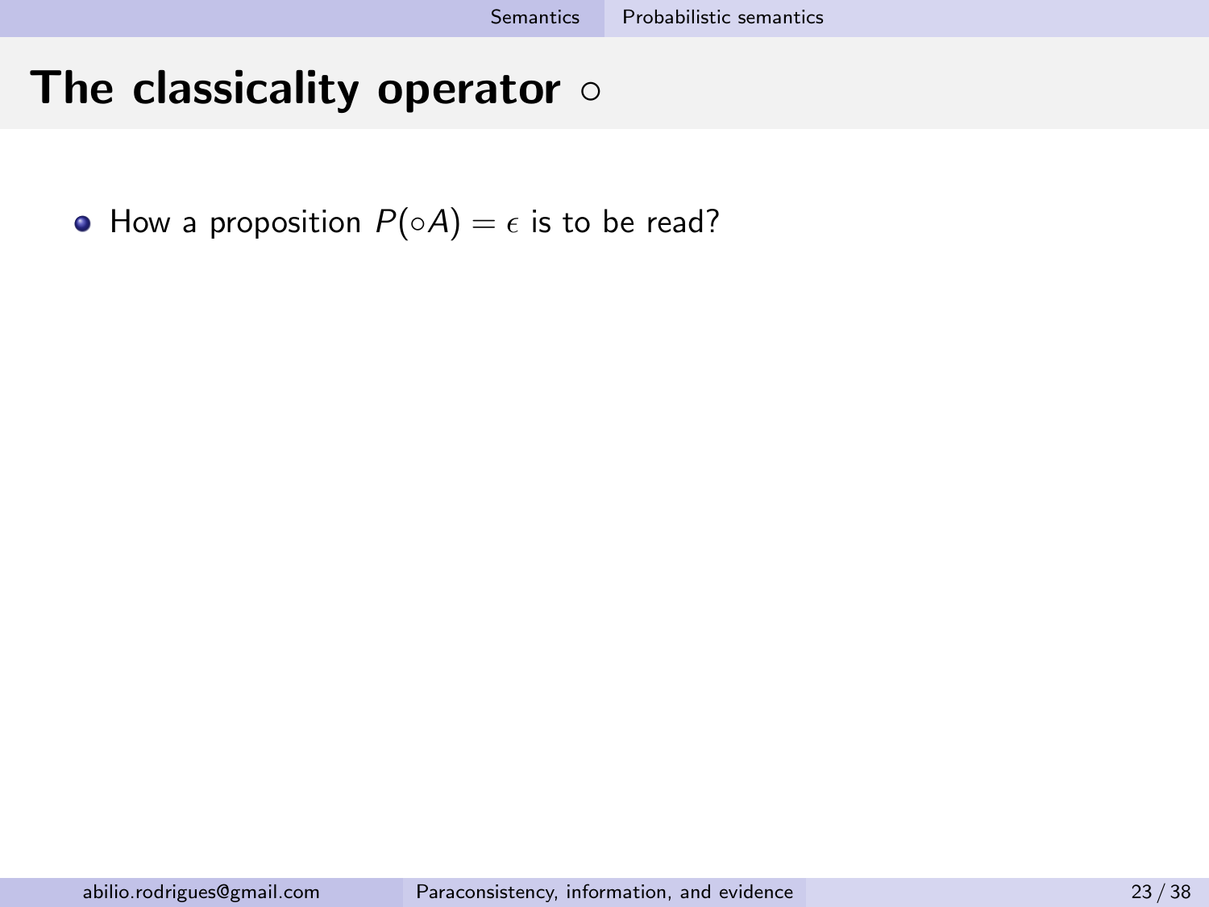# The classicality operator $\circ$

- How a proposition $P(\circ A) = \epsilon$ is to be read?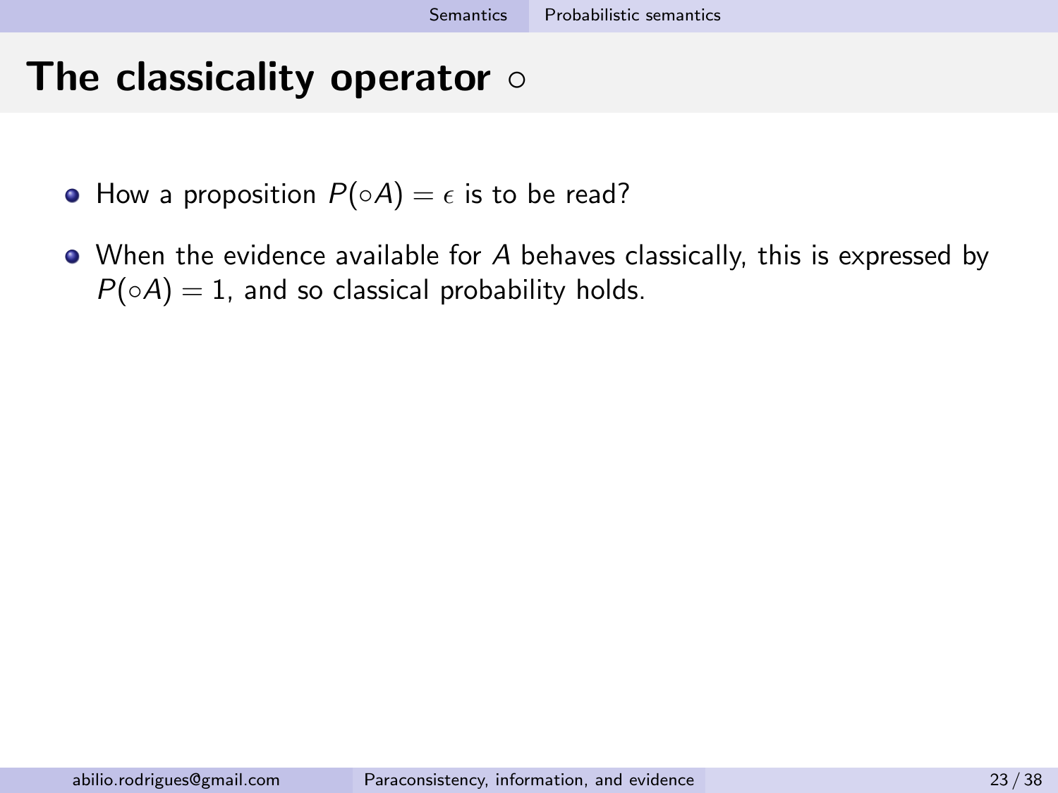# The classicality operator $\circ$

- How a proposition $P(\circ A) = \epsilon$ is to be read?
- When the evidence available for $A$ behaves classically, this is expressed by $P(\circ A) = 1$, and so classical probability holds.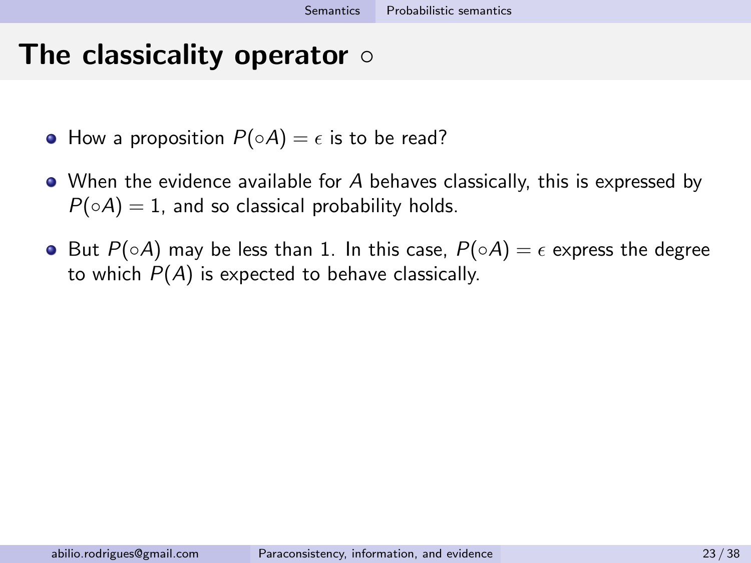# The classicality operator $\circ$

- How a proposition $P(\circ A) = \epsilon$ is to be read?
- When the evidence available for $A$ behaves classically, this is expressed by $P(\circ A) = 1$, and so classical probability holds.
- But $P(\circ A)$ may be less than 1. In this case, $P(\circ A) = \epsilon$ express the degree to which $P(A)$ is expected to behave classically.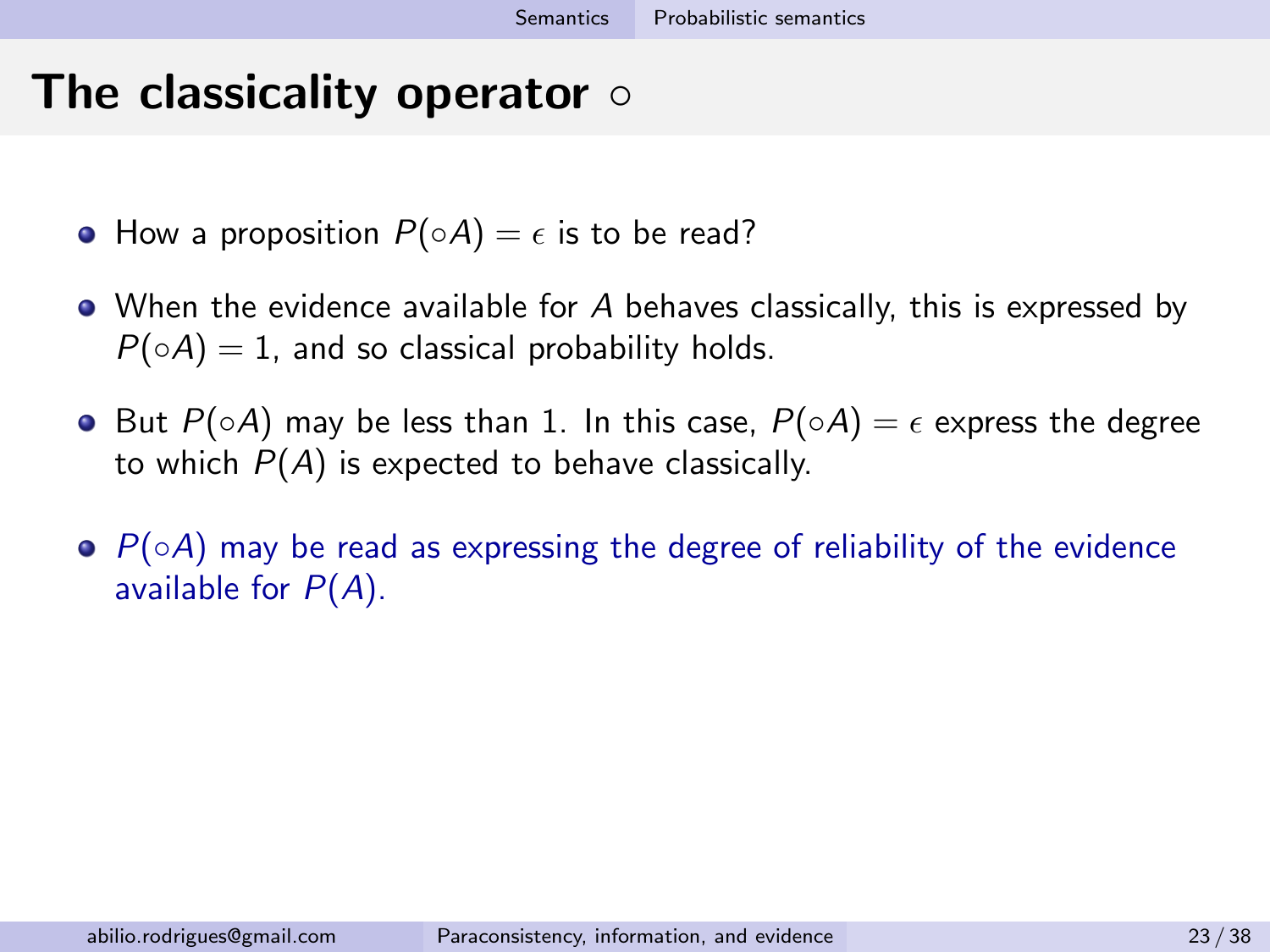# The classicality operator $\circ$

- How a proposition $P(\circ A) = \epsilon$ is to be read?
- When the evidence available for $A$ behaves classically, this is expressed by $P(\circ A) = 1$, and so classical probability holds.
- But $P(\circ A)$ may be less than 1. In this case, $P(\circ A) = \epsilon$ express the degree to which $P(A)$ is expected to behave classically.
- $P(\circ A)$ may be read as expressing the degree of reliability of the evidence available for $P(A)$.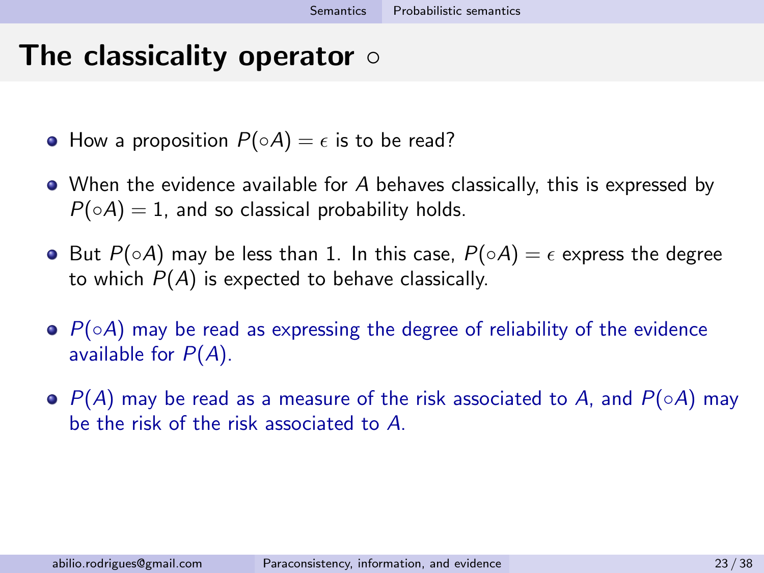# The classicality operator $\circ$

- How a proposition $P(\circ A) = \epsilon$ is to be read?
- When the evidence available for $A$ behaves classically, this is expressed by $P(\circ A) = 1$, and so classical probability holds.
- But $P(\circ A)$ may be less than 1. In this case, $P(\circ A) = \epsilon$ express the degree to which $P(A)$ is expected to behave classically.
- $P(\circ A)$ may be read as expressing the degree of reliability of the evidence available for $P(A)$.
- $P(A)$ may be read as a measure of the risk associated to $A$, and $P(\circ A)$ may be the risk of the risk associated to $A$.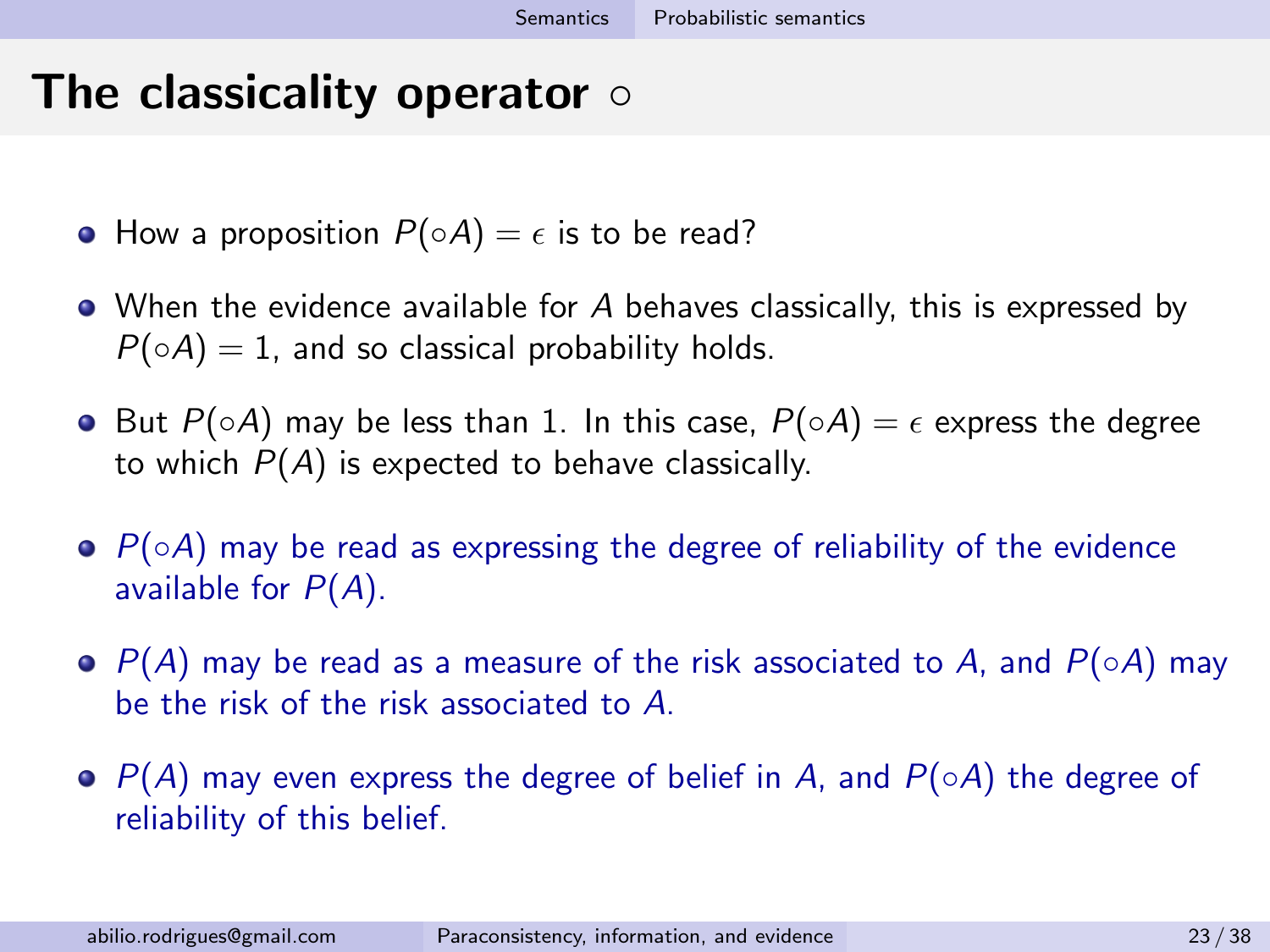# The classicality operator $\circ$

- How a proposition $P(\circ A) = \epsilon$ is to be read?
- When the evidence available for $A$ behaves classically, this is expressed by $P(\circ A) = 1$, and so classical probability holds.
- But $P(\circ A)$ may be less than 1. In this case, $P(\circ A) = \epsilon$ express the degree to which $P(A)$ is expected to behave classically.
- $P(\circ A)$ may be read as expressing the degree of reliability of the evidence available for $P(A)$.
- $P(A)$ may be read as a measure of the risk associated to $A$, and $P(\circ A)$ may be the risk of the risk associated to $A$.
- $P(A)$ may even express the degree of belief in $A$, and $P(\circ A)$ the degree of reliability of this belief.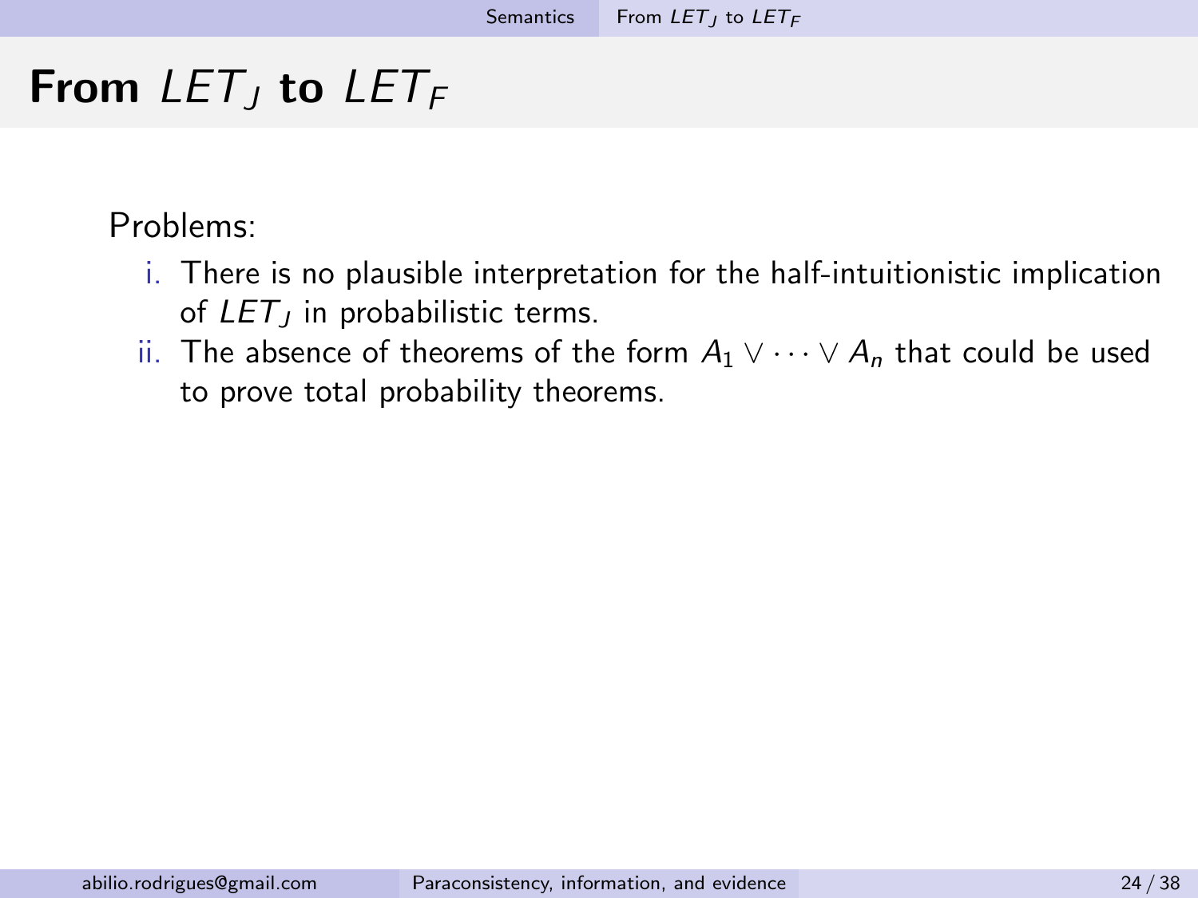# From $LET_J$ to $LET_F$

Problems:

i. There is no plausible interpretation for the half-intuitionistic implication of $LET_J$ in probabilistic terms.
ii. The absence of theorems of the form $A_1 \vee \cdots \vee A_n$ that could be used to prove total probability theorems.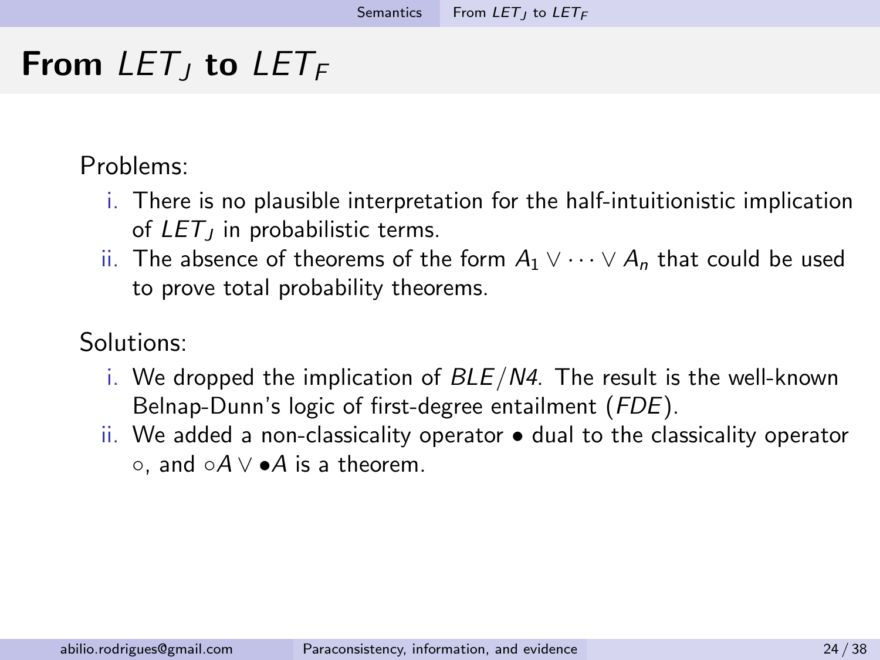# From $LET_J$ to $LET_F$

Problems:

i. There is no plausible interpretation for the half-intuitionistic implication of $LET_J$ in probabilistic terms.
ii. The absence of theorems of the form $A_1 \vee \cdots \vee A_n$ that could be used to prove total probability theorems.

Solutions:

i. We dropped the implication of *BLE*/*N4*. The result is the well-known Belnap-Dunn's logic of first-degree entailment (*FDE*).
ii. We added a non-classicality operator $\bullet$ dual to the classicality operator $\circ$, and $\circ A \vee \bullet A$ is a theorem.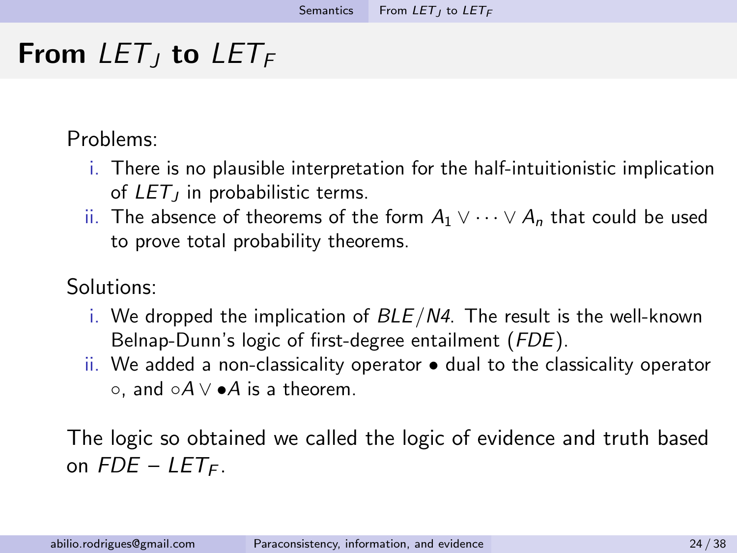# From $LET_J$ to $LET_F$

Problems:

i. There is no plausible interpretation for the half-intuitionistic implication of $LET_J$ in probabilistic terms.
ii. The absence of theorems of the form $A_1 \vee \cdots \vee A_n$ that could be used to prove total probability theorems.

Solutions:

i. We dropped the implication of *BLE*/*N4*. The result is the well-known Belnap-Dunn's logic of first-degree entailment (*FDE*).
ii. We added a non-classicality operator $\bullet$ dual to the classicality operator $\circ$, and $\circ A \vee \bullet A$ is a theorem.

The logic so obtained we called the logic of evidence and truth based on *FDE* – $LET_F$.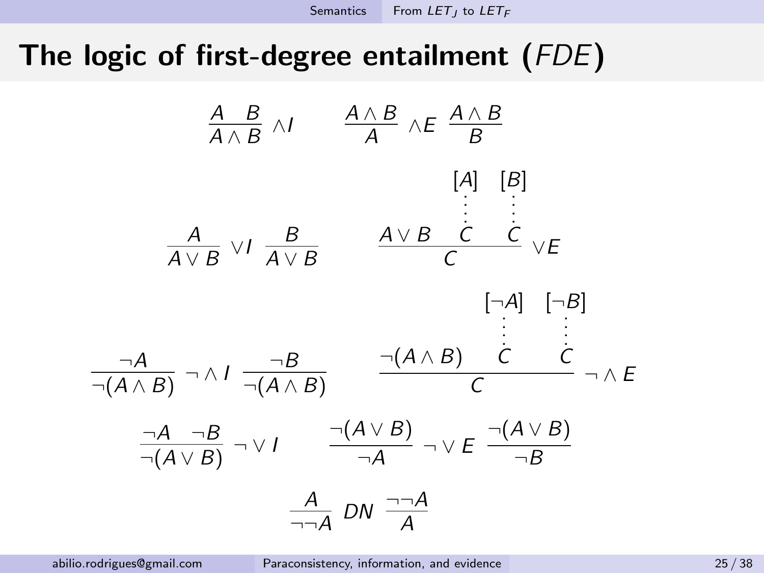# The logic of first-degree entailment (*FDE*)

$$\frac{A \quad B}{A \wedge B} \wedge I \qquad \frac{A \wedge B}{A} \wedge E \;\; \frac{A \wedge B}{B}$$

$$\frac{A}{A \vee B} \vee I \;\; \frac{B}{A \vee B} \qquad \frac{A \vee B \quad \begin{matrix}[A] \\ \vdots \\ C\end{matrix} \quad \begin{matrix}[B] \\ \vdots \\ C\end{matrix}}{C} \vee E$$

$$\frac{\neg A}{\neg(A \wedge B)} \neg \wedge I \;\; \frac{\neg B}{\neg(A \wedge B)} \qquad \frac{\neg(A \wedge B) \quad \begin{matrix}[\neg A] \\ \vdots \\ C\end{matrix} \quad \begin{matrix}[\neg B] \\ \vdots \\ C\end{matrix}}{C} \neg \wedge E$$

$$\frac{\neg A \quad \neg B}{\neg(A \vee B)} \neg \vee I \qquad \frac{\neg(A \vee B)}{\neg A} \neg \vee E \;\; \frac{\neg(A \vee B)}{\neg B}$$

$$\frac{A}{\neg\neg A} \; DN \; \frac{\neg\neg A}{A}$$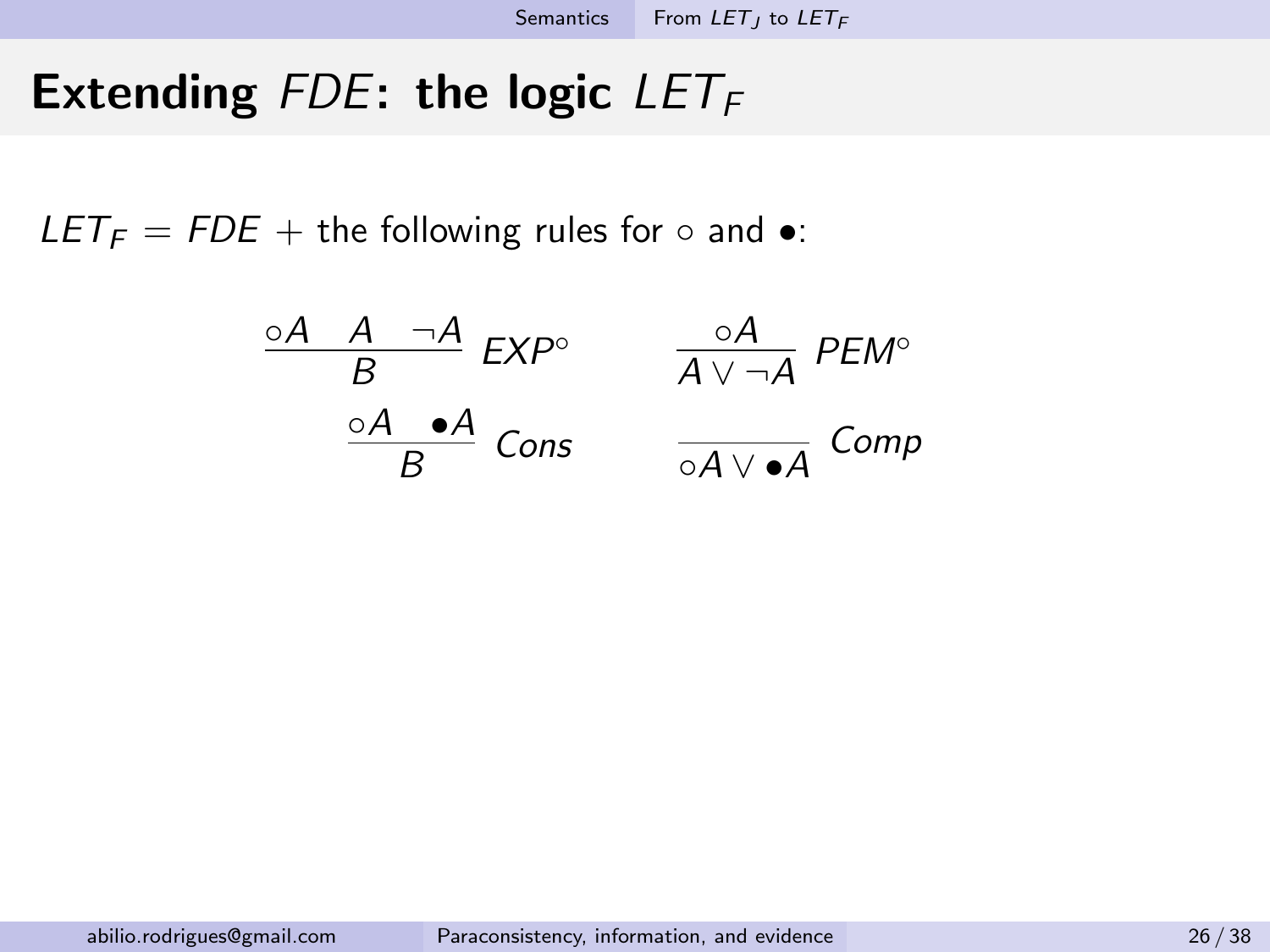# Extending *FDE*: the logic $LET_F$

$LET_F = FDE$ + the following rules for $\circ$ and $\bullet$:

$$\frac{\circ A \quad A \quad \neg A}{B}\ EXP^{\circ} \qquad \frac{\circ A}{A \vee \neg A}\ PEM^{\circ}$$

$$\frac{\circ A \quad \bullet A}{B}\ Cons \qquad \frac{}{\circ A \vee \bullet A}\ Comp$$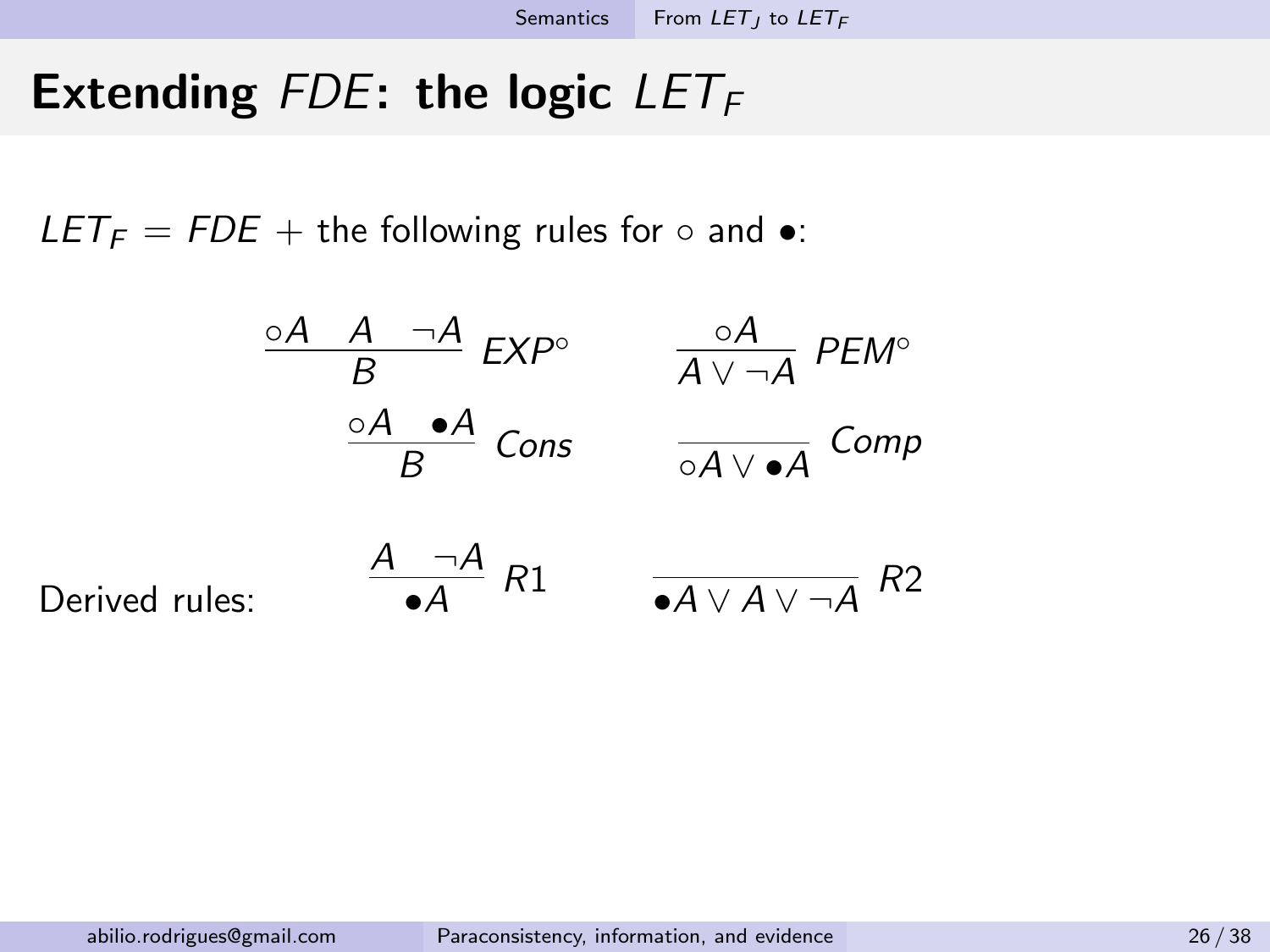# Extending *FDE*: the logic $LET_F$

$LET_F = FDE$ + the following rules for $\circ$ and $\bullet$:

$$\frac{\circ A \quad A \quad \neg A}{B}\ EXP^{\circ} \qquad \frac{\circ A}{A \vee \neg A}\ PEM^{\circ}$$

$$\frac{\circ A \quad \bullet A}{B}\ Cons \qquad \frac{}{\circ A \vee \bullet A}\ Comp$$

Derived rules:

$$\frac{A \quad \neg A}{\bullet A}\ R1 \qquad \frac{}{\bullet A \vee A \vee \neg A}\ R2$$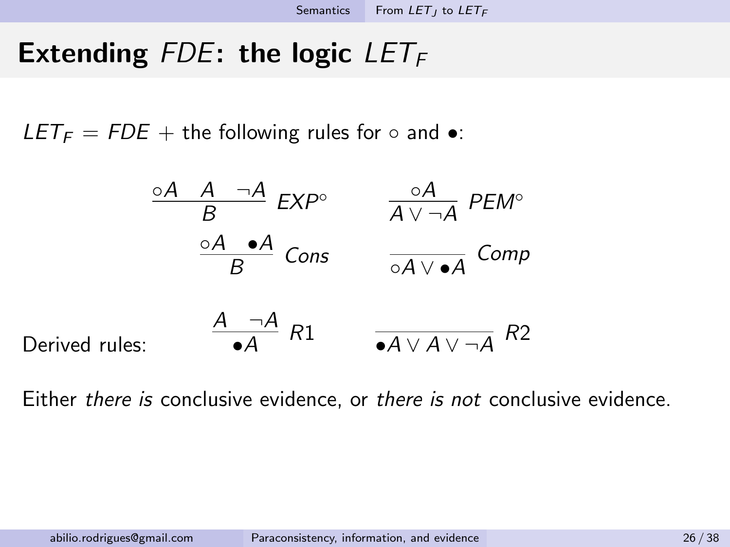# Extending $FDE$: the logic $LET_F$

$LET_F = FDE$ + the following rules for $\circ$ and $\bullet$:

$$\frac{\circ A \quad A \quad \neg A}{B}\ EXP^{\circ} \qquad \frac{\circ A}{A \vee \neg A}\ PEM^{\circ}$$

$$\frac{\circ A \quad \bullet A}{B}\ Cons \qquad \frac{}{\circ A \vee \bullet A}\ Comp$$

Derived rules:

$$\frac{A \quad \neg A}{\bullet A}\ R1 \qquad \frac{}{\bullet A \vee A \vee \neg A}\ R2$$

Either *there is* conclusive evidence, or *there is not* conclusive evidence.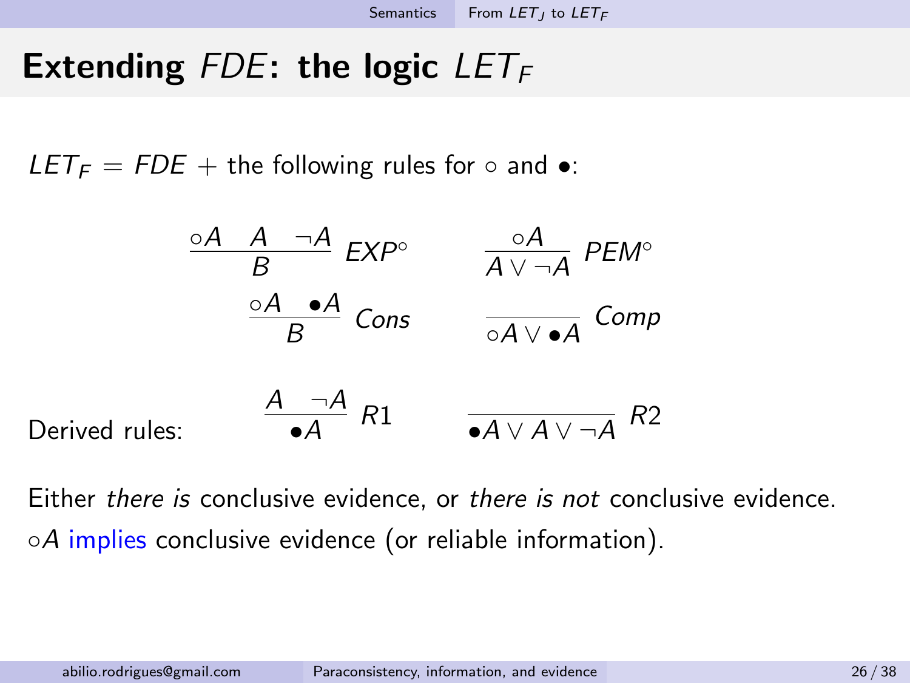# Extending $FDE$: the logic $LET_F$

$LET_F = FDE$ + the following rules for $\circ$ and $\bullet$:

$$\frac{\circ A \quad A \quad \neg A}{B}\ EXP^{\circ} \qquad \frac{\circ A}{A \vee \neg A}\ PEM^{\circ}$$

$$\frac{\circ A \quad \bullet A}{B}\ Cons \qquad \frac{}{\circ A \vee \bullet A}\ Comp$$

Derived rules:

$$\frac{A \quad \neg A}{\bullet A}\ R1 \qquad \frac{}{\bullet A \vee A \vee \neg A}\ R2$$

Either *there is* conclusive evidence, or *there is not* conclusive evidence.

$\circ A$ implies conclusive evidence (or reliable information).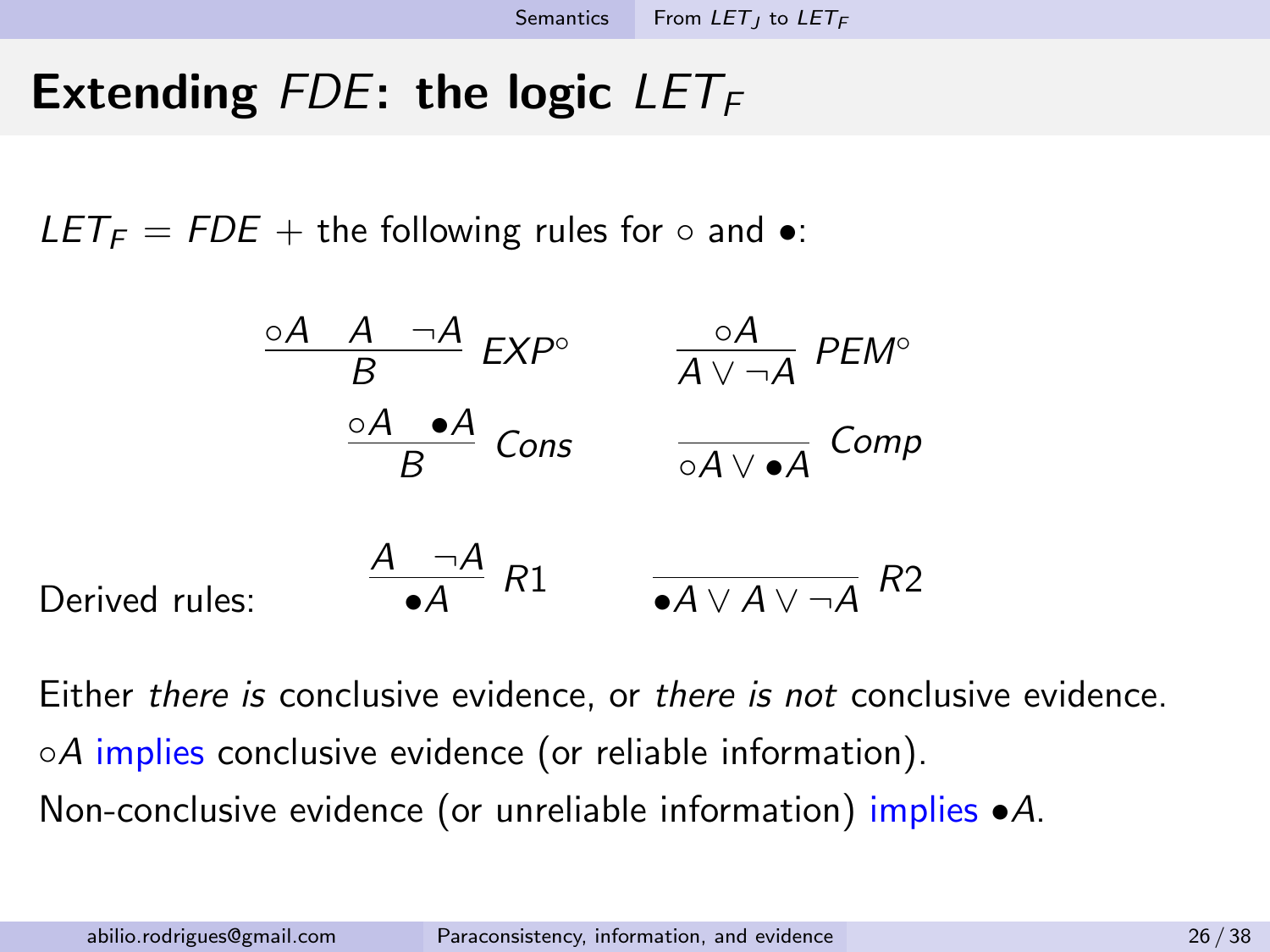# Extending $FDE$: the logic $LET_F$

$LET_F = FDE +$ the following rules for $\circ$ and $\bullet$:

$$\frac{\circ A \quad A \quad \neg A}{B}\ EXP^{\circ} \qquad \frac{\circ A}{A \vee \neg A}\ PEM^{\circ}$$

$$\frac{\circ A \quad \bullet A}{B}\ Cons \qquad \frac{}{\circ A \vee \bullet A}\ Comp$$

Derived rules:

$$\frac{A \quad \neg A}{\bullet A}\ R1 \qquad \frac{}{\bullet A \vee A \vee \neg A}\ R2$$

Either *there is* conclusive evidence, or *there is not* conclusive evidence.

$\circ A$ implies conclusive evidence (or reliable information).

Non-conclusive evidence (or unreliable information) implies $\bullet A$.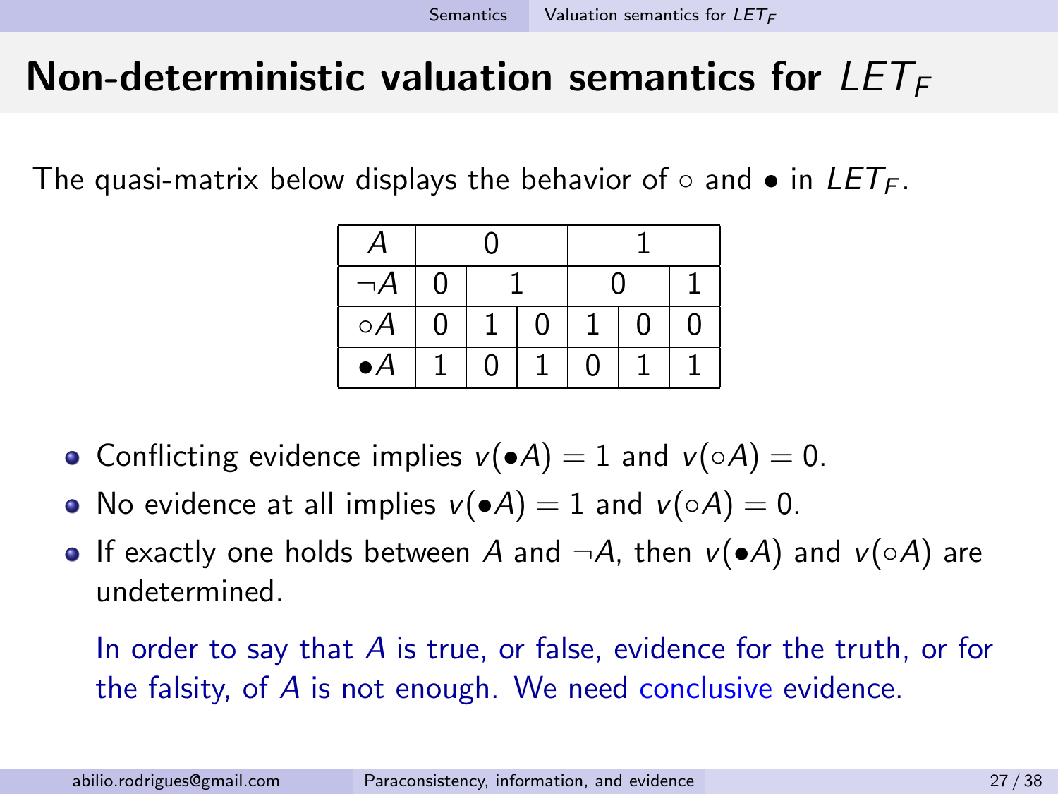# Non-deterministic valuation semantics for $LET_F$

The quasi-matrix below displays the behavior of $\circ$ and $\bullet$ in $LET_F$.

| $A$ | 0 | | | 1 | | |
|---|---|---|---|---|---|---|
| $\neg A$ | 0 | 1 | | 0 | | 1 |
| $\circ A$ | 0 | 1 | 0 | 1 | 0 | 0 |
| $\bullet A$ | 1 | 0 | 1 | 0 | 1 | 1 |

- Conflicting evidence implies $v(\bullet A) = 1$ and $v(\circ A) = 0$.
- No evidence at all implies $v(\bullet A) = 1$ and $v(\circ A) = 0$.
- If exactly one holds between $A$ and $\neg A$, then $v(\bullet A)$ and $v(\circ A)$ are undetermined.

  In order to say that $A$ is true, or false, evidence for the truth, or for the falsity, of $A$ is not enough. We need conclusive evidence.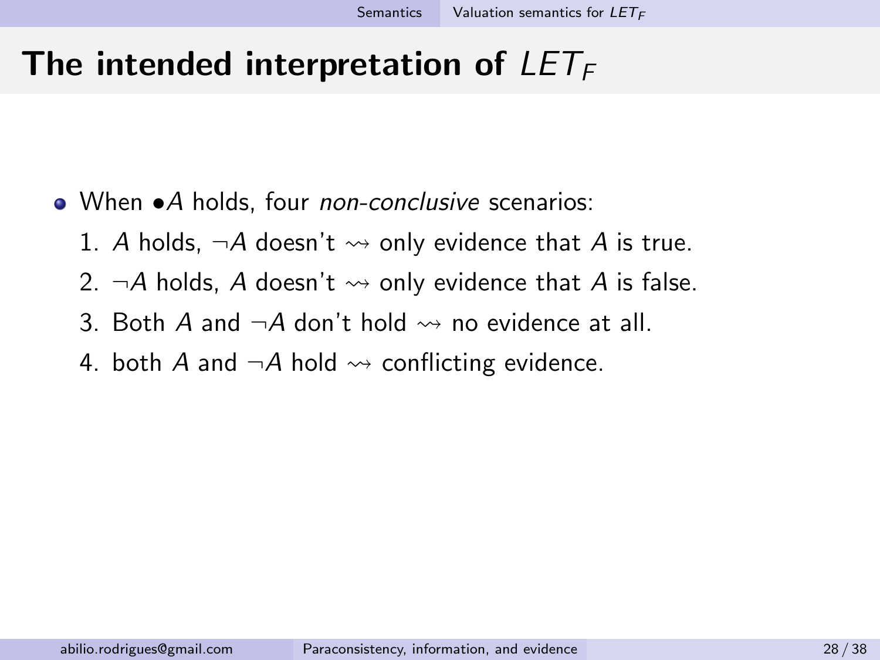# The intended interpretation of $LET_F$

- When $\bullet A$ holds, four *non-conclusive* scenarios:
  1. $A$ holds, $\neg A$ doesn't $\rightsquigarrow$ only evidence that $A$ is true.
  2. $\neg A$ holds, $A$ doesn't $\rightsquigarrow$ only evidence that $A$ is false.
  3. Both $A$ and $\neg A$ don't hold $\rightsquigarrow$ no evidence at all.
  4. both $A$ and $\neg A$ hold $\rightsquigarrow$ conflicting evidence.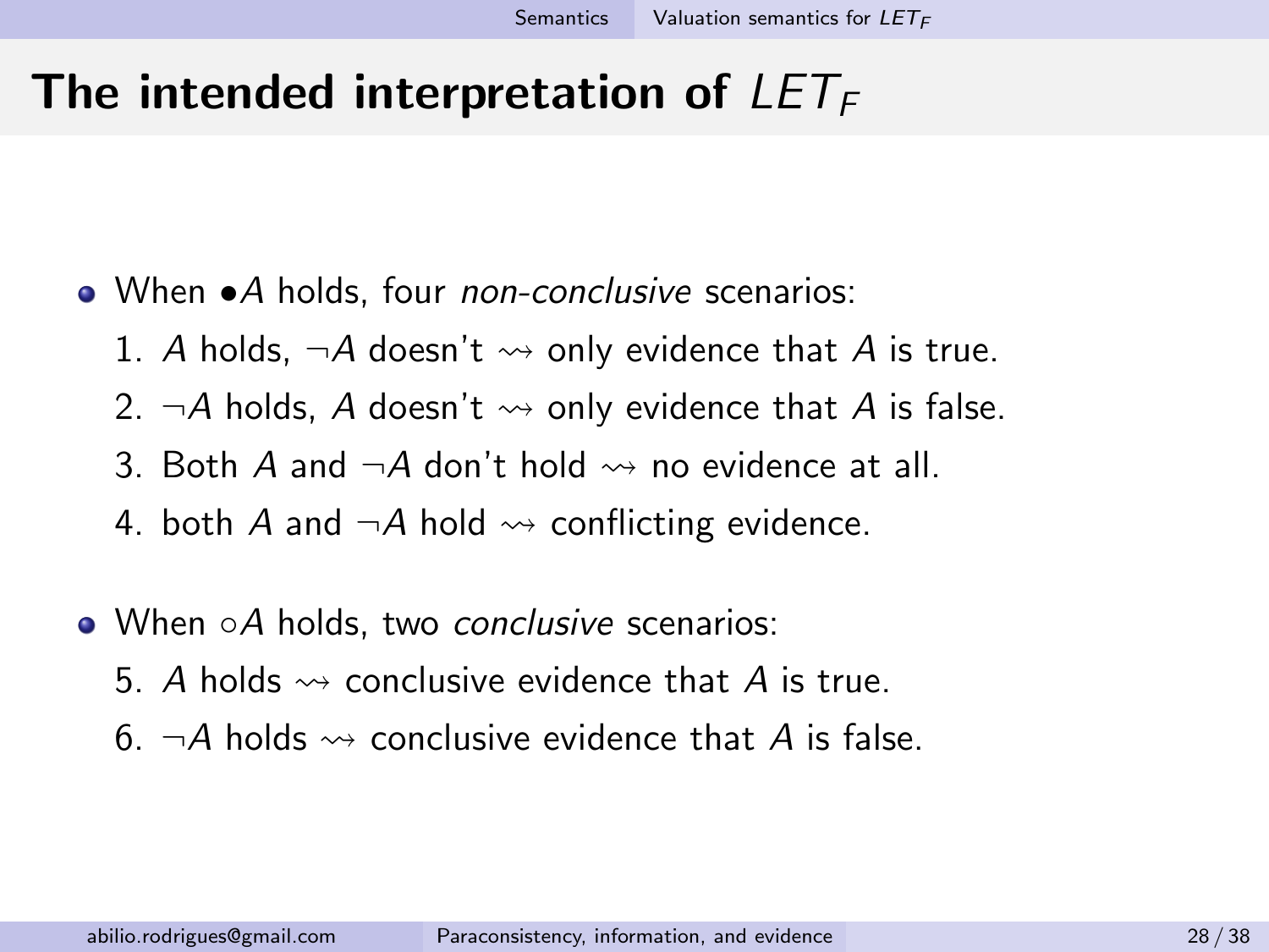# The intended interpretation of $LET_F$

- When $\bullet A$ holds, four *non-conclusive* scenarios:
  1. $A$ holds, $\neg A$ doesn't $\rightsquigarrow$ only evidence that $A$ is true.
  2. $\neg A$ holds, $A$ doesn't $\rightsquigarrow$ only evidence that $A$ is false.
  3. Both $A$ and $\neg A$ don't hold $\rightsquigarrow$ no evidence at all.
  4. both $A$ and $\neg A$ hold $\rightsquigarrow$ conflicting evidence.

- When $\circ A$ holds, two *conclusive* scenarios:
  5. $A$ holds $\rightsquigarrow$ conclusive evidence that $A$ is true.
  6. $\neg A$ holds $\rightsquigarrow$ conclusive evidence that $A$ is false.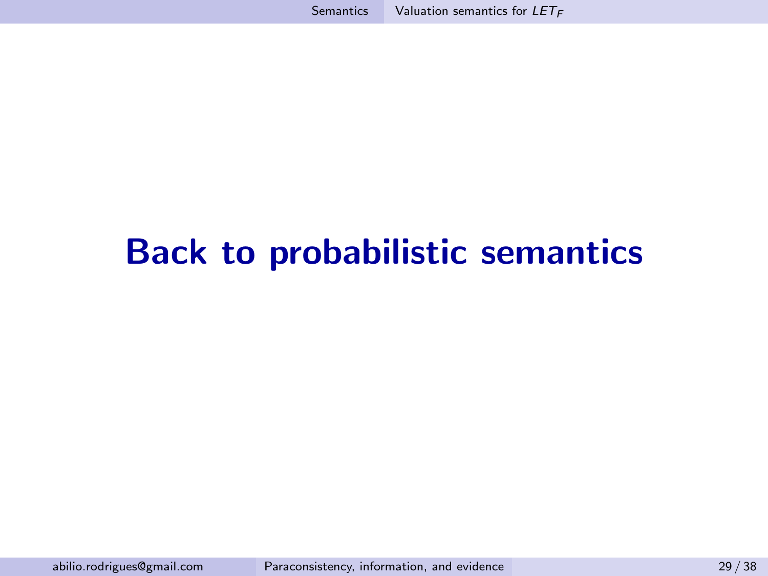# Back to probabilistic semantics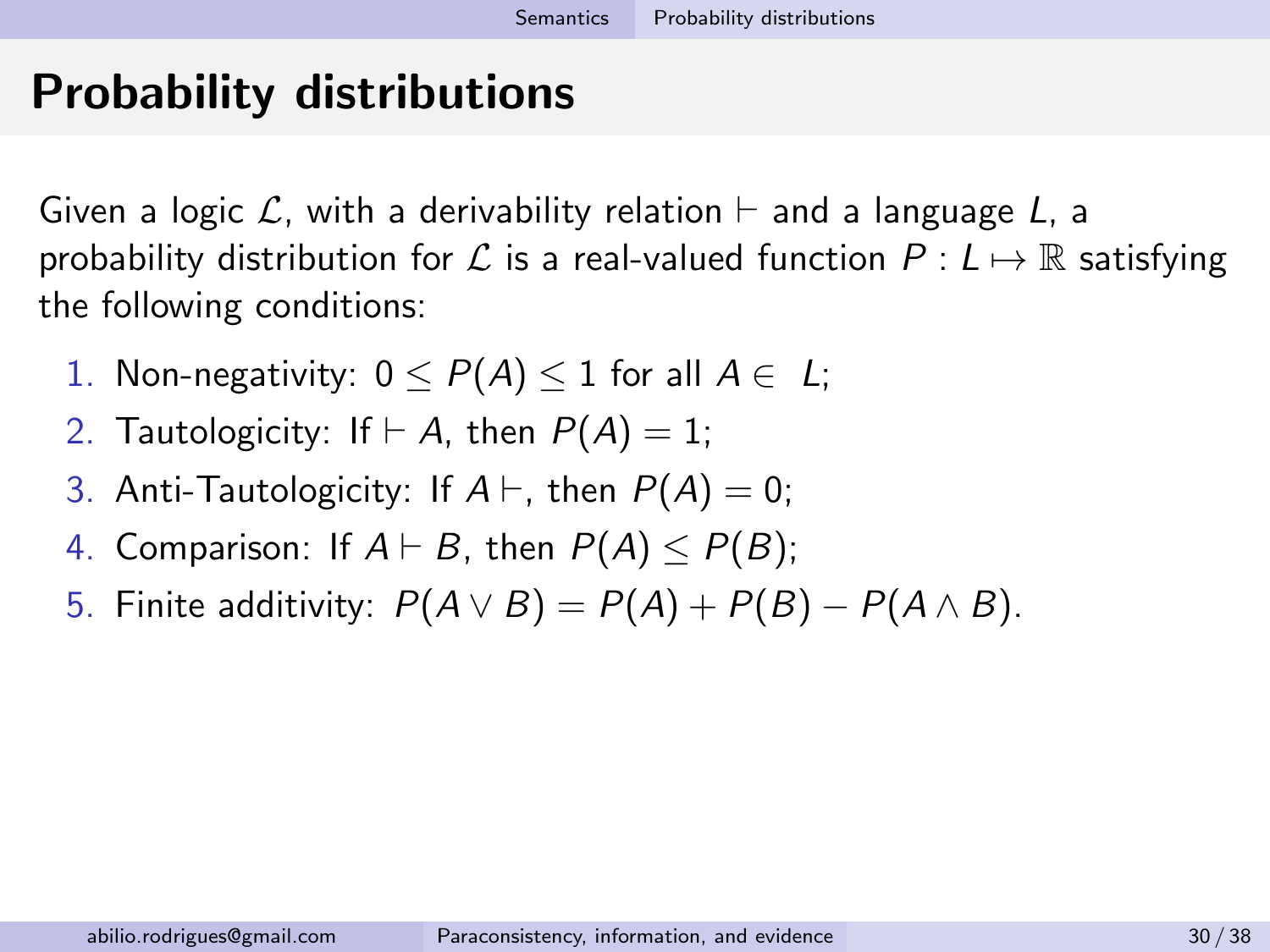# Probability distributions

Given a logic $\mathcal{L}$, with a derivability relation $\vdash$ and a language $L$, a probability distribution for $\mathcal{L}$ is a real-valued function $P : L \mapsto \mathbb{R}$ satisfying the following conditions:

1. Non-negativity: $0 \leq P(A) \leq 1$ for all $A \in L$;
2. Tautologicity: If $\vdash A$, then $P(A) = 1$;
3. Anti-Tautologicity: If $A \vdash$, then $P(A) = 0$;
4. Comparison: If $A \vdash B$, then $P(A) \leq P(B)$;
5. Finite additivity: $P(A \vee B) = P(A) + P(B) - P(A \wedge B)$.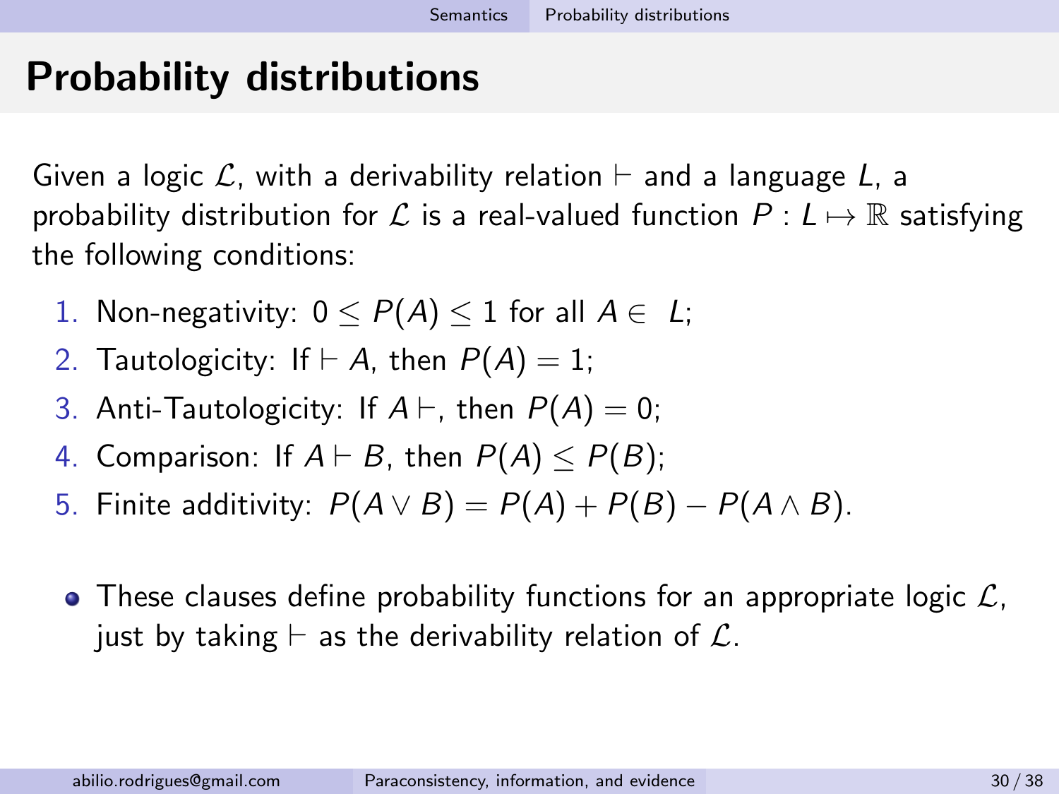# Probability distributions

Given a logic $\mathcal{L}$, with a derivability relation $\vdash$ and a language $L$, a probability distribution for $\mathcal{L}$ is a real-valued function $P : L \mapsto \mathbb{R}$ satisfying the following conditions:

1. Non-negativity: $0 \leq P(A) \leq 1$ for all $A \in L$;
2. Tautologicity: If $\vdash A$, then $P(A) = 1$;
3. Anti-Tautologicity: If $A \vdash$, then $P(A) = 0$;
4. Comparison: If $A \vdash B$, then $P(A) \leq P(B)$;
5. Finite additivity: $P(A \vee B) = P(A) + P(B) - P(A \wedge B)$.

- These clauses define probability functions for an appropriate logic $\mathcal{L}$, just by taking $\vdash$ as the derivability relation of $\mathcal{L}$.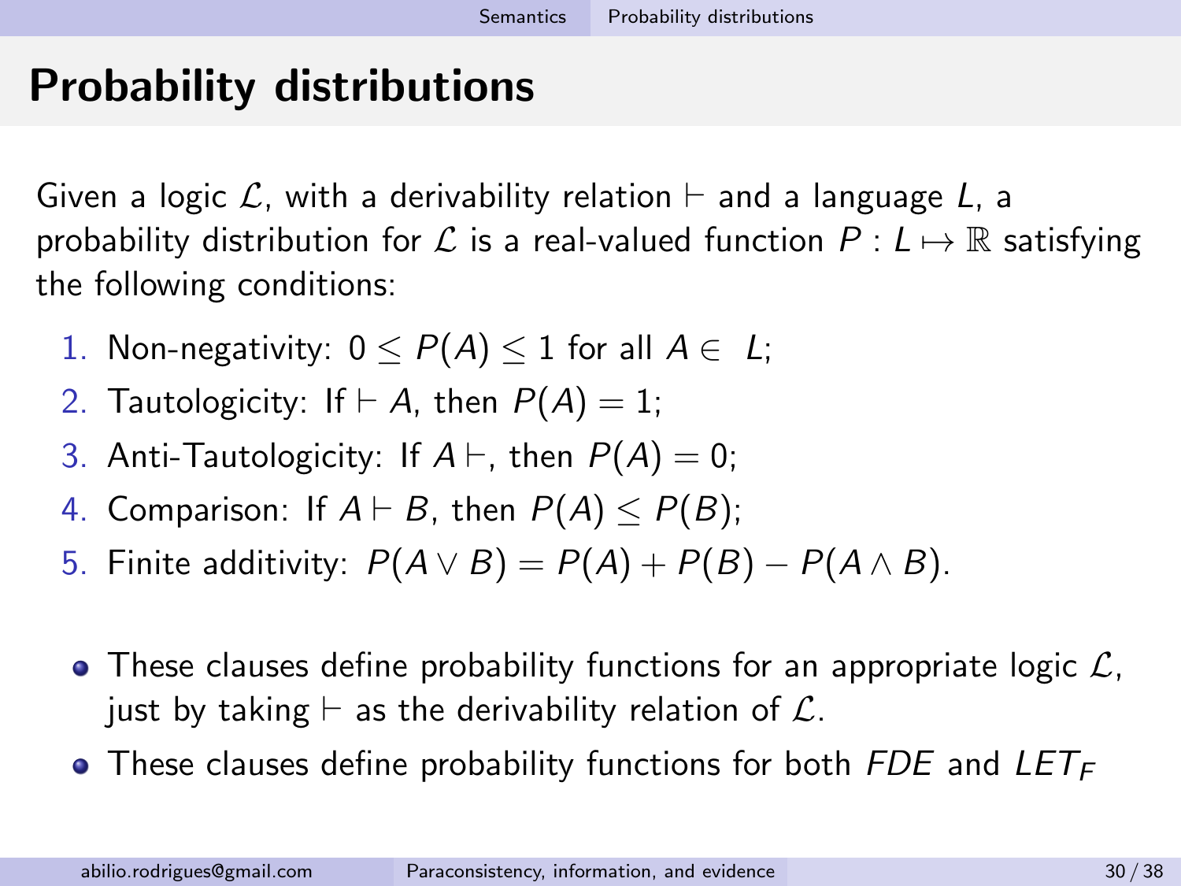# Probability distributions

Given a logic $\mathcal{L}$, with a derivability relation $\vdash$ and a language $L$, a probability distribution for $\mathcal{L}$ is a real-valued function $P : L \mapsto \mathbb{R}$ satisfying the following conditions:

1. Non-negativity: $0 \leq P(A) \leq 1$ for all $A \in L$;
2. Tautologicity: If $\vdash A$, then $P(A) = 1$;
3. Anti-Tautologicity: If $A \vdash$, then $P(A) = 0$;
4. Comparison: If $A \vdash B$, then $P(A) \leq P(B)$;
5. Finite additivity: $P(A \vee B) = P(A) + P(B) - P(A \wedge B)$.

- These clauses define probability functions for an appropriate logic $\mathcal{L}$, just by taking $\vdash$ as the derivability relation of $\mathcal{L}$.
- These clauses define probability functions for both *FDE* and $LET_F$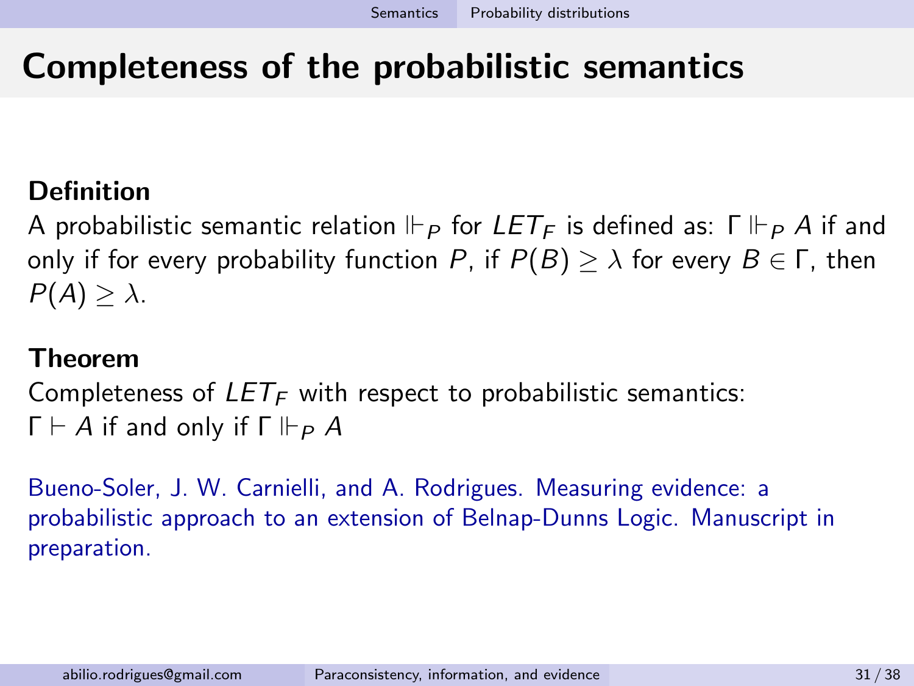# Completeness of the probabilistic semantics

**Definition**

A probabilistic semantic relation $\Vdash_P$ for $LET_F$ is defined as: $\Gamma \Vdash_P A$ if and only if for every probability function $P$, if $P(B) \geq \lambda$ for every $B \in \Gamma$, then $P(A) \geq \lambda$.

**Theorem**

Completeness of $LET_F$ with respect to probabilistic semantics:
$\Gamma \vdash A$ if and only if $\Gamma \Vdash_P A$

Bueno-Soler, J. W. Carnielli, and A. Rodrigues. Measuring evidence: a probabilistic approach to an extension of Belnap-Dunns Logic. Manuscript in preparation.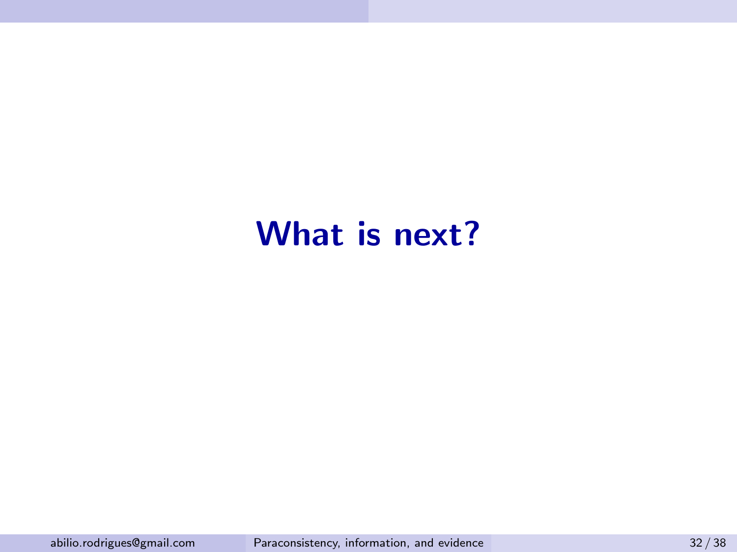# What is next?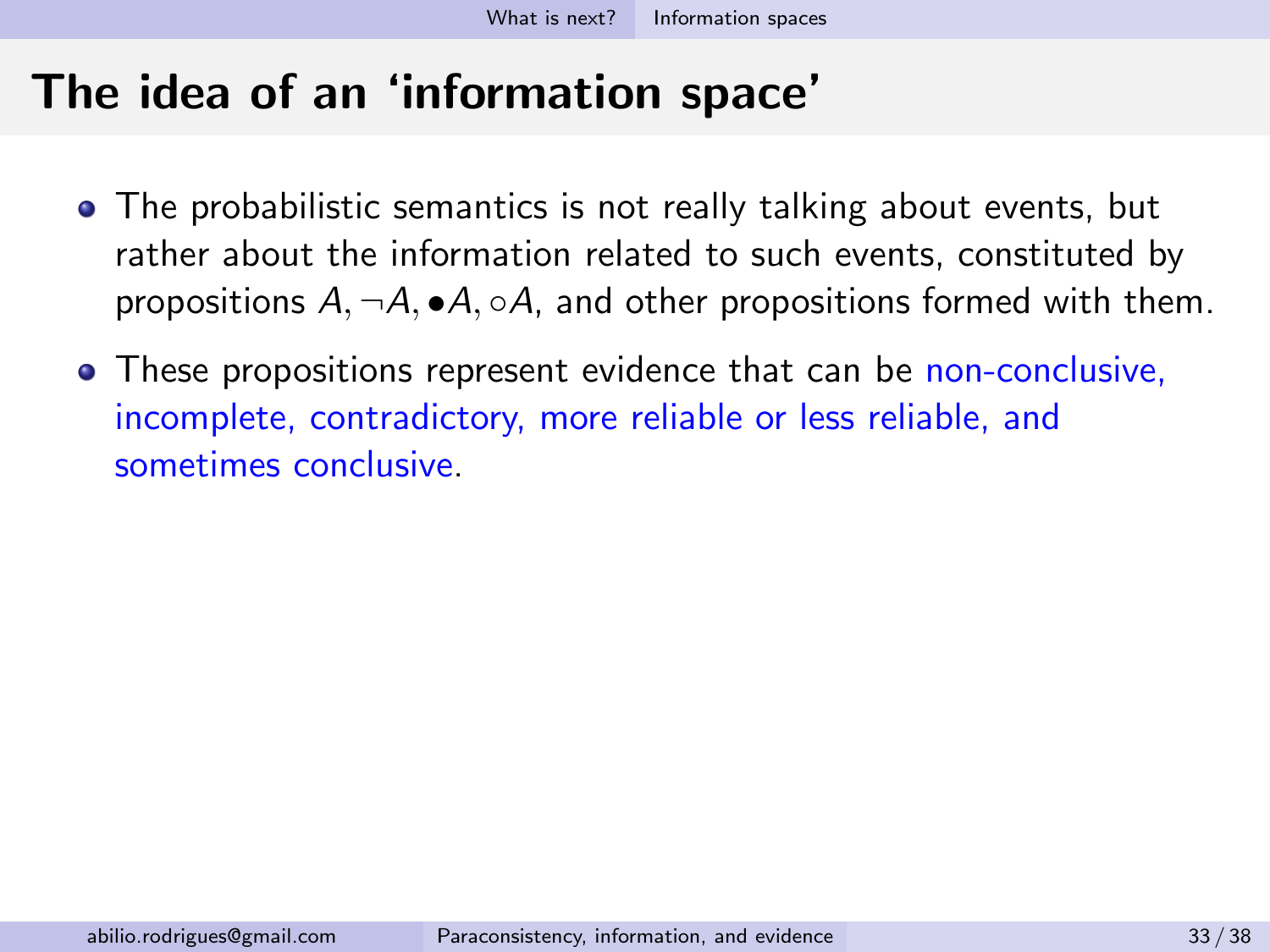# The idea of an 'information space'

- The probabilistic semantics is not really talking about events, but rather about the information related to such events, constituted by propositions $A, \neg A, \bullet A, \circ A$, and other propositions formed with them.
- These propositions represent evidence that can be non-conclusive, incomplete, contradictory, more reliable or less reliable, and sometimes conclusive.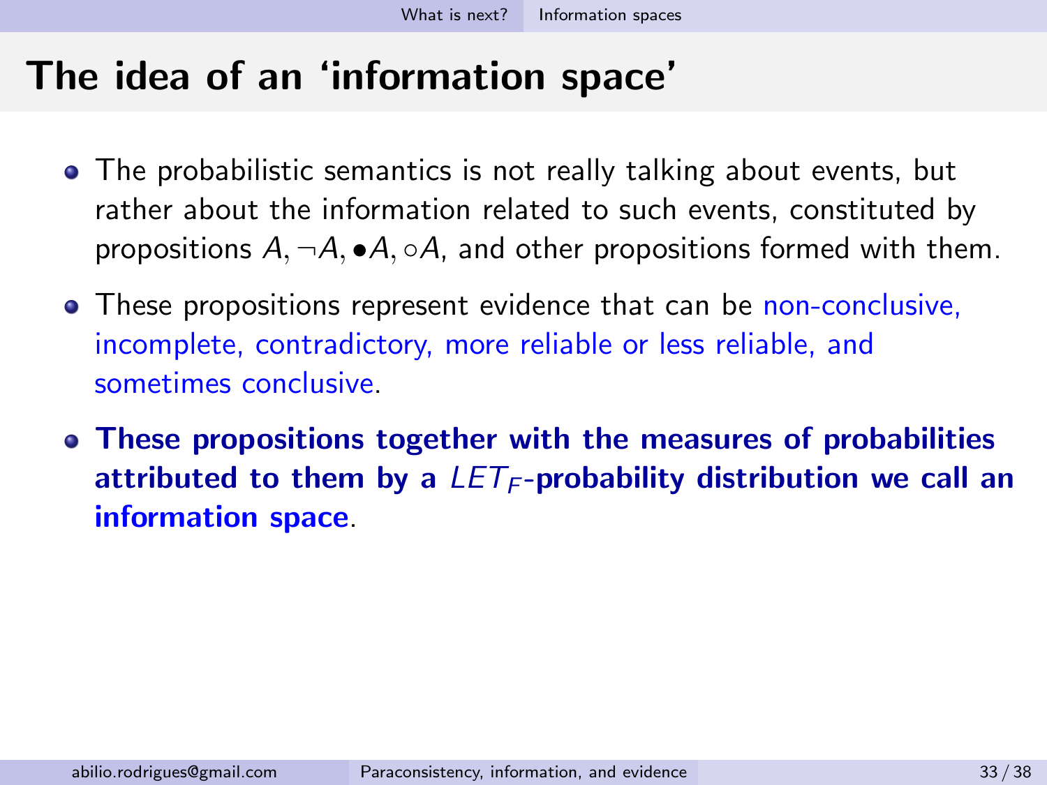# The idea of an 'information space'

- The probabilistic semantics is not really talking about events, but rather about the information related to such events, constituted by propositions $A, \neg A, \bullet A, \circ A$, and other propositions formed with them.
- These propositions represent evidence that can be non-conclusive, incomplete, contradictory, more reliable or less reliable, and sometimes conclusive.
- **These propositions together with the measures of probabilities attributed to them by a $LET_F$-probability distribution we call an information space.**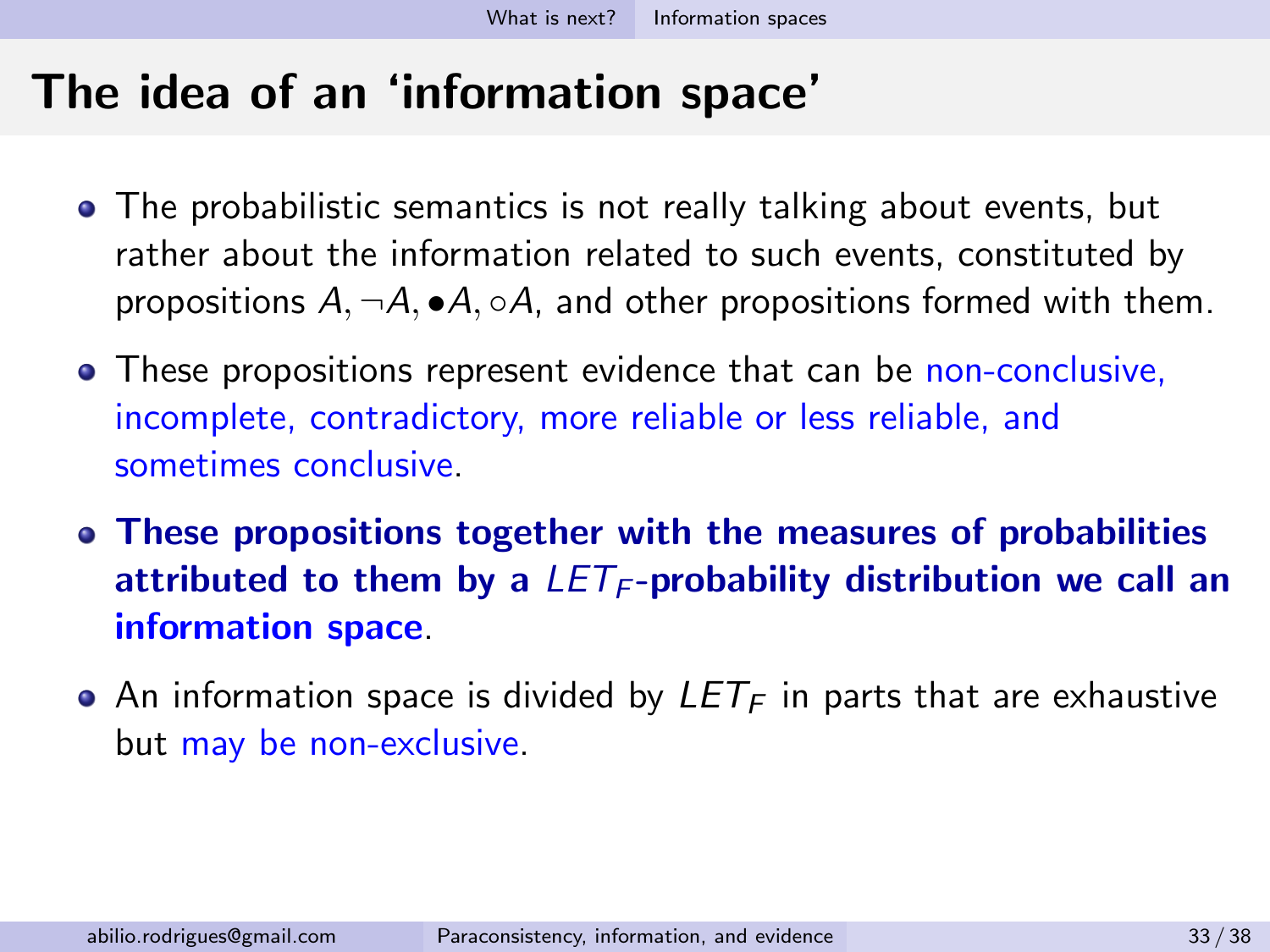# The idea of an 'information space'

- The probabilistic semantics is not really talking about events, but rather about the information related to such events, constituted by propositions $A, \neg A, \bullet A, \circ A$, and other propositions formed with them.
- These propositions represent evidence that can be non-conclusive, incomplete, contradictory, more reliable or less reliable, and sometimes conclusive.
- **These propositions together with the measures of probabilities attributed to them by a $LET_F$-probability distribution we call an information space.**
- An information space is divided by $LET_F$ in parts that are exhaustive but may be non-exclusive.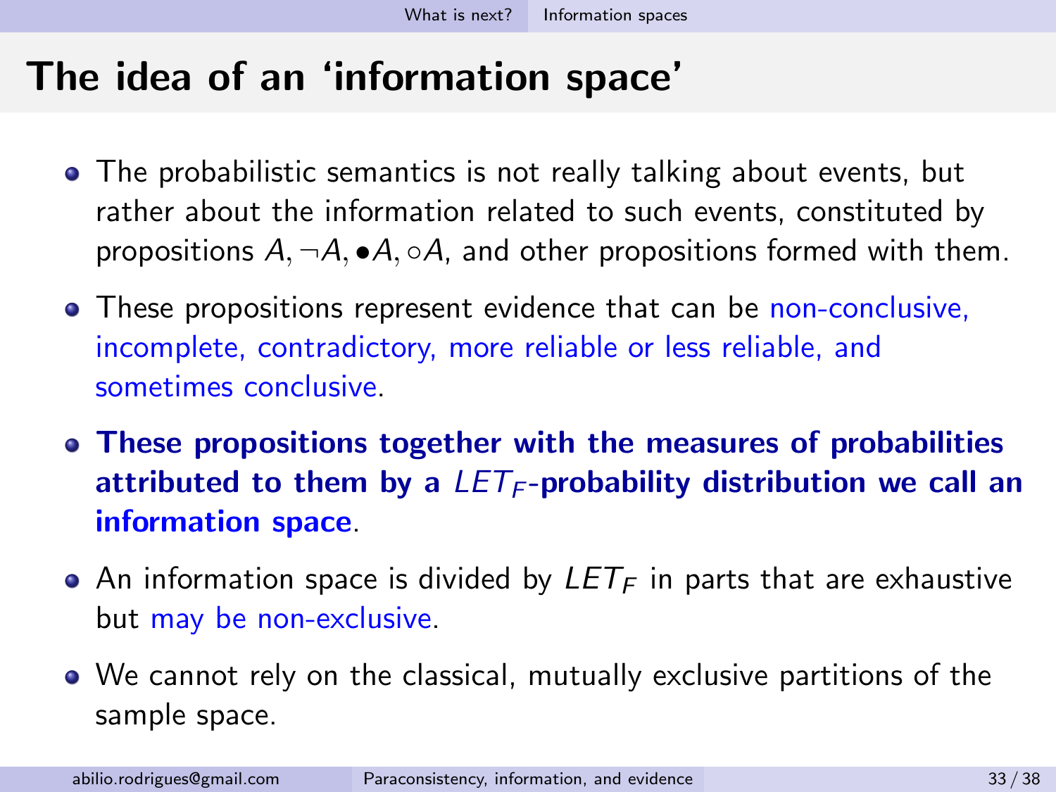# The idea of an 'information space'

- The probabilistic semantics is not really talking about events, but rather about the information related to such events, constituted by propositions $A, \neg A, \bullet A, \circ A$, and other propositions formed with them.
- These propositions represent evidence that can be non-conclusive, incomplete, contradictory, more reliable or less reliable, and sometimes conclusive.
- **These propositions together with the measures of probabilities attributed to them by a $LET_F$-probability distribution we call an information space.**
- An information space is divided by $LET_F$ in parts that are exhaustive but may be non-exclusive.
- We cannot rely on the classical, mutually exclusive partitions of the sample space.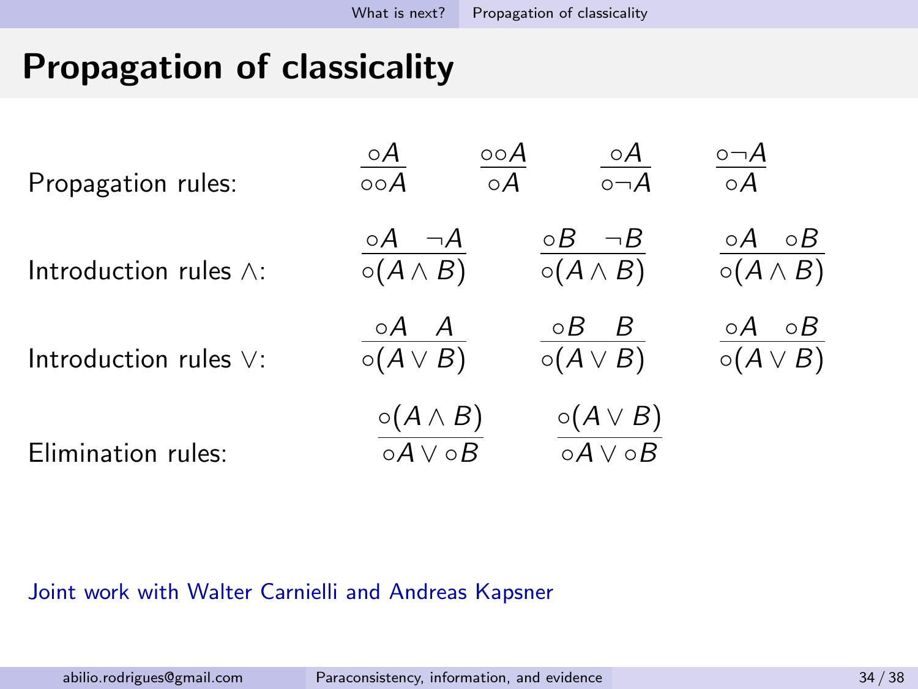# Propagation of classicality

Propagation rules:

$$\frac{\circ A}{\circ\circ A} \qquad \frac{\circ\circ A}{\circ A} \qquad \frac{\circ A}{\circ\neg A} \qquad \frac{\circ\neg A}{\circ A}$$

Introduction rules $\wedge$:

$$\frac{\circ A \quad \neg A}{\circ(A \wedge B)} \qquad \frac{\circ B \quad \neg B}{\circ(A \wedge B)} \qquad \frac{\circ A \quad \circ B}{\circ(A \wedge B)}$$

Introduction rules $\vee$:

$$\frac{\circ A \quad A}{\circ(A \vee B)} \qquad \frac{\circ B \quad B}{\circ(A \vee B)} \qquad \frac{\circ A \quad \circ B}{\circ(A \vee B)}$$

Elimination rules:

$$\frac{\circ(A \wedge B)}{\circ A \vee \circ B} \qquad \frac{\circ(A \vee B)}{\circ A \vee \circ B}$$

Joint work with Walter Carnielli and Andreas Kapsner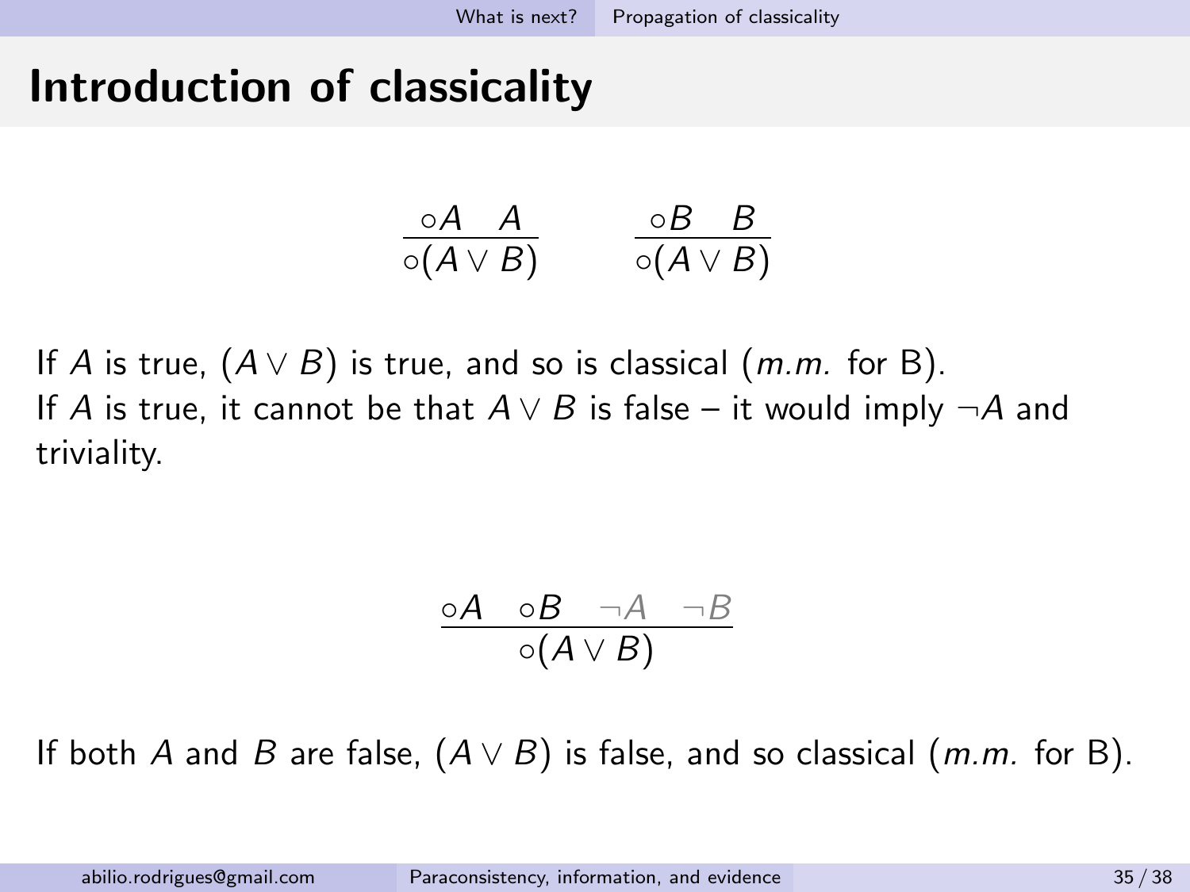# Introduction of classicality

$$\frac{\circ A \quad A}{\circ(A \vee B)} \qquad \frac{\circ B \quad B}{\circ(A \vee B)}$$

If $A$ is true, $(A \vee B)$ is true, and so is classical (*m.m.* for B).
If $A$ is true, it cannot be that $A \vee B$ is false – it would imply $\neg A$ and triviality.

$$\frac{\circ A \quad \circ B \quad \neg A \quad \neg B}{\circ(A \vee B)}$$

If both $A$ and $B$ are false, $(A \vee B)$ is false, and so classical (*m.m.* for B).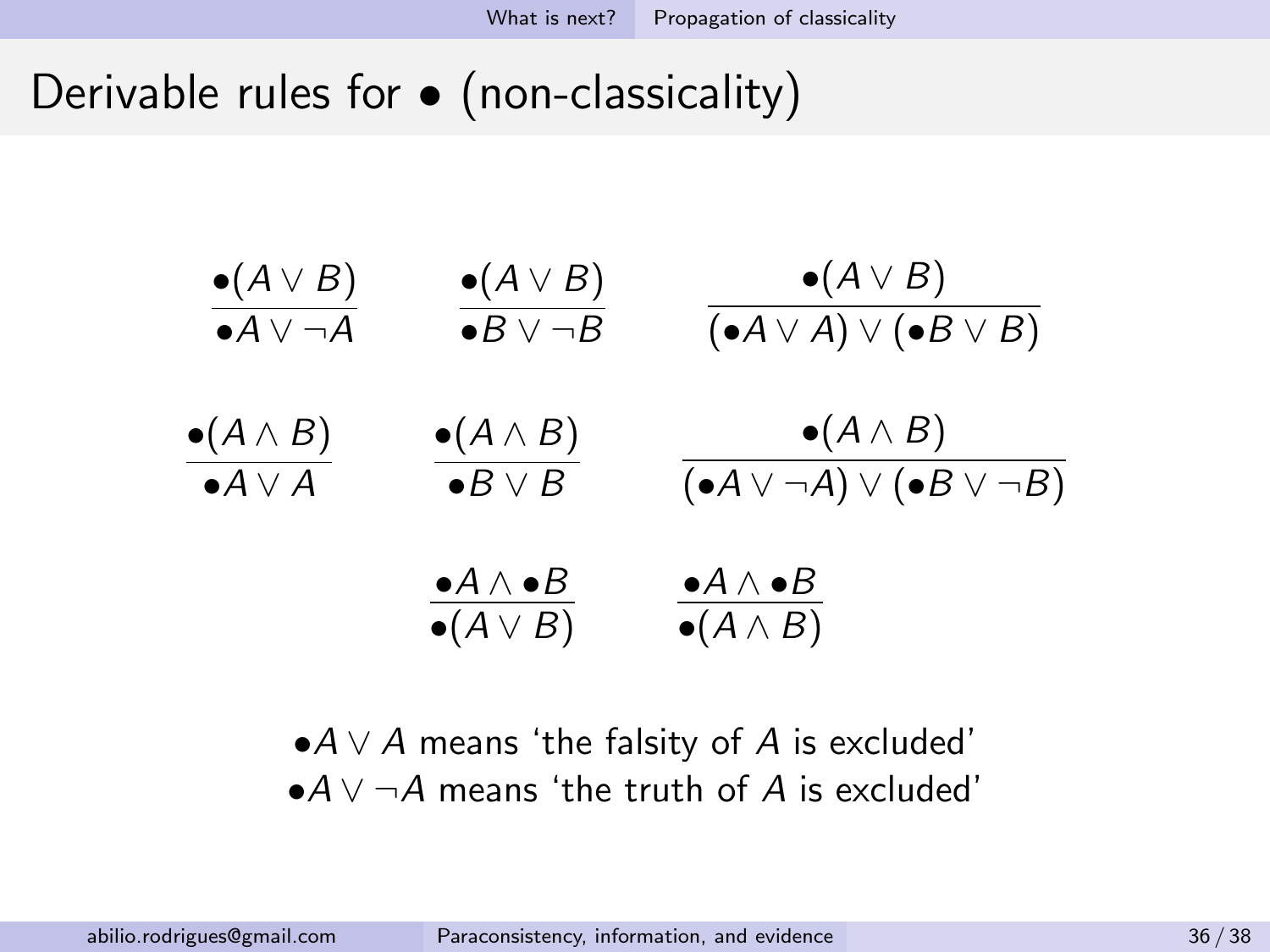# Derivable rules for $\bullet$ (non-classicality)

$$\frac{\bullet(A \vee B)}{\bullet A \vee \neg A} \qquad \frac{\bullet(A \vee B)}{\bullet B \vee \neg B} \qquad \frac{\bullet(A \vee B)}{(\bullet A \vee A) \vee (\bullet B \vee B)}$$

$$\frac{\bullet(A \wedge B)}{\bullet A \vee A} \qquad \frac{\bullet(A \wedge B)}{\bullet B \vee B} \qquad \frac{\bullet(A \wedge B)}{(\bullet A \vee \neg A) \vee (\bullet B \vee \neg B)}$$

$$\frac{\bullet A \wedge \bullet B}{\bullet(A \vee B)} \qquad \frac{\bullet A \wedge \bullet B}{\bullet(A \wedge B)}$$

$\bullet A \vee A$ means 'the falsity of $A$ is excluded'

$\bullet A \vee \neg A$ means 'the truth of $A$ is excluded'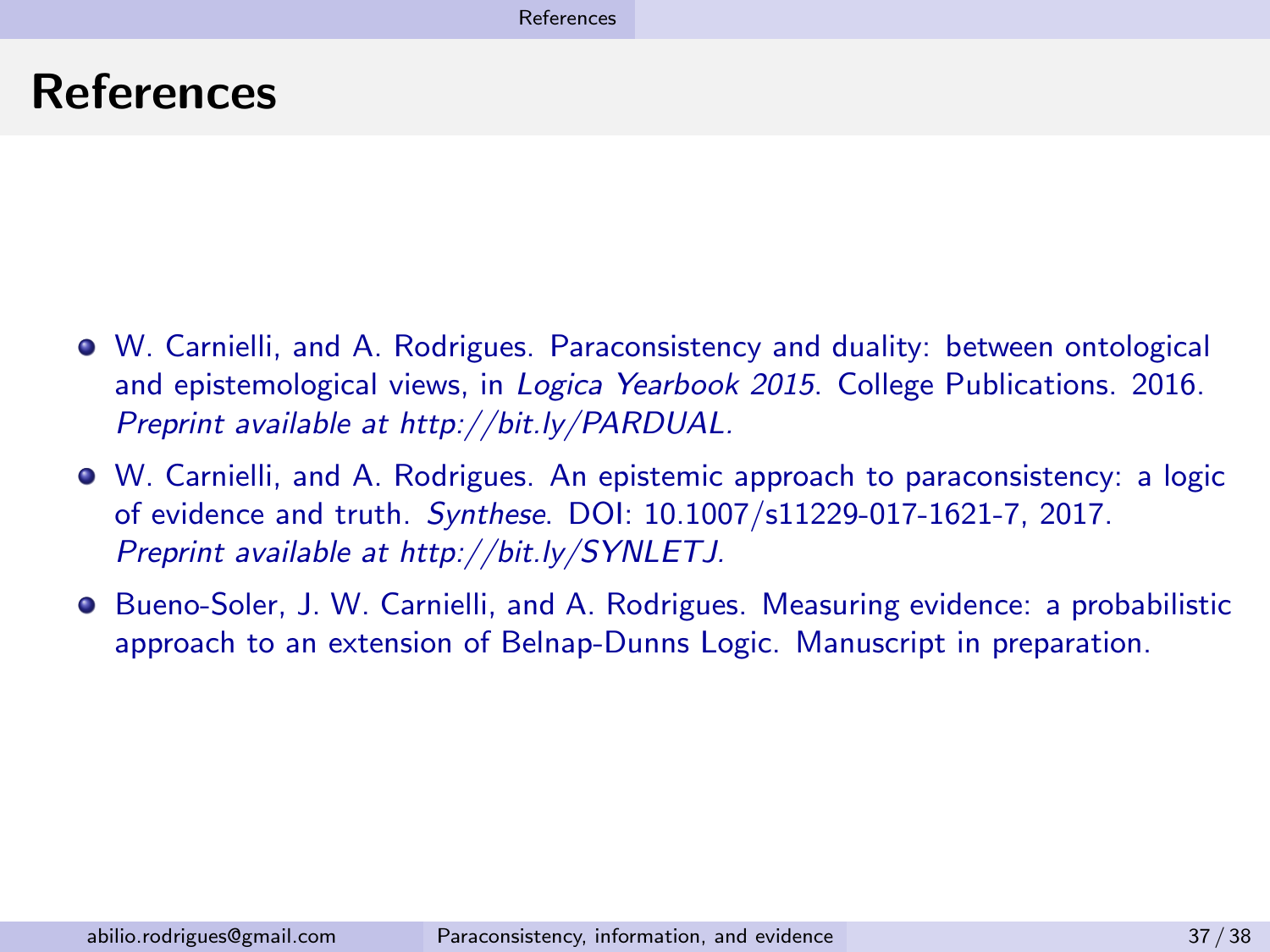# References

- W. Carnielli, and A. Rodrigues. Paraconsistency and duality: between ontological and epistemological views, in *Logica Yearbook 2015*. College Publications. 2016. *Preprint available at http://bit.ly/PARDUAL.*
- W. Carnielli, and A. Rodrigues. An epistemic approach to paraconsistency: a logic of evidence and truth. *Synthese*. DOI: 10.1007/s11229-017-1621-7, 2017. *Preprint available at http://bit.ly/SYNLETJ.*
- Bueno-Soler, J. W. Carnielli, and A. Rodrigues. Measuring evidence: a probabilistic approach to an extension of Belnap-Dunns Logic. Manuscript in preparation.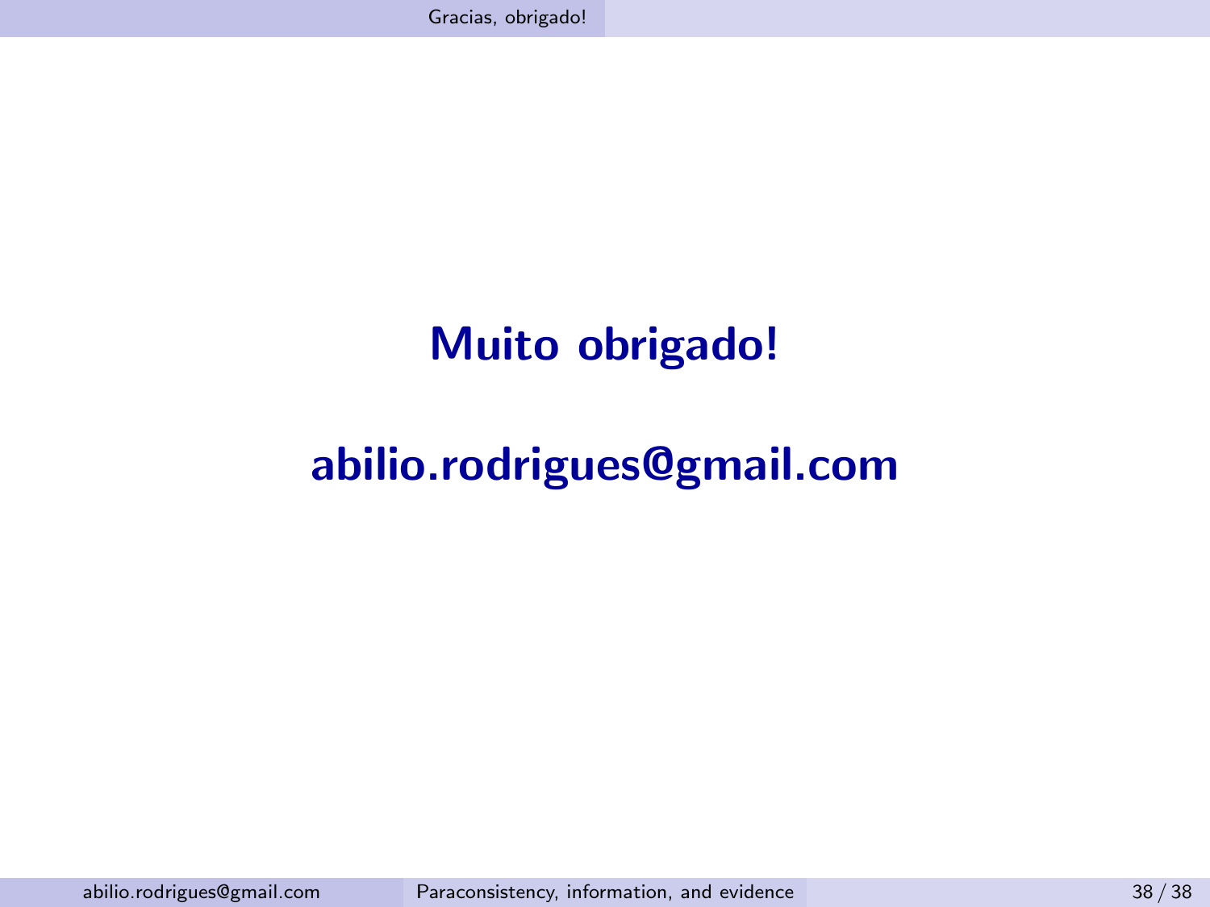**Muito obrigado!**

**abilio.rodrigues@gmail.com**